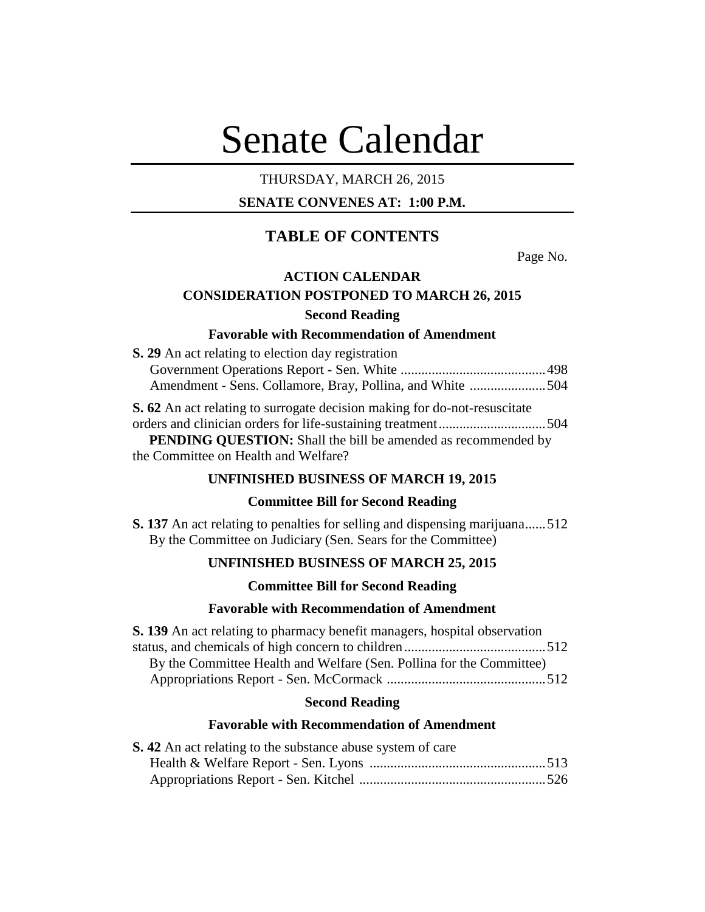# Senate Calendar

THURSDAY, MARCH 26, 2015

**SENATE CONVENES AT: 1:00 P.M.**

## TABLE OF CONTENTS

Page No.

### ACTION CALENDAR

### CONSIDERATION POSTPONED TO MARCH 26, 2015

#### Second Reading

#### Favorable with Recommendation of Amendment

**S. 29** An act relating to election day registration
Government Operations Report - Sen. White ..........................................498
Amendment - Sens. Collamore, Bray, Pollina, and White ......................504

**S. 62** An act relating to surrogate decision making for do-not-resuscitate orders and clinician orders for life-sustaining treatment...............................504

**PENDING QUESTION:** Shall the bill be amended as recommended by the Committee on Health and Welfare?

### UNFINISHED BUSINESS OF MARCH 19, 2015

#### Committee Bill for Second Reading

**S. 137** An act relating to penalties for selling and dispensing marijuana......512
By the Committee on Judiciary (Sen. Sears for the Committee)

### UNFINISHED BUSINESS OF MARCH 25, 2015

#### Committee Bill for Second Reading

#### Favorable with Recommendation of Amendment

**S. 139** An act relating to pharmacy benefit managers, hospital observation status, and chemicals of high concern to children.........................................512
By the Committee Health and Welfare (Sen. Pollina for the Committee)
Appropriations Report - Sen. McCormack .............................................512

#### Second Reading

#### Favorable with Recommendation of Amendment

**S. 42** An act relating to the substance abuse system of care
Health & Welfare Report - Sen. Lyons ...................................................513
Appropriations Report - Sen. Kitchel ......................................................526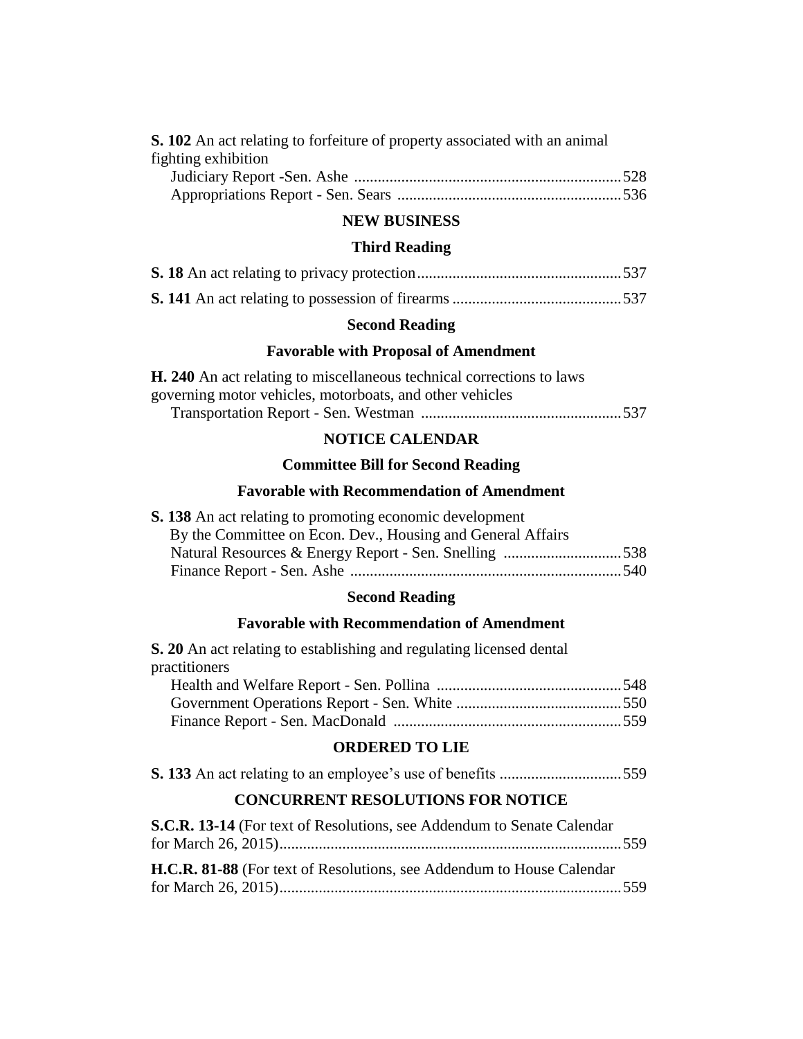**S. 102** An act relating to forfeiture of property associated with an animal fighting exhibition

Judiciary Report -Sen. Ashe .................................................................... 528

Appropriations Report - Sen. Sears ......................................................... 536

## NEW BUSINESS

### Third Reading

**S. 18** An act relating to privacy protection.................................................... 537

**S. 141** An act relating to possession of firearms ........................................... 537

### Second Reading

### Favorable with Proposal of Amendment

**H. 240** An act relating to miscellaneous technical corrections to laws governing motor vehicles, motorboats, and other vehicles

Transportation Report - Sen. Westman ................................................... 537

## NOTICE CALENDAR

### Committee Bill for Second Reading

### Favorable with Recommendation of Amendment

**S. 138** An act relating to promoting economic development

By the Committee on Econ. Dev., Housing and General Affairs

Natural Resources & Energy Report - Sen. Snelling .............................. 538

Finance Report - Sen. Ashe ..................................................................... 540

### Second Reading

### Favorable with Recommendation of Amendment

**S. 20** An act relating to establishing and regulating licensed dental practitioners

Health and Welfare Report - Sen. Pollina ............................................... 548

Government Operations Report - Sen. White .......................................... 550

Finance Report - Sen. MacDonald .......................................................... 559

## ORDERED TO LIE

**S. 133** An act relating to an employee's use of benefits ............................... 559

## CONCURRENT RESOLUTIONS FOR NOTICE

**S.C.R. 13-14** (For text of Resolutions, see Addendum to Senate Calendar for March 26, 2015)....................................................................................... 559

**H.C.R. 81-88** (For text of Resolutions, see Addendum to House Calendar for March 26, 2015)....................................................................................... 559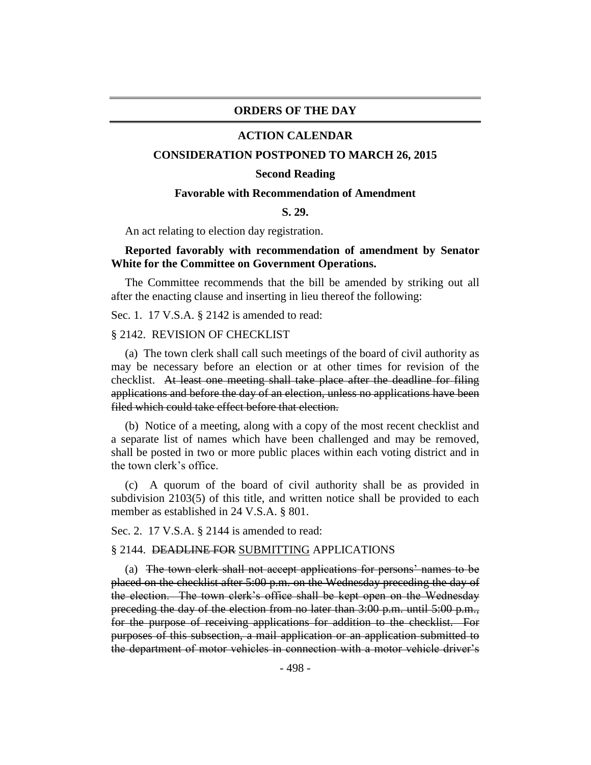## ORDERS OF THE DAY

### ACTION CALENDAR

### CONSIDERATION POSTPONED TO MARCH 26, 2015

**Second Reading**

**Favorable with Recommendation of Amendment**

**S. 29.**

An act relating to election day registration.

**Reported favorably with recommendation of amendment by Senator White for the Committee on Government Operations.**

The Committee recommends that the bill be amended by striking out all after the enacting clause and inserting in lieu thereof the following:

Sec. 1. 17 V.S.A. § 2142 is amended to read:

§ 2142. REVISION OF CHECKLIST

(a) The town clerk shall call such meetings of the board of civil authority as may be necessary before an election or at other times for revision of the checklist. ~~At least one meeting shall take place after the deadline for filing applications and before the day of an election, unless no applications have been filed which could take effect before that election.~~

(b) Notice of a meeting, along with a copy of the most recent checklist and a separate list of names which have been challenged and may be removed, shall be posted in two or more public places within each voting district and in the town clerk's office.

(c) A quorum of the board of civil authority shall be as provided in subdivision 2103(5) of this title, and written notice shall be provided to each member as established in 24 V.S.A. § 801.

Sec. 2. 17 V.S.A. § 2144 is amended to read:

§ 2144. ~~DEADLINE FOR~~ SUBMITTING APPLICATIONS

(a) ~~The town clerk shall not accept applications for persons' names to be placed on the checklist after 5:00 p.m. on the Wednesday preceding the day of the election. The town clerk's office shall be kept open on the Wednesday preceding the day of the election from no later than 3:00 p.m. until 5:00 p.m., for the purpose of receiving applications for addition to the checklist. For purposes of this subsection, a mail application or an application submitted to the department of motor vehicles in connection with a motor vehicle driver's~~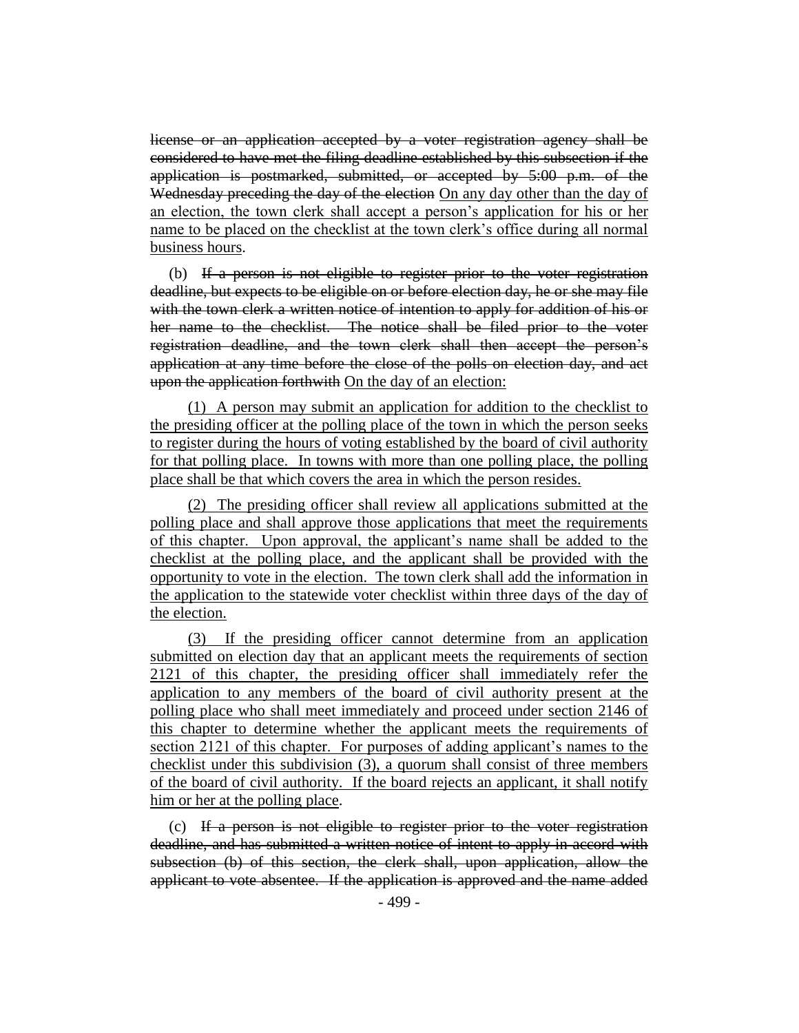~~license or an application accepted by a voter registration agency shall be considered to have met the filing deadline established by this subsection if the application is postmarked, submitted, or accepted by 5:00 p.m. of the Wednesday preceding the day of the election~~ <u>On any day other than the day of an election, the town clerk shall accept a person's application for his or her name to be placed on the checklist at the town clerk's office during all normal business hours</u>.

(b) ~~If a person is not eligible to register prior to the voter registration deadline, but expects to be eligible on or before election day, he or she may file with the town clerk a written notice of intention to apply for addition of his or her name to the checklist. The notice shall be filed prior to the voter registration deadline, and the town clerk shall then accept the person's application at any time before the close of the polls on election day, and act upon the application forthwith~~ <u>On the day of an election:</u>

<u>(1) A person may submit an application for addition to the checklist to the presiding officer at the polling place of the town in which the person seeks to register during the hours of voting established by the board of civil authority for that polling place. In towns with more than one polling place, the polling place shall be that which covers the area in which the person resides.</u>

<u>(2) The presiding officer shall review all applications submitted at the polling place and shall approve those applications that meet the requirements of this chapter. Upon approval, the applicant's name shall be added to the checklist at the polling place, and the applicant shall be provided with the opportunity to vote in the election. The town clerk shall add the information in the application to the statewide voter checklist within three days of the day of the election.</u>

<u>(3) If the presiding officer cannot determine from an application submitted on election day that an applicant meets the requirements of section 2121 of this chapter, the presiding officer shall immediately refer the application to any members of the board of civil authority present at the polling place who shall meet immediately and proceed under section 2146 of this chapter to determine whether the applicant meets the requirements of section 2121 of this chapter. For purposes of adding applicant's names to the checklist under this subdivision (3), a quorum shall consist of three members of the board of civil authority. If the board rejects an applicant, it shall notify him or her at the polling place</u>.

(c) ~~If a person is not eligible to register prior to the voter registration deadline, and has submitted a written notice of intent to apply in accord with subsection (b) of this section, the clerk shall, upon application, allow the applicant to vote absentee. If the application is approved and the name added~~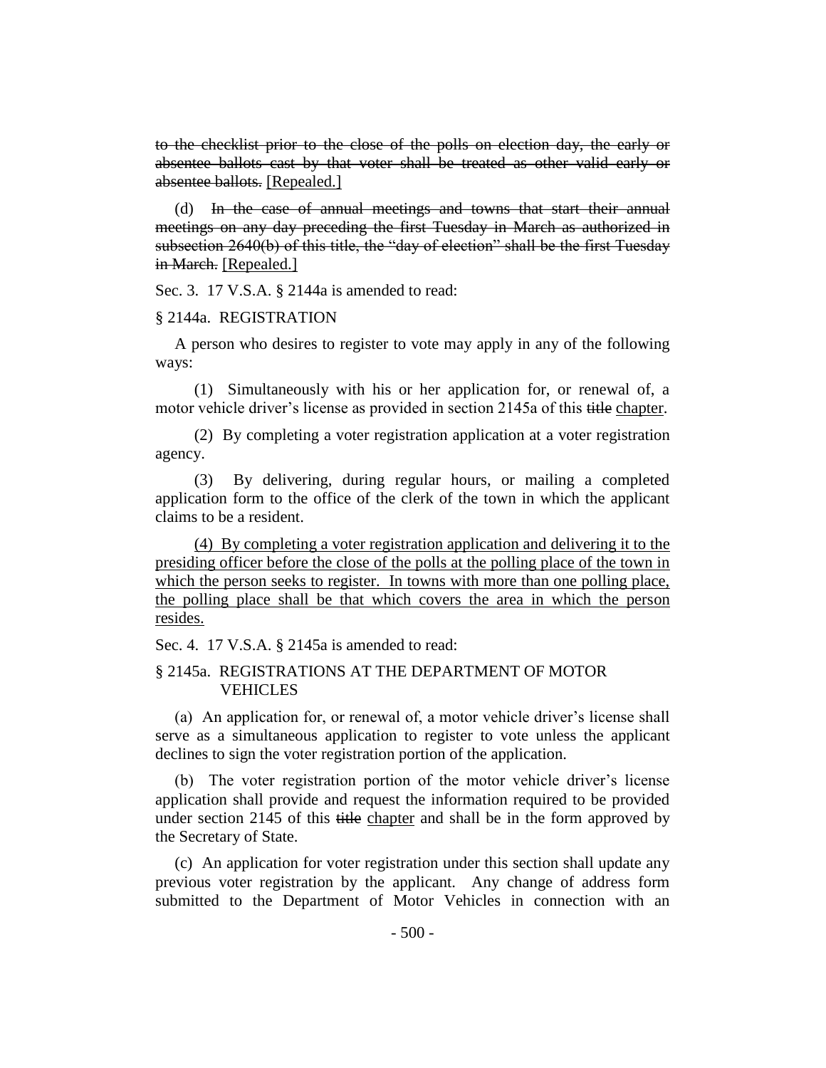~~to the checklist prior to the close of the polls on election day, the early or absentee ballots cast by that voter shall be treated as other valid early or absentee ballots.~~ [Repealed.]

(d) ~~In the case of annual meetings and towns that start their annual meetings on any day preceding the first Tuesday in March as authorized in subsection 2640(b) of this title, the "day of election" shall be the first Tuesday in March.~~ [Repealed.]

Sec. 3. 17 V.S.A. § 2144a is amended to read:

§ 2144a. REGISTRATION

A person who desires to register to vote may apply in any of the following ways:

(1) Simultaneously with his or her application for, or renewal of, a motor vehicle driver's license as provided in section 2145a of this ~~title~~ chapter.

(2) By completing a voter registration application at a voter registration agency.

(3) By delivering, during regular hours, or mailing a completed application form to the office of the clerk of the town in which the applicant claims to be a resident.

<u>(4) By completing a voter registration application and delivering it to the presiding officer before the close of the polls at the polling place of the town in which the person seeks to register. In towns with more than one polling place, the polling place shall be that which covers the area in which the person resides.</u>

Sec. 4. 17 V.S.A. § 2145a is amended to read:

§ 2145a. REGISTRATIONS AT THE DEPARTMENT OF MOTOR VEHICLES

(a) An application for, or renewal of, a motor vehicle driver's license shall serve as a simultaneous application to register to vote unless the applicant declines to sign the voter registration portion of the application.

(b) The voter registration portion of the motor vehicle driver's license application shall provide and request the information required to be provided under section 2145 of this ~~title~~ chapter and shall be in the form approved by the Secretary of State.

(c) An application for voter registration under this section shall update any previous voter registration by the applicant. Any change of address form submitted to the Department of Motor Vehicles in connection with an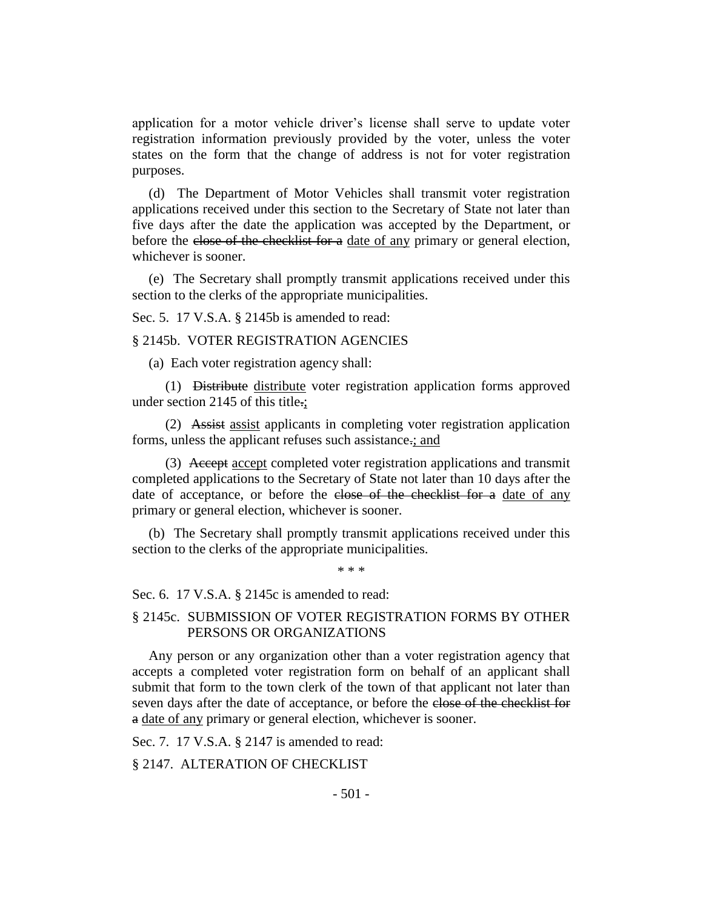application for a motor vehicle driver's license shall serve to update voter registration information previously provided by the voter, unless the voter states on the form that the change of address is not for voter registration purposes.

(d) The Department of Motor Vehicles shall transmit voter registration applications received under this section to the Secretary of State not later than five days after the date the application was accepted by the Department, or before the ~~close of the checklist for a~~ date of any primary or general election, whichever is sooner.

(e) The Secretary shall promptly transmit applications received under this section to the clerks of the appropriate municipalities.

Sec. 5. 17 V.S.A. § 2145b is amended to read:

§ 2145b. VOTER REGISTRATION AGENCIES

(a) Each voter registration agency shall:

(1) ~~Distribute~~ distribute voter registration application forms approved under section 2145 of this title~~.~~;

(2) ~~Assist~~ assist applicants in completing voter registration application forms, unless the applicant refuses such assistance~~.~~; and

(3) ~~Accept~~ accept completed voter registration applications and transmit completed applications to the Secretary of State not later than 10 days after the date of acceptance, or before the ~~close of the checklist for a~~ date of any primary or general election, whichever is sooner.

(b) The Secretary shall promptly transmit applications received under this section to the clerks of the appropriate municipalities.

\* \* \*

Sec. 6. 17 V.S.A. § 2145c is amended to read:

§ 2145c. SUBMISSION OF VOTER REGISTRATION FORMS BY OTHER PERSONS OR ORGANIZATIONS

Any person or any organization other than a voter registration agency that accepts a completed voter registration form on behalf of an applicant shall submit that form to the town clerk of the town of that applicant not later than seven days after the date of acceptance, or before the ~~close of the checklist for a~~ date of any primary or general election, whichever is sooner.

Sec. 7. 17 V.S.A. § 2147 is amended to read:

§ 2147. ALTERATION OF CHECKLIST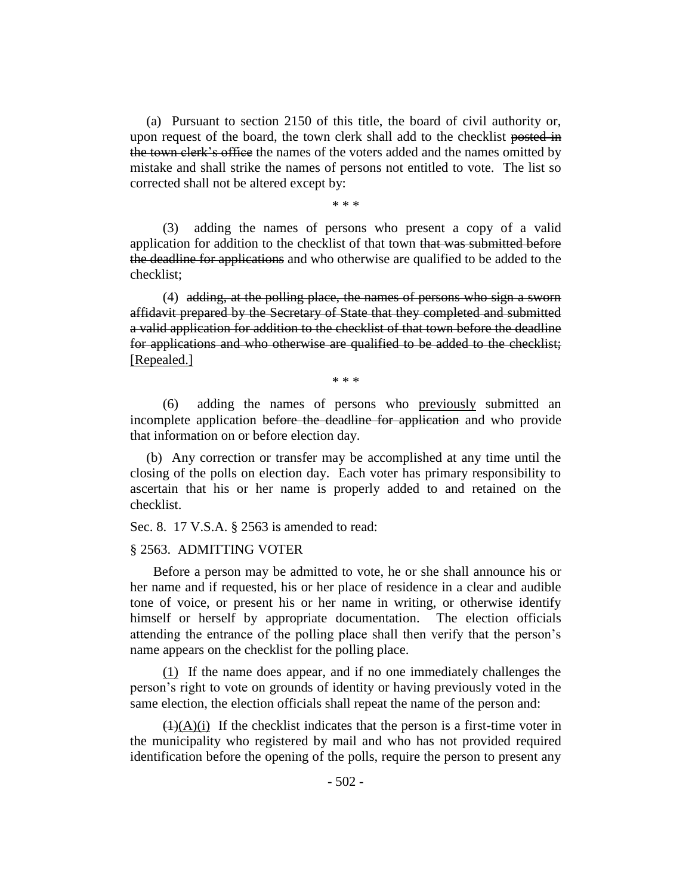(a) Pursuant to section 2150 of this title, the board of civil authority or, upon request of the board, the town clerk shall add to the checklist ~~posted in the town clerk's office~~ the names of the voters added and the names omitted by mistake and shall strike the names of persons not entitled to vote. The list so corrected shall not be altered except by:

\* \* \*

(3) adding the names of persons who present a copy of a valid application for addition to the checklist of that town ~~that was submitted before the deadline for applications~~ and who otherwise are qualified to be added to the checklist;

(4) ~~adding, at the polling place, the names of persons who sign a sworn affidavit prepared by the Secretary of State that they completed and submitted a valid application for addition to the checklist of that town before the deadline for applications and who otherwise are qualified to be added to the checklist;~~ <u>[Repealed.]</u>

\* \* \*

(6) adding the names of persons who <u>previously</u> submitted an incomplete application ~~before the deadline for application~~ and who provide that information on or before election day.

(b) Any correction or transfer may be accomplished at any time until the closing of the polls on election day. Each voter has primary responsibility to ascertain that his or her name is properly added to and retained on the checklist.

Sec. 8. 17 V.S.A. § 2563 is amended to read:

§ 2563. ADMITTING VOTER

Before a person may be admitted to vote, he or she shall announce his or her name and if requested, his or her place of residence in a clear and audible tone of voice, or present his or her name in writing, or otherwise identify himself or herself by appropriate documentation. The election officials attending the entrance of the polling place shall then verify that the person's name appears on the checklist for the polling place.

<u>(1)</u> If the name does appear, and if no one immediately challenges the person's right to vote on grounds of identity or having previously voted in the same election, the election officials shall repeat the name of the person and:

~~(1)~~<u>(A)(i)</u> If the checklist indicates that the person is a first-time voter in the municipality who registered by mail and who has not provided required identification before the opening of the polls, require the person to present any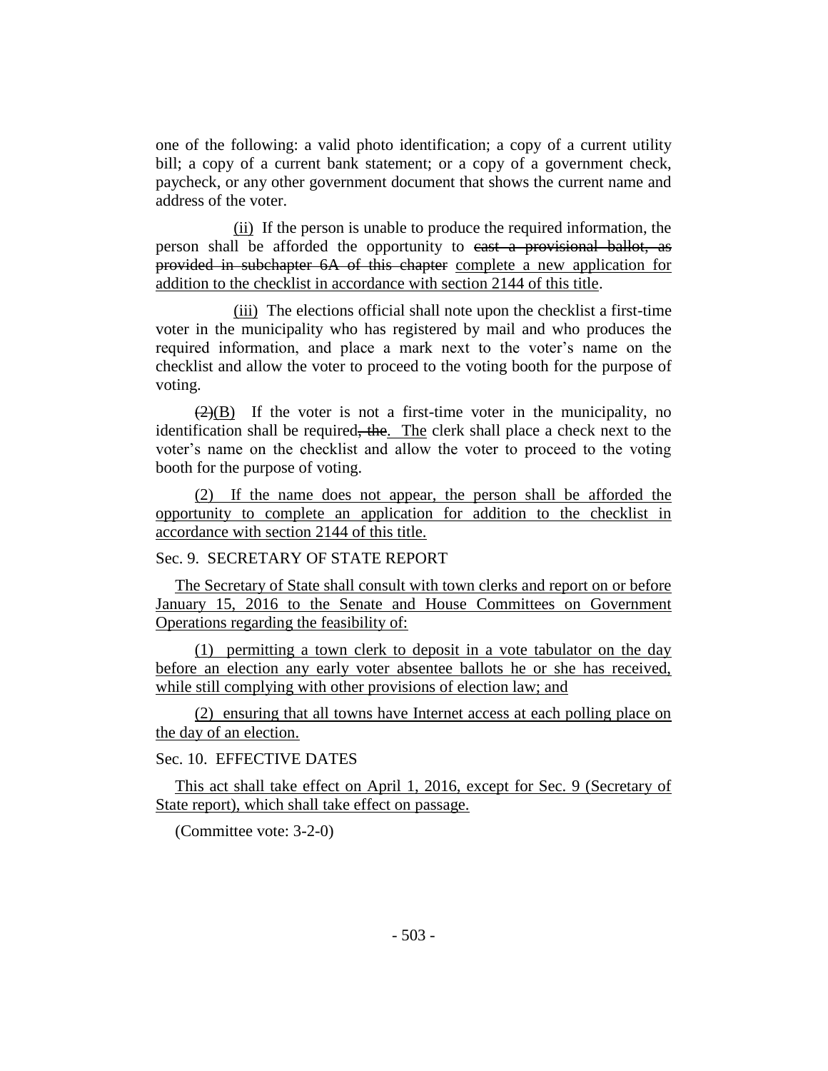one of the following: a valid photo identification; a copy of a current utility bill; a copy of a current bank statement; or a copy of a government check, paycheck, or any other government document that shows the current name and address of the voter.

(ii) If the person is unable to produce the required information, the person shall be afforded the opportunity to ~~cast a provisional ballot, as provided in subchapter 6A of this chapter~~ complete a new application for addition to the checklist in accordance with section 2144 of this title.

(iii) The elections official shall note upon the checklist a first-time voter in the municipality who has registered by mail and who produces the required information, and place a mark next to the voter's name on the checklist and allow the voter to proceed to the voting booth for the purpose of voting.

~~(2)~~(B) If the voter is not a first-time voter in the municipality, no identification shall be required~~, the~~. The clerk shall place a check next to the voter's name on the checklist and allow the voter to proceed to the voting booth for the purpose of voting.

(2) If the name does not appear, the person shall be afforded the opportunity to complete an application for addition to the checklist in accordance with section 2144 of this title.

Sec. 9. SECRETARY OF STATE REPORT

The Secretary of State shall consult with town clerks and report on or before January 15, 2016 to the Senate and House Committees on Government Operations regarding the feasibility of:

(1) permitting a town clerk to deposit in a vote tabulator on the day before an election any early voter absentee ballots he or she has received, while still complying with other provisions of election law; and

(2) ensuring that all towns have Internet access at each polling place on the day of an election.

Sec. 10. EFFECTIVE DATES

This act shall take effect on April 1, 2016, except for Sec. 9 (Secretary of State report), which shall take effect on passage.

(Committee vote: 3-2-0)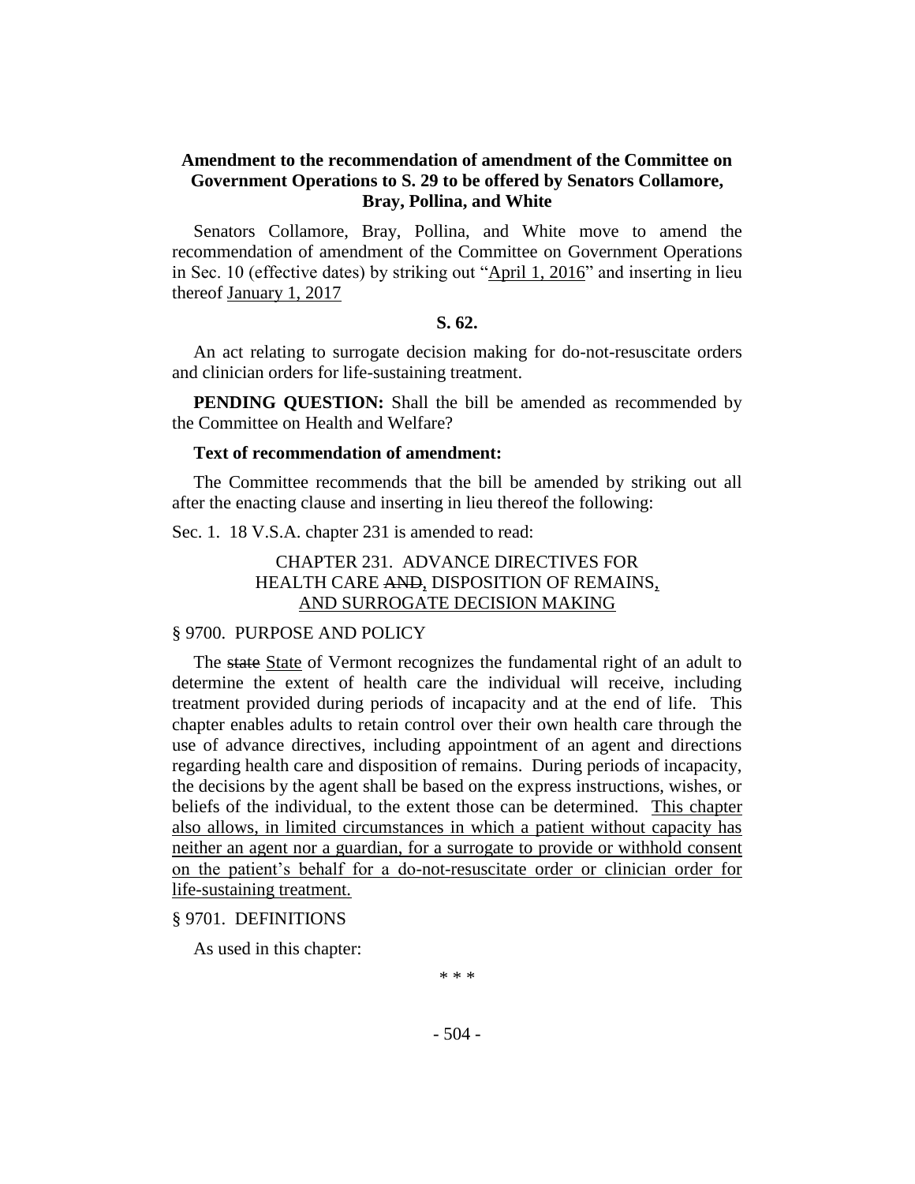**Amendment to the recommendation of amendment of the Committee on Government Operations to S. 29 to be offered by Senators Collamore, Bray, Pollina, and White**

Senators Collamore, Bray, Pollina, and White move to amend the recommendation of amendment of the Committee on Government Operations in Sec. 10 (effective dates) by striking out "April 1, 2016" and inserting in lieu thereof January 1, 2017

**S. 62.**

An act relating to surrogate decision making for do-not-resuscitate orders and clinician orders for life-sustaining treatment.

**PENDING QUESTION:** Shall the bill be amended as recommended by the Committee on Health and Welfare?

**Text of recommendation of amendment:**

The Committee recommends that the bill be amended by striking out all after the enacting clause and inserting in lieu thereof the following:

Sec. 1. 18 V.S.A. chapter 231 is amended to read:

CHAPTER 231. ADVANCE DIRECTIVES FOR HEALTH CARE ~~AND~~, DISPOSITION OF REMAINS, AND SURROGATE DECISION MAKING

§ 9700. PURPOSE AND POLICY

The ~~state~~ State of Vermont recognizes the fundamental right of an adult to determine the extent of health care the individual will receive, including treatment provided during periods of incapacity and at the end of life. This chapter enables adults to retain control over their own health care through the use of advance directives, including appointment of an agent and directions regarding health care and disposition of remains. During periods of incapacity, the decisions by the agent shall be based on the express instructions, wishes, or beliefs of the individual, to the extent those can be determined. This chapter also allows, in limited circumstances in which a patient without capacity has neither an agent nor a guardian, for a surrogate to provide or withhold consent on the patient's behalf for a do-not-resuscitate order or clinician order for life-sustaining treatment.

§ 9701. DEFINITIONS

As used in this chapter:

\* \* \*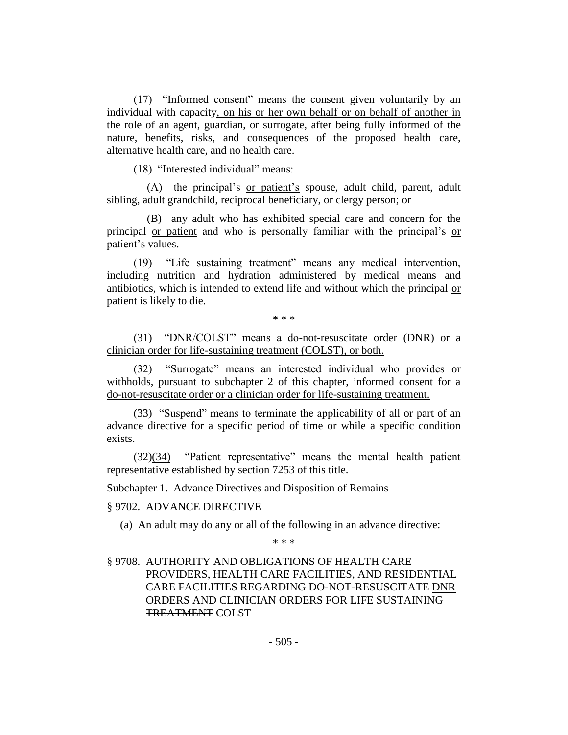(17) "Informed consent" means the consent given voluntarily by an individual with capacity, on his or her own behalf or on behalf of another in the role of an agent, guardian, or surrogate, after being fully informed of the nature, benefits, risks, and consequences of the proposed health care, alternative health care, and no health care.

(18) "Interested individual" means:

(A) the principal's or patient's spouse, adult child, parent, adult sibling, adult grandchild, ~~reciprocal beneficiary,~~ or clergy person; or

(B) any adult who has exhibited special care and concern for the principal or patient and who is personally familiar with the principal's or patient's values.

(19) "Life sustaining treatment" means any medical intervention, including nutrition and hydration administered by medical means and antibiotics, which is intended to extend life and without which the principal or patient is likely to die.

\* \* \*

(31) "DNR/COLST" means a do-not-resuscitate order (DNR) or a clinician order for life-sustaining treatment (COLST), or both.

(32) "Surrogate" means an interested individual who provides or withholds, pursuant to subchapter 2 of this chapter, informed consent for a do-not-resuscitate order or a clinician order for life-sustaining treatment.

(33) "Suspend" means to terminate the applicability of all or part of an advance directive for a specific period of time or while a specific condition exists.

~~(32)~~(34) "Patient representative" means the mental health patient representative established by section 7253 of this title.

Subchapter 1. Advance Directives and Disposition of Remains

§ 9702. ADVANCE DIRECTIVE

(a) An adult may do any or all of the following in an advance directive:

\* \* \*

§ 9708. AUTHORITY AND OBLIGATIONS OF HEALTH CARE PROVIDERS, HEALTH CARE FACILITIES, AND RESIDENTIAL CARE FACILITIES REGARDING ~~DO-NOT-RESUSCITATE~~ DNR ORDERS AND ~~CLINICIAN ORDERS FOR LIFE SUSTAINING TREATMENT~~ COLST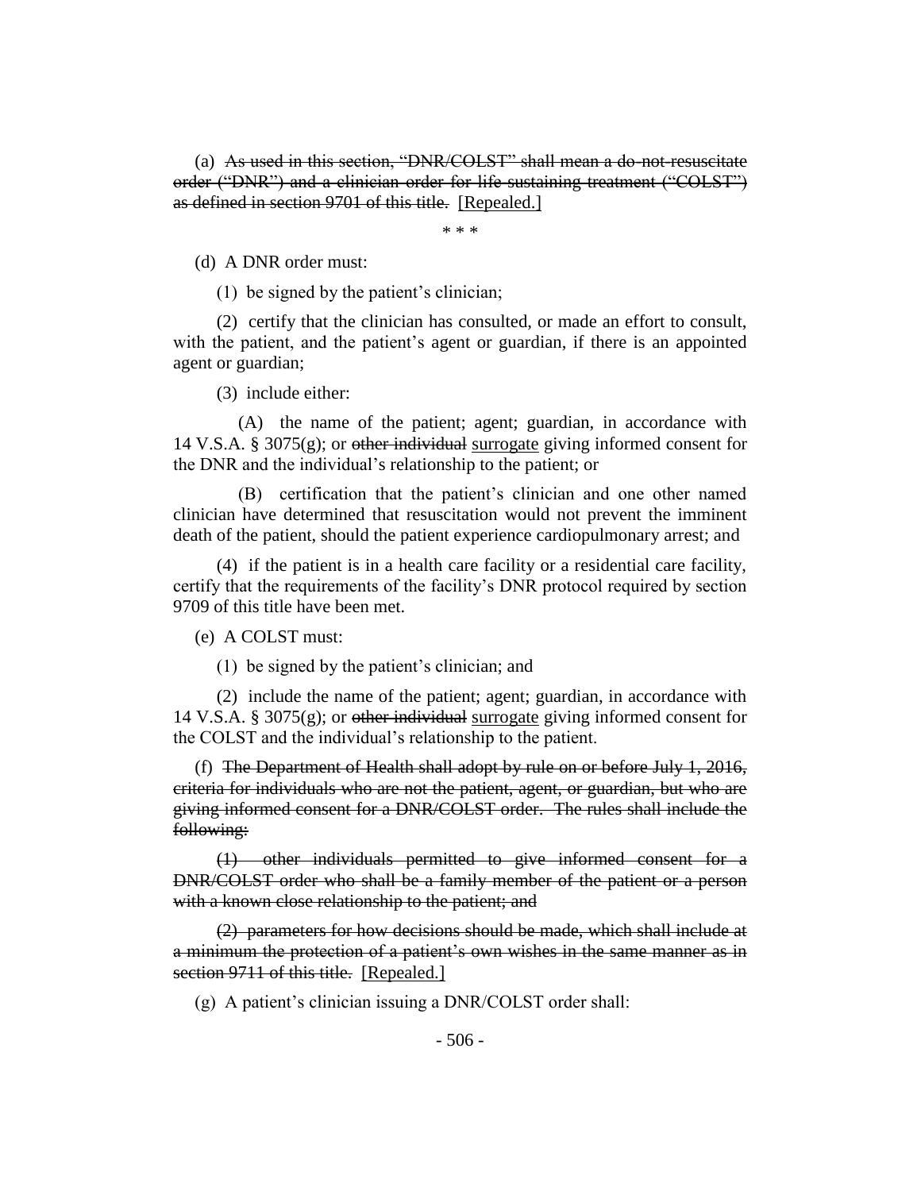(a) ~~As used in this section, "DNR/COLST" shall mean a do-not-resuscitate order ("DNR") and a clinician order for life-sustaining treatment ("COLST") as defined in section 9701 of this title.~~ [Repealed.]

\* \* \*

(d) A DNR order must:

(1) be signed by the patient's clinician;

(2) certify that the clinician has consulted, or made an effort to consult, with the patient, and the patient's agent or guardian, if there is an appointed agent or guardian;

(3) include either:

(A) the name of the patient; agent; guardian, in accordance with 14 V.S.A. § 3075(g); or ~~other individual~~ <u>surrogate</u> giving informed consent for the DNR and the individual's relationship to the patient; or

(B) certification that the patient's clinician and one other named clinician have determined that resuscitation would not prevent the imminent death of the patient, should the patient experience cardiopulmonary arrest; and

(4) if the patient is in a health care facility or a residential care facility, certify that the requirements of the facility's DNR protocol required by section 9709 of this title have been met.

(e) A COLST must:

(1) be signed by the patient's clinician; and

(2) include the name of the patient; agent; guardian, in accordance with 14 V.S.A. § 3075(g); or ~~other individual~~ <u>surrogate</u> giving informed consent for the COLST and the individual's relationship to the patient.

(f) ~~The Department of Health shall adopt by rule on or before July 1, 2016, criteria for individuals who are not the patient, agent, or guardian, but who are giving informed consent for a DNR/COLST order. The rules shall include the following:~~

~~(1) other individuals permitted to give informed consent for a DNR/COLST order who shall be a family member of the patient or a person with a known close relationship to the patient; and~~

~~(2) parameters for how decisions should be made, which shall include at a minimum the protection of a patient's own wishes in the same manner as in section 9711 of this title.~~ [Repealed.]

(g) A patient's clinician issuing a DNR/COLST order shall: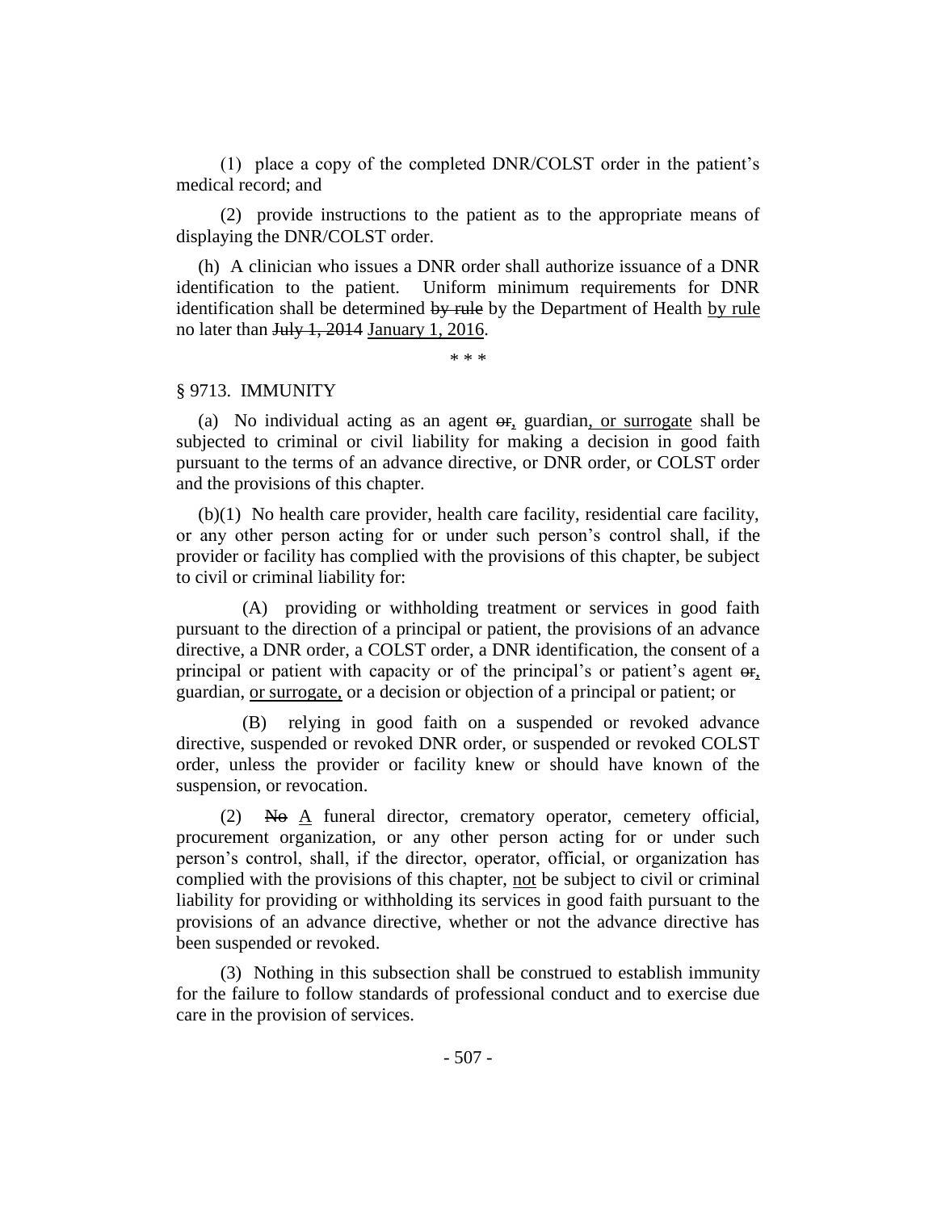(1) place a copy of the completed DNR/COLST order in the patient's medical record; and

(2) provide instructions to the patient as to the appropriate means of displaying the DNR/COLST order.

(h) A clinician who issues a DNR order shall authorize issuance of a DNR identification to the patient. Uniform minimum requirements for DNR identification shall be determined ~~by rule~~ by the Department of Health <u>by rule</u> no later than ~~July 1, 2014~~ <u>January 1, 2016</u>.

\* \* \*

§ 9713. IMMUNITY

(a) No individual acting as an agent ~~or~~<u>,</u> guardian<u>, or surrogate</u> shall be subjected to criminal or civil liability for making a decision in good faith pursuant to the terms of an advance directive, or DNR order, or COLST order and the provisions of this chapter.

(b)(1) No health care provider, health care facility, residential care facility, or any other person acting for or under such person's control shall, if the provider or facility has complied with the provisions of this chapter, be subject to civil or criminal liability for:

(A) providing or withholding treatment or services in good faith pursuant to the direction of a principal or patient, the provisions of an advance directive, a DNR order, a COLST order, a DNR identification, the consent of a principal or patient with capacity or of the principal's or patient's agent ~~or~~<u>,</u> guardian, <u>or surrogate,</u> or a decision or objection of a principal or patient; or

(B) relying in good faith on a suspended or revoked advance directive, suspended or revoked DNR order, or suspended or revoked COLST order, unless the provider or facility knew or should have known of the suspension, or revocation.

(2) ~~No~~ <u>A</u> funeral director, crematory operator, cemetery official, procurement organization, or any other person acting for or under such person's control, shall, if the director, operator, official, or organization has complied with the provisions of this chapter, <u>not</u> be subject to civil or criminal liability for providing or withholding its services in good faith pursuant to the provisions of an advance directive, whether or not the advance directive has been suspended or revoked.

(3) Nothing in this subsection shall be construed to establish immunity for the failure to follow standards of professional conduct and to exercise due care in the provision of services.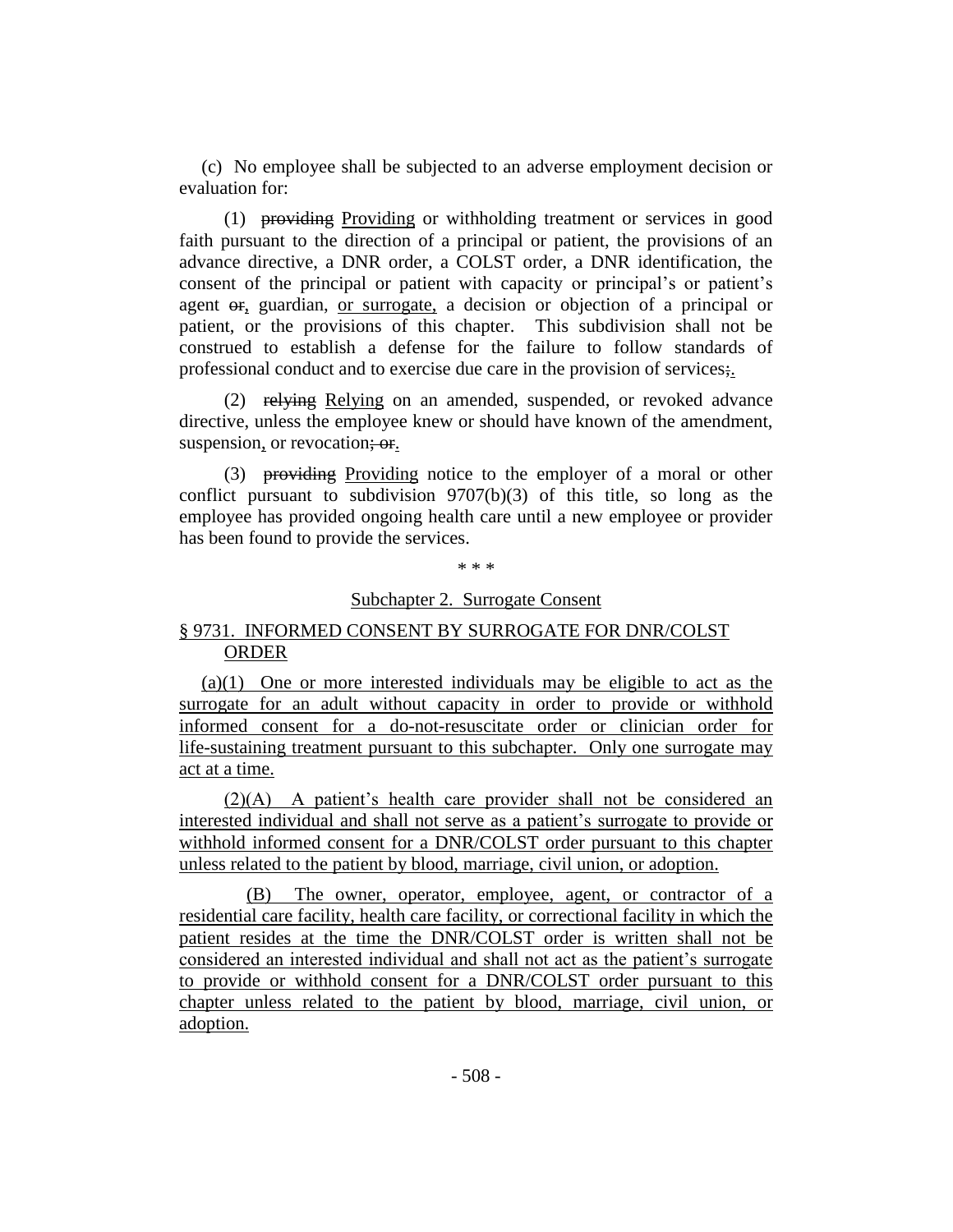(c) No employee shall be subjected to an adverse employment decision or evaluation for:

(1) ~~providing~~ Providing or withholding treatment or services in good faith pursuant to the direction of a principal or patient, the provisions of an advance directive, a DNR order, a COLST order, a DNR identification, the consent of the principal or patient with capacity or principal's or patient's agent ~~or~~, guardian, or surrogate, a decision or objection of a principal or patient, or the provisions of this chapter. This subdivision shall not be construed to establish a defense for the failure to follow standards of professional conduct and to exercise due care in the provision of services~~;~~.

(2) ~~relying~~ Relying on an amended, suspended, or revoked advance directive, unless the employee knew or should have known of the amendment, suspension, or revocation~~; or~~.

(3) ~~providing~~ Providing notice to the employer of a moral or other conflict pursuant to subdivision 9707(b)(3) of this title, so long as the employee has provided ongoing health care until a new employee or provider has been found to provide the services.

\* \* \*

Subchapter 2. Surrogate Consent

§ 9731. INFORMED CONSENT BY SURROGATE FOR DNR/COLST ORDER

(a)(1) One or more interested individuals may be eligible to act as the surrogate for an adult without capacity in order to provide or withhold informed consent for a do-not-resuscitate order or clinician order for life-sustaining treatment pursuant to this subchapter. Only one surrogate may act at a time.

(2)(A) A patient's health care provider shall not be considered an interested individual and shall not serve as a patient's surrogate to provide or withhold informed consent for a DNR/COLST order pursuant to this chapter unless related to the patient by blood, marriage, civil union, or adoption.

(B) The owner, operator, employee, agent, or contractor of a residential care facility, health care facility, or correctional facility in which the patient resides at the time the DNR/COLST order is written shall not be considered an interested individual and shall not act as the patient's surrogate to provide or withhold consent for a DNR/COLST order pursuant to this chapter unless related to the patient by blood, marriage, civil union, or adoption.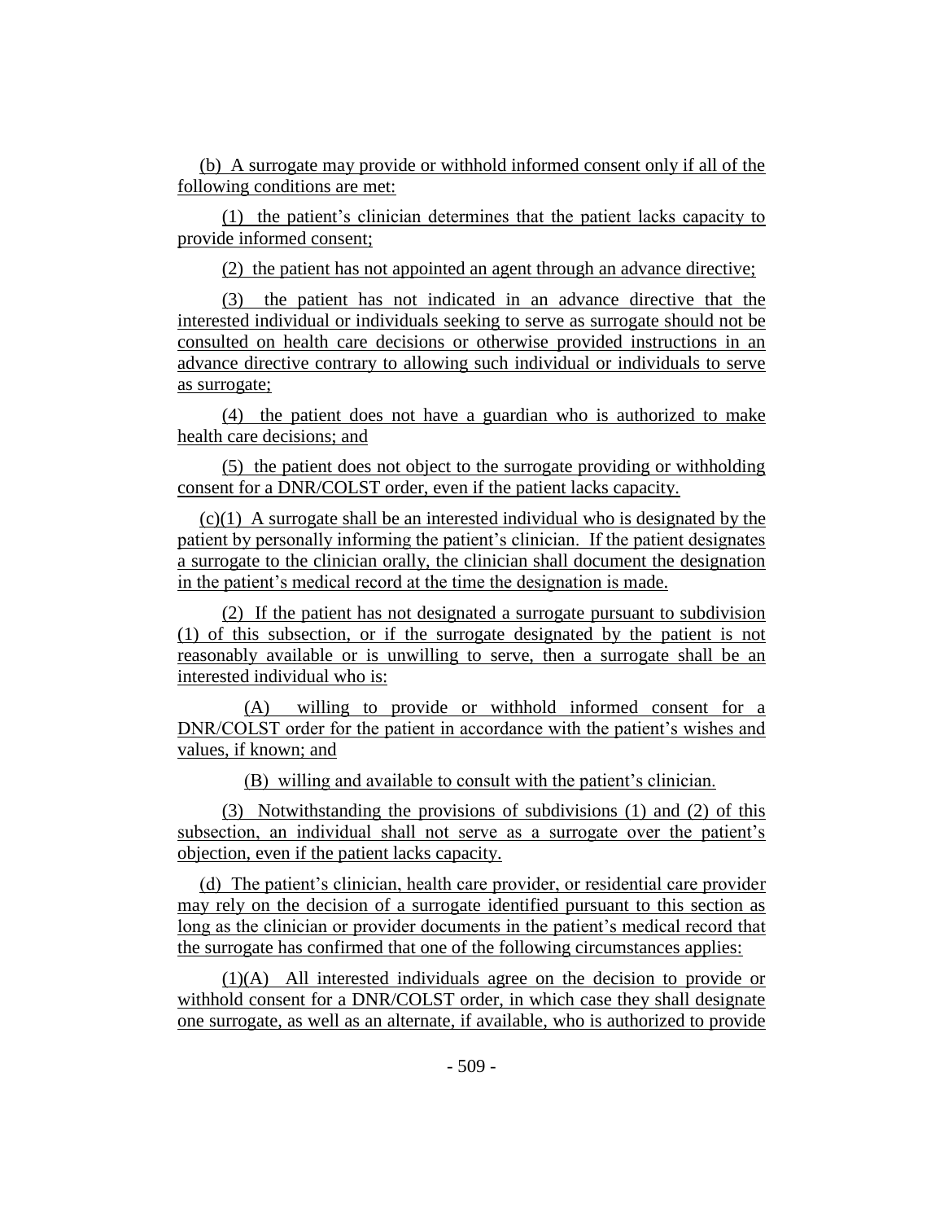(b) A surrogate may provide or withhold informed consent only if all of the following conditions are met:

(1) the patient's clinician determines that the patient lacks capacity to provide informed consent;

(2) the patient has not appointed an agent through an advance directive;

(3) the patient has not indicated in an advance directive that the interested individual or individuals seeking to serve as surrogate should not be consulted on health care decisions or otherwise provided instructions in an advance directive contrary to allowing such individual or individuals to serve as surrogate;

(4) the patient does not have a guardian who is authorized to make health care decisions; and

(5) the patient does not object to the surrogate providing or withholding consent for a DNR/COLST order, even if the patient lacks capacity.

(c)(1) A surrogate shall be an interested individual who is designated by the patient by personally informing the patient's clinician. If the patient designates a surrogate to the clinician orally, the clinician shall document the designation in the patient's medical record at the time the designation is made.

(2) If the patient has not designated a surrogate pursuant to subdivision (1) of this subsection, or if the surrogate designated by the patient is not reasonably available or is unwilling to serve, then a surrogate shall be an interested individual who is:

(A) willing to provide or withhold informed consent for a DNR/COLST order for the patient in accordance with the patient's wishes and values, if known; and

(B) willing and available to consult with the patient's clinician.

(3) Notwithstanding the provisions of subdivisions (1) and (2) of this subsection, an individual shall not serve as a surrogate over the patient's objection, even if the patient lacks capacity.

(d) The patient's clinician, health care provider, or residential care provider may rely on the decision of a surrogate identified pursuant to this section as long as the clinician or provider documents in the patient's medical record that the surrogate has confirmed that one of the following circumstances applies:

(1)(A) All interested individuals agree on the decision to provide or withhold consent for a DNR/COLST order, in which case they shall designate one surrogate, as well as an alternate, if available, who is authorized to provide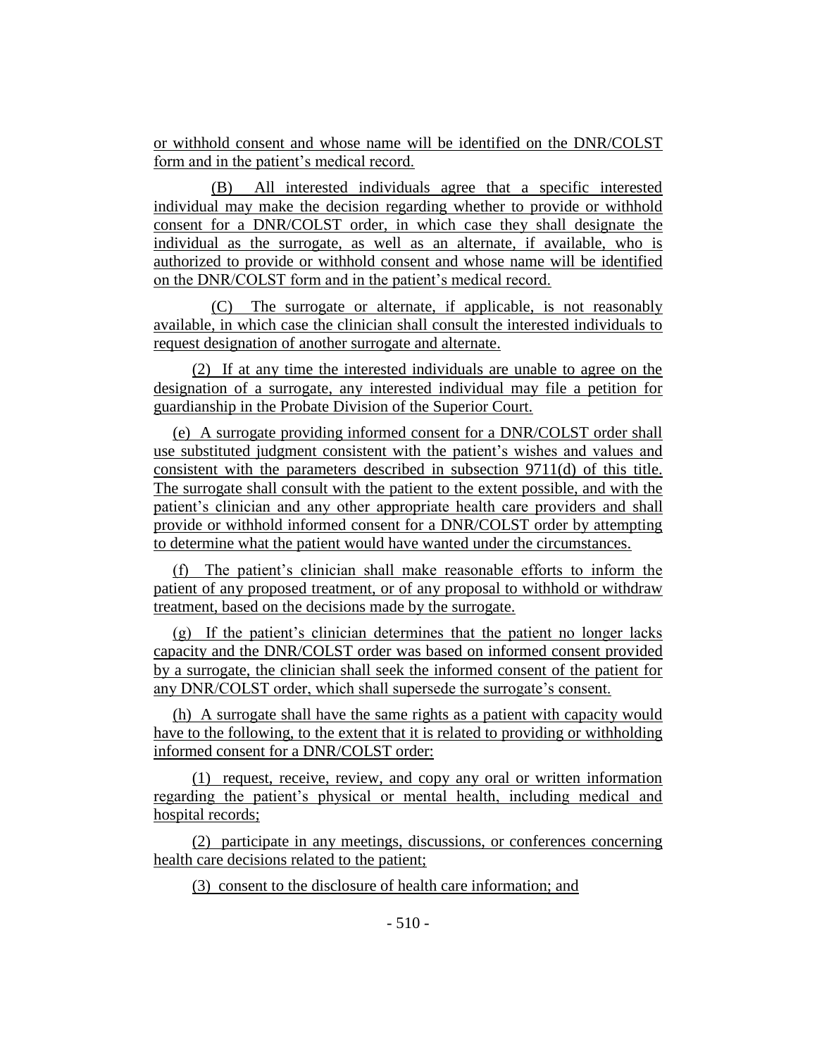or withhold consent and whose name will be identified on the DNR/COLST form and in the patient's medical record.

(B) All interested individuals agree that a specific interested individual may make the decision regarding whether to provide or withhold consent for a DNR/COLST order, in which case they shall designate the individual as the surrogate, as well as an alternate, if available, who is authorized to provide or withhold consent and whose name will be identified on the DNR/COLST form and in the patient's medical record.

(C) The surrogate or alternate, if applicable, is not reasonably available, in which case the clinician shall consult the interested individuals to request designation of another surrogate and alternate.

(2) If at any time the interested individuals are unable to agree on the designation of a surrogate, any interested individual may file a petition for guardianship in the Probate Division of the Superior Court.

(e) A surrogate providing informed consent for a DNR/COLST order shall use substituted judgment consistent with the patient's wishes and values and consistent with the parameters described in subsection 9711(d) of this title. The surrogate shall consult with the patient to the extent possible, and with the patient's clinician and any other appropriate health care providers and shall provide or withhold informed consent for a DNR/COLST order by attempting to determine what the patient would have wanted under the circumstances.

(f) The patient's clinician shall make reasonable efforts to inform the patient of any proposed treatment, or of any proposal to withhold or withdraw treatment, based on the decisions made by the surrogate.

(g) If the patient's clinician determines that the patient no longer lacks capacity and the DNR/COLST order was based on informed consent provided by a surrogate, the clinician shall seek the informed consent of the patient for any DNR/COLST order, which shall supersede the surrogate's consent.

(h) A surrogate shall have the same rights as a patient with capacity would have to the following, to the extent that it is related to providing or withholding informed consent for a DNR/COLST order:

(1) request, receive, review, and copy any oral or written information regarding the patient's physical or mental health, including medical and hospital records;

(2) participate in any meetings, discussions, or conferences concerning health care decisions related to the patient;

(3) consent to the disclosure of health care information; and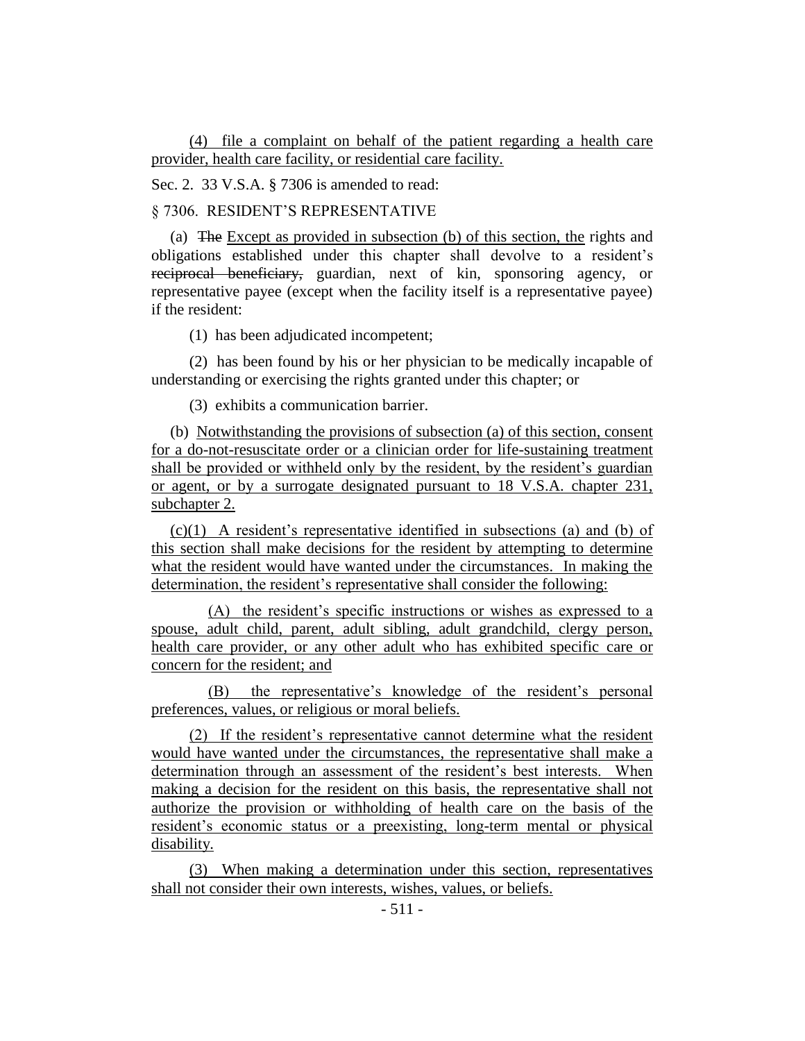(4) file a complaint on behalf of the patient regarding a health care provider, health care facility, or residential care facility.

Sec. 2. 33 V.S.A. § 7306 is amended to read:

§ 7306. RESIDENT'S REPRESENTATIVE

(a) ~~The~~ Except as provided in subsection (b) of this section, the rights and obligations established under this chapter shall devolve to a resident's ~~reciprocal beneficiary,~~ guardian, next of kin, sponsoring agency, or representative payee (except when the facility itself is a representative payee) if the resident:

(1) has been adjudicated incompetent;

(2) has been found by his or her physician to be medically incapable of understanding or exercising the rights granted under this chapter; or

(3) exhibits a communication barrier.

(b) Notwithstanding the provisions of subsection (a) of this section, consent for a do-not-resuscitate order or a clinician order for life-sustaining treatment shall be provided or withheld only by the resident, by the resident's guardian or agent, or by a surrogate designated pursuant to 18 V.S.A. chapter 231, subchapter 2.

(c)(1) A resident's representative identified in subsections (a) and (b) of this section shall make decisions for the resident by attempting to determine what the resident would have wanted under the circumstances. In making the determination, the resident's representative shall consider the following:

(A) the resident's specific instructions or wishes as expressed to a spouse, adult child, parent, adult sibling, adult grandchild, clergy person, health care provider, or any other adult who has exhibited specific care or concern for the resident; and

(B) the representative's knowledge of the resident's personal preferences, values, or religious or moral beliefs.

(2) If the resident's representative cannot determine what the resident would have wanted under the circumstances, the representative shall make a determination through an assessment of the resident's best interests. When making a decision for the resident on this basis, the representative shall not authorize the provision or withholding of health care on the basis of the resident's economic status or a preexisting, long-term mental or physical disability.

(3) When making a determination under this section, representatives shall not consider their own interests, wishes, values, or beliefs.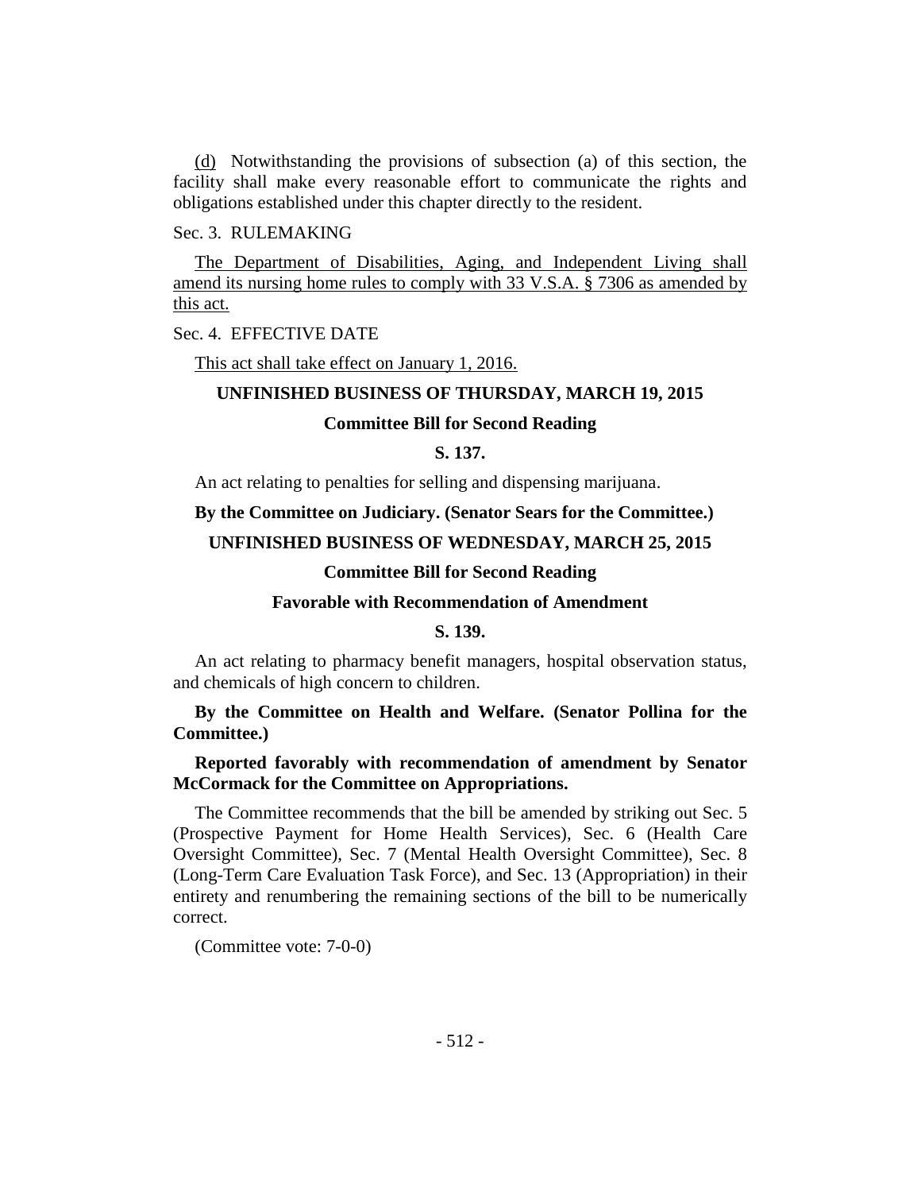(d) Notwithstanding the provisions of subsection (a) of this section, the facility shall make every reasonable effort to communicate the rights and obligations established under this chapter directly to the resident.

Sec. 3. RULEMAKING

The Department of Disabilities, Aging, and Independent Living shall amend its nursing home rules to comply with 33 V.S.A. § 7306 as amended by this act.

Sec. 4. EFFECTIVE DATE

This act shall take effect on January 1, 2016.

**UNFINISHED BUSINESS OF THURSDAY, MARCH 19, 2015**

**Committee Bill for Second Reading**

**S. 137.**

An act relating to penalties for selling and dispensing marijuana.

**By the Committee on Judiciary. (Senator Sears for the Committee.)**

**UNFINISHED BUSINESS OF WEDNESDAY, MARCH 25, 2015**

**Committee Bill for Second Reading**

**Favorable with Recommendation of Amendment**

**S. 139.**

An act relating to pharmacy benefit managers, hospital observation status, and chemicals of high concern to children.

**By the Committee on Health and Welfare. (Senator Pollina for the Committee.)**

**Reported favorably with recommendation of amendment by Senator McCormack for the Committee on Appropriations.**

The Committee recommends that the bill be amended by striking out Sec. 5 (Prospective Payment for Home Health Services), Sec. 6 (Health Care Oversight Committee), Sec. 7 (Mental Health Oversight Committee), Sec. 8 (Long-Term Care Evaluation Task Force), and Sec. 13 (Appropriation) in their entirety and renumbering the remaining sections of the bill to be numerically correct.

(Committee vote: 7-0-0)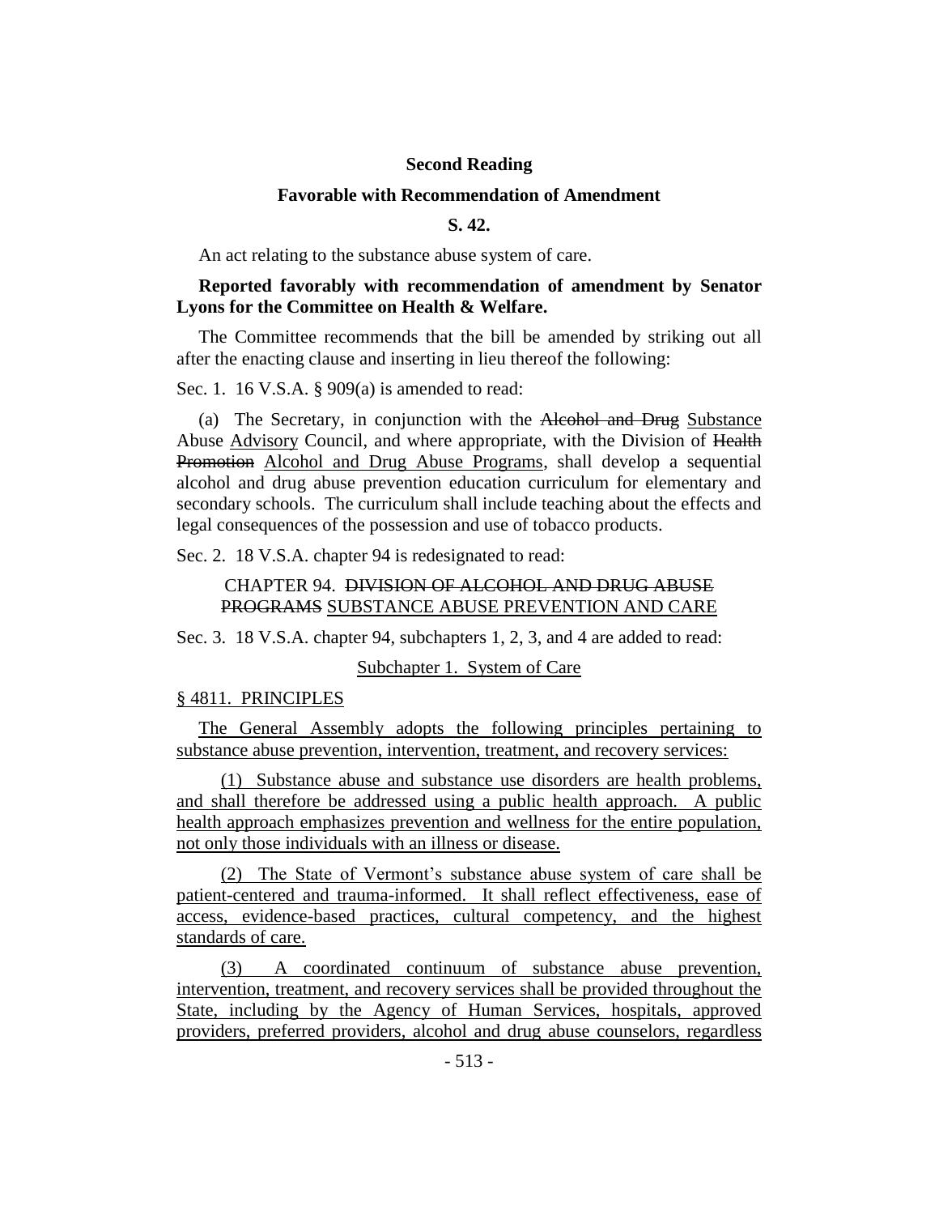**Second Reading**

**Favorable with Recommendation of Amendment**

**S. 42.**

An act relating to the substance abuse system of care.

**Reported favorably with recommendation of amendment by Senator Lyons for the Committee on Health & Welfare.**

The Committee recommends that the bill be amended by striking out all after the enacting clause and inserting in lieu thereof the following:

Sec. 1. 16 V.S.A. § 909(a) is amended to read:

(a) The Secretary, in conjunction with the ~~Alcohol and Drug~~ Substance Abuse Advisory Council, and where appropriate, with the Division of ~~Health Promotion~~ Alcohol and Drug Abuse Programs, shall develop a sequential alcohol and drug abuse prevention education curriculum for elementary and secondary schools. The curriculum shall include teaching about the effects and legal consequences of the possession and use of tobacco products.

Sec. 2. 18 V.S.A. chapter 94 is redesignated to read:

CHAPTER 94. ~~DIVISION OF ALCOHOL AND DRUG ABUSE PROGRAMS~~ SUBSTANCE ABUSE PREVENTION AND CARE

Sec. 3. 18 V.S.A. chapter 94, subchapters 1, 2, 3, and 4 are added to read:

Subchapter 1. System of Care

§ 4811. PRINCIPLES

The General Assembly adopts the following principles pertaining to substance abuse prevention, intervention, treatment, and recovery services:

(1) Substance abuse and substance use disorders are health problems, and shall therefore be addressed using a public health approach. A public health approach emphasizes prevention and wellness for the entire population, not only those individuals with an illness or disease.

(2) The State of Vermont's substance abuse system of care shall be patient-centered and trauma-informed. It shall reflect effectiveness, ease of access, evidence-based practices, cultural competency, and the highest standards of care.

(3) A coordinated continuum of substance abuse prevention, intervention, treatment, and recovery services shall be provided throughout the State, including by the Agency of Human Services, hospitals, approved providers, preferred providers, alcohol and drug abuse counselors, regardless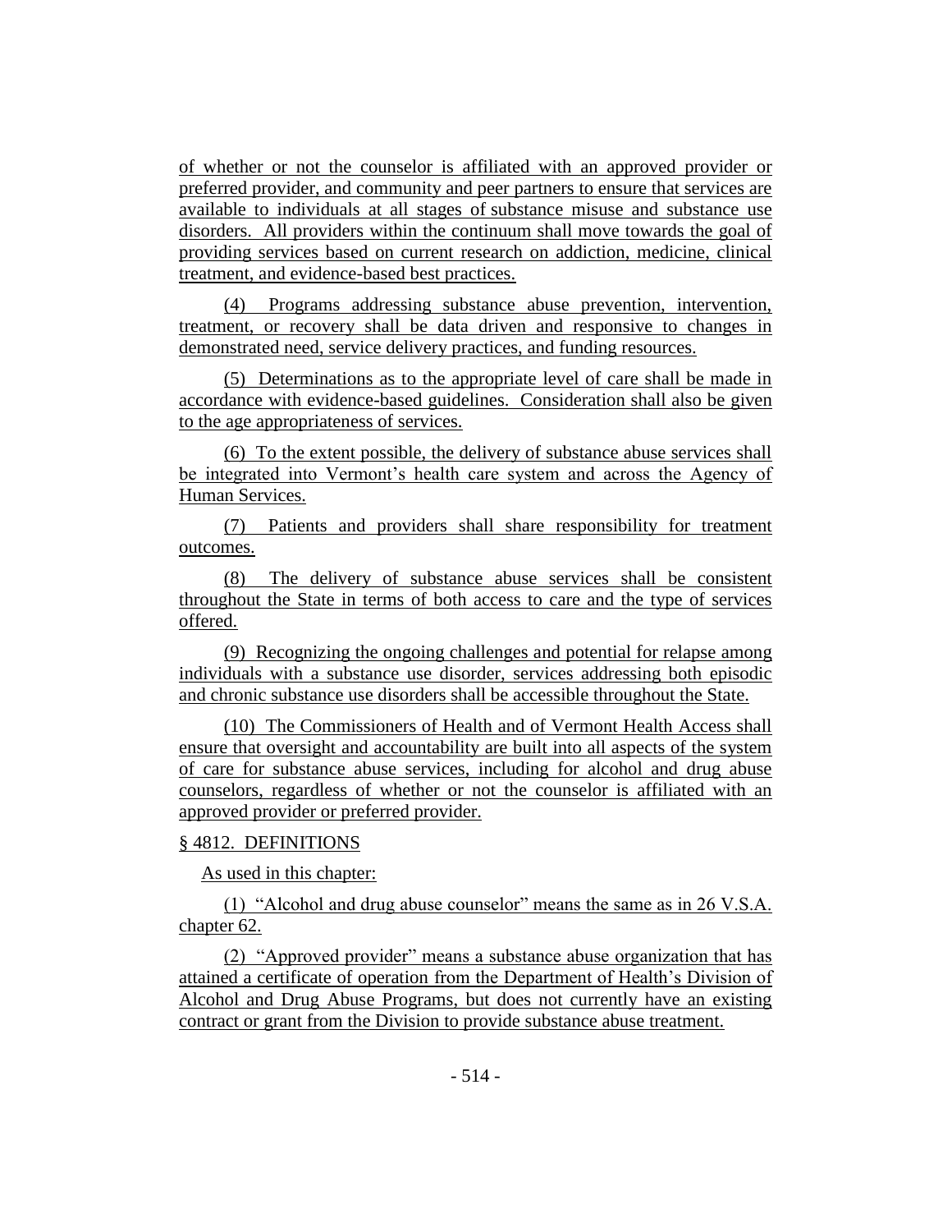of whether or not the counselor is affiliated with an approved provider or preferred provider, and community and peer partners to ensure that services are available to individuals at all stages of substance misuse and substance use disorders. All providers within the continuum shall move towards the goal of providing services based on current research on addiction, medicine, clinical treatment, and evidence-based best practices.

(4) Programs addressing substance abuse prevention, intervention, treatment, or recovery shall be data driven and responsive to changes in demonstrated need, service delivery practices, and funding resources.

(5) Determinations as to the appropriate level of care shall be made in accordance with evidence-based guidelines. Consideration shall also be given to the age appropriateness of services.

(6) To the extent possible, the delivery of substance abuse services shall be integrated into Vermont's health care system and across the Agency of Human Services.

(7) Patients and providers shall share responsibility for treatment outcomes.

(8) The delivery of substance abuse services shall be consistent throughout the State in terms of both access to care and the type of services offered.

(9) Recognizing the ongoing challenges and potential for relapse among individuals with a substance use disorder, services addressing both episodic and chronic substance use disorders shall be accessible throughout the State.

(10) The Commissioners of Health and of Vermont Health Access shall ensure that oversight and accountability are built into all aspects of the system of care for substance abuse services, including for alcohol and drug abuse counselors, regardless of whether or not the counselor is affiliated with an approved provider or preferred provider.

§ 4812. DEFINITIONS

As used in this chapter:

(1) "Alcohol and drug abuse counselor" means the same as in 26 V.S.A. chapter 62.

(2) "Approved provider" means a substance abuse organization that has attained a certificate of operation from the Department of Health's Division of Alcohol and Drug Abuse Programs, but does not currently have an existing contract or grant from the Division to provide substance abuse treatment.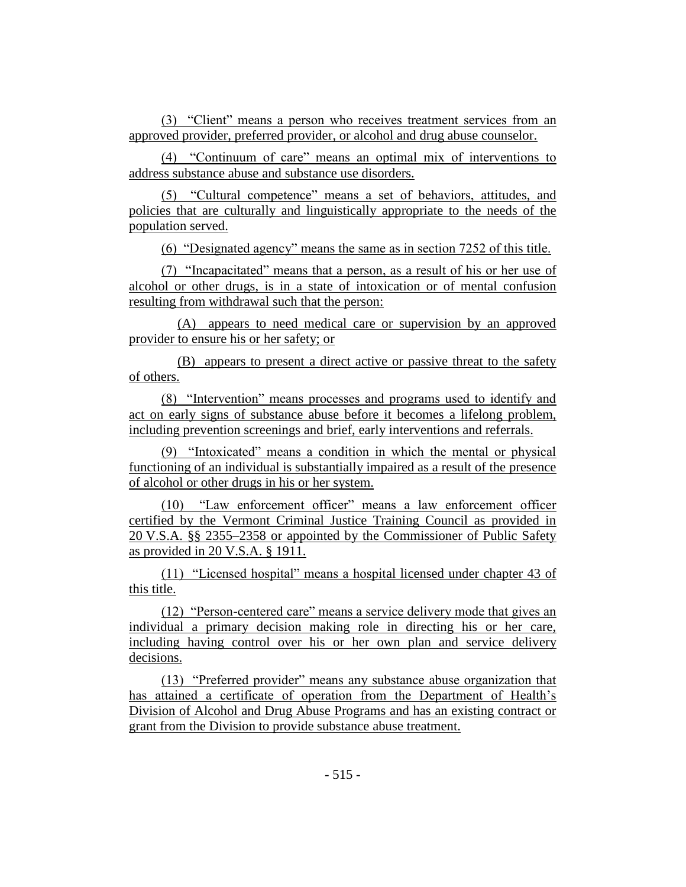(3) "Client" means a person who receives treatment services from an approved provider, preferred provider, or alcohol and drug abuse counselor.

(4) "Continuum of care" means an optimal mix of interventions to address substance abuse and substance use disorders.

(5) "Cultural competence" means a set of behaviors, attitudes, and policies that are culturally and linguistically appropriate to the needs of the population served.

(6) "Designated agency" means the same as in section 7252 of this title.

(7) "Incapacitated" means that a person, as a result of his or her use of alcohol or other drugs, is in a state of intoxication or of mental confusion resulting from withdrawal such that the person:

(A) appears to need medical care or supervision by an approved provider to ensure his or her safety; or

(B) appears to present a direct active or passive threat to the safety of others.

(8) "Intervention" means processes and programs used to identify and act on early signs of substance abuse before it becomes a lifelong problem, including prevention screenings and brief, early interventions and referrals.

(9) "Intoxicated" means a condition in which the mental or physical functioning of an individual is substantially impaired as a result of the presence of alcohol or other drugs in his or her system.

(10) "Law enforcement officer" means a law enforcement officer certified by the Vermont Criminal Justice Training Council as provided in 20 V.S.A. §§ 2355–2358 or appointed by the Commissioner of Public Safety as provided in 20 V.S.A. § 1911.

(11) "Licensed hospital" means a hospital licensed under chapter 43 of this title.

(12) "Person-centered care" means a service delivery mode that gives an individual a primary decision making role in directing his or her care, including having control over his or her own plan and service delivery decisions.

(13) "Preferred provider" means any substance abuse organization that has attained a certificate of operation from the Department of Health's Division of Alcohol and Drug Abuse Programs and has an existing contract or grant from the Division to provide substance abuse treatment.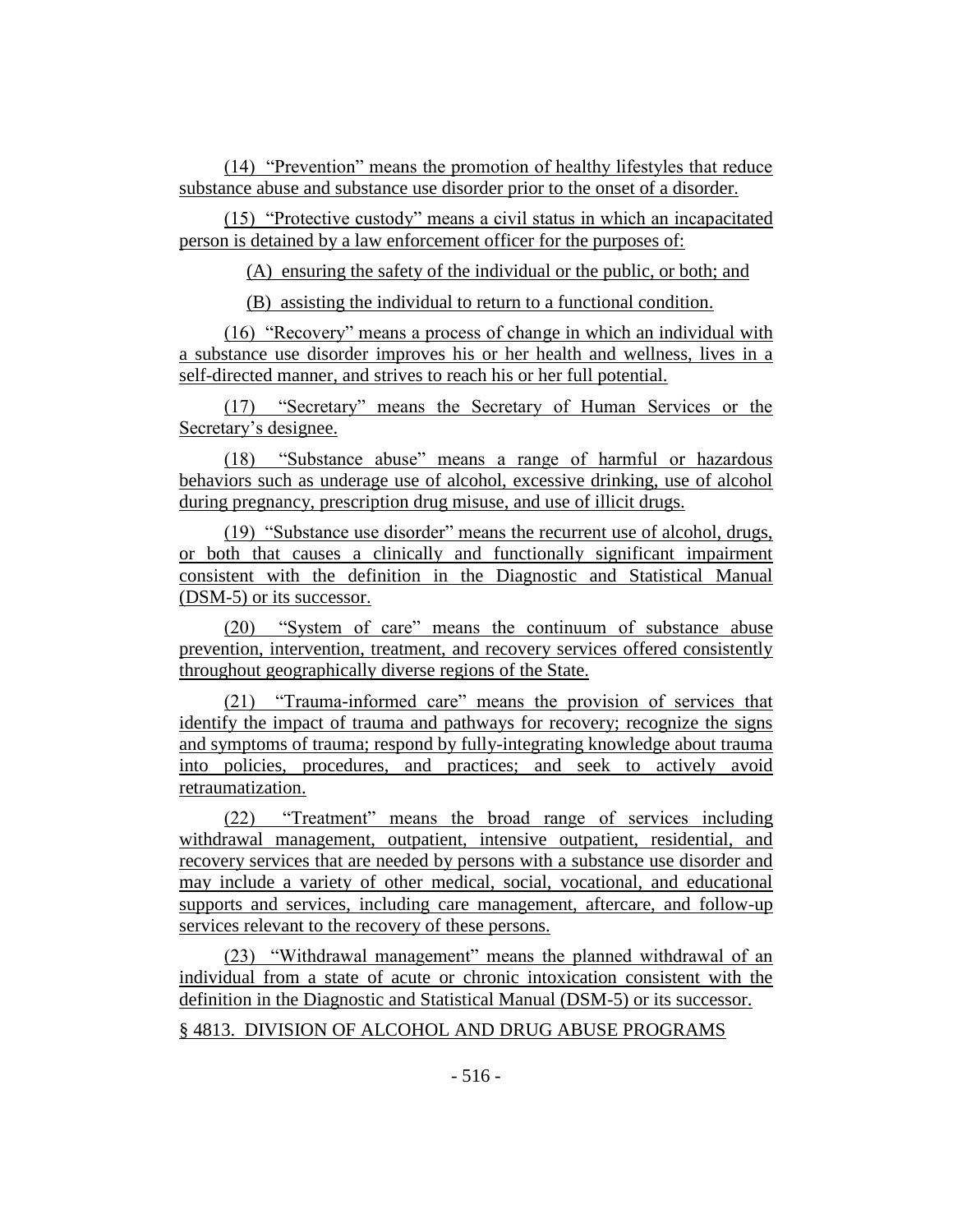(14) "Prevention" means the promotion of healthy lifestyles that reduce substance abuse and substance use disorder prior to the onset of a disorder.

(15) "Protective custody" means a civil status in which an incapacitated person is detained by a law enforcement officer for the purposes of:

(A) ensuring the safety of the individual or the public, or both; and

(B) assisting the individual to return to a functional condition.

(16) "Recovery" means a process of change in which an individual with a substance use disorder improves his or her health and wellness, lives in a self-directed manner, and strives to reach his or her full potential.

(17) "Secretary" means the Secretary of Human Services or the Secretary's designee.

(18) "Substance abuse" means a range of harmful or hazardous behaviors such as underage use of alcohol, excessive drinking, use of alcohol during pregnancy, prescription drug misuse, and use of illicit drugs.

(19) "Substance use disorder" means the recurrent use of alcohol, drugs, or both that causes a clinically and functionally significant impairment consistent with the definition in the Diagnostic and Statistical Manual (DSM-5) or its successor.

(20) "System of care" means the continuum of substance abuse prevention, intervention, treatment, and recovery services offered consistently throughout geographically diverse regions of the State.

(21) "Trauma-informed care" means the provision of services that identify the impact of trauma and pathways for recovery; recognize the signs and symptoms of trauma; respond by fully-integrating knowledge about trauma into policies, procedures, and practices; and seek to actively avoid retraumatization.

(22) "Treatment" means the broad range of services including withdrawal management, outpatient, intensive outpatient, residential, and recovery services that are needed by persons with a substance use disorder and may include a variety of other medical, social, vocational, and educational supports and services, including care management, aftercare, and follow-up services relevant to the recovery of these persons.

(23) "Withdrawal management" means the planned withdrawal of an individual from a state of acute or chronic intoxication consistent with the definition in the Diagnostic and Statistical Manual (DSM-5) or its successor.

§ 4813. DIVISION OF ALCOHOL AND DRUG ABUSE PROGRAMS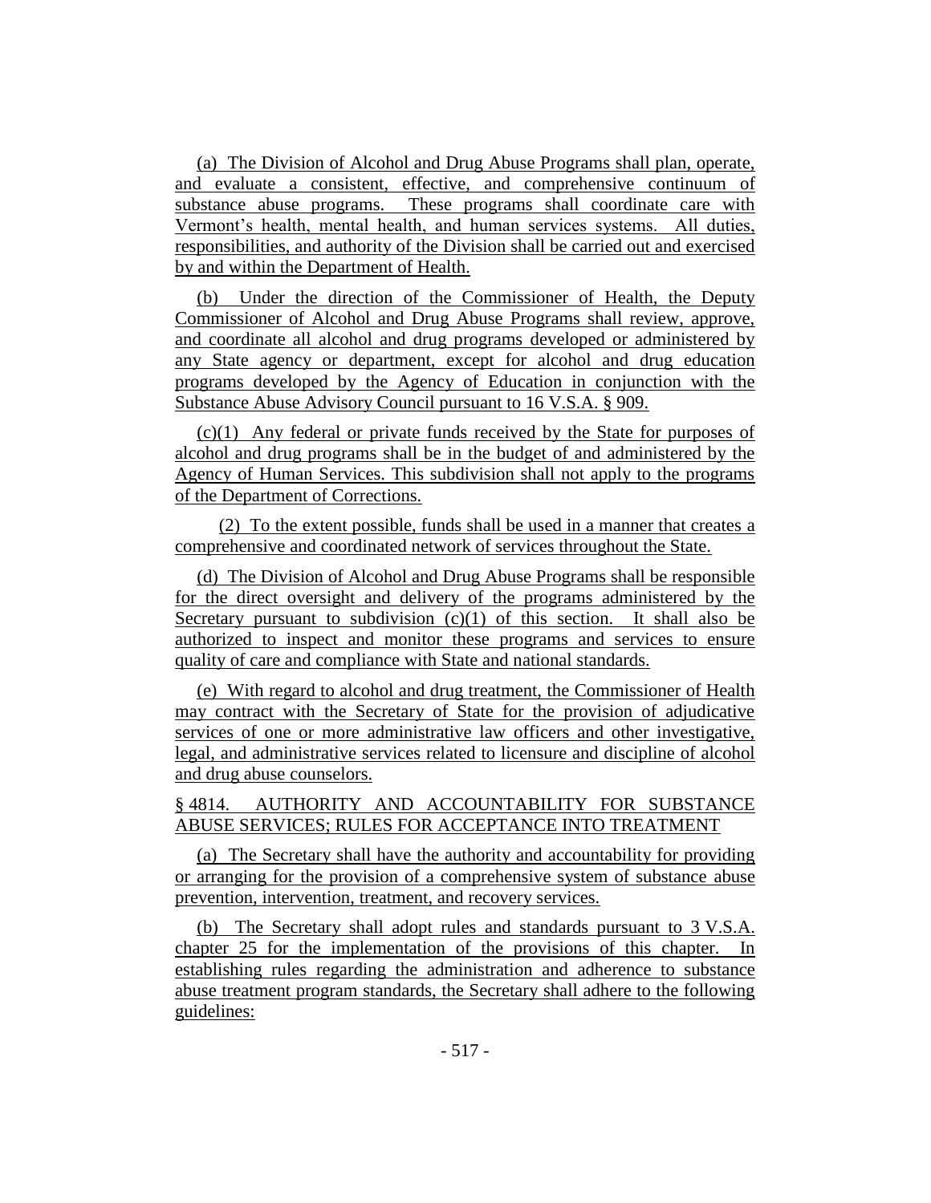(a) The Division of Alcohol and Drug Abuse Programs shall plan, operate, and evaluate a consistent, effective, and comprehensive continuum of substance abuse programs. These programs shall coordinate care with Vermont's health, mental health, and human services systems. All duties, responsibilities, and authority of the Division shall be carried out and exercised by and within the Department of Health.

(b) Under the direction of the Commissioner of Health, the Deputy Commissioner of Alcohol and Drug Abuse Programs shall review, approve, and coordinate all alcohol and drug programs developed or administered by any State agency or department, except for alcohol and drug education programs developed by the Agency of Education in conjunction with the Substance Abuse Advisory Council pursuant to 16 V.S.A. § 909.

(c)(1) Any federal or private funds received by the State for purposes of alcohol and drug programs shall be in the budget of and administered by the Agency of Human Services. This subdivision shall not apply to the programs of the Department of Corrections.

(2) To the extent possible, funds shall be used in a manner that creates a comprehensive and coordinated network of services throughout the State.

(d) The Division of Alcohol and Drug Abuse Programs shall be responsible for the direct oversight and delivery of the programs administered by the Secretary pursuant to subdivision (c)(1) of this section. It shall also be authorized to inspect and monitor these programs and services to ensure quality of care and compliance with State and national standards.

(e) With regard to alcohol and drug treatment, the Commissioner of Health may contract with the Secretary of State for the provision of adjudicative services of one or more administrative law officers and other investigative, legal, and administrative services related to licensure and discipline of alcohol and drug abuse counselors.

§ 4814. AUTHORITY AND ACCOUNTABILITY FOR SUBSTANCE ABUSE SERVICES; RULES FOR ACCEPTANCE INTO TREATMENT

(a) The Secretary shall have the authority and accountability for providing or arranging for the provision of a comprehensive system of substance abuse prevention, intervention, treatment, and recovery services.

(b) The Secretary shall adopt rules and standards pursuant to 3 V.S.A. chapter 25 for the implementation of the provisions of this chapter. In establishing rules regarding the administration and adherence to substance abuse treatment program standards, the Secretary shall adhere to the following guidelines: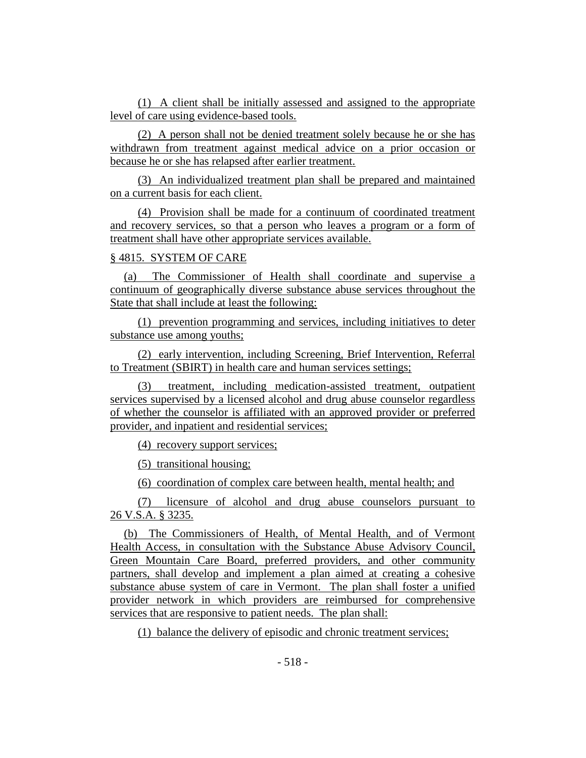(1) A client shall be initially assessed and assigned to the appropriate level of care using evidence-based tools.

(2) A person shall not be denied treatment solely because he or she has withdrawn from treatment against medical advice on a prior occasion or because he or she has relapsed after earlier treatment.

(3) An individualized treatment plan shall be prepared and maintained on a current basis for each client.

(4) Provision shall be made for a continuum of coordinated treatment and recovery services, so that a person who leaves a program or a form of treatment shall have other appropriate services available.

§ 4815. SYSTEM OF CARE

(a) The Commissioner of Health shall coordinate and supervise a continuum of geographically diverse substance abuse services throughout the State that shall include at least the following:

(1) prevention programming and services, including initiatives to deter substance use among youths;

(2) early intervention, including Screening, Brief Intervention, Referral to Treatment (SBIRT) in health care and human services settings;

(3) treatment, including medication-assisted treatment, outpatient services supervised by a licensed alcohol and drug abuse counselor regardless of whether the counselor is affiliated with an approved provider or preferred provider, and inpatient and residential services;

(4) recovery support services;

(5) transitional housing;

(6) coordination of complex care between health, mental health; and

(7) licensure of alcohol and drug abuse counselors pursuant to 26 V.S.A. § 3235.

(b) The Commissioners of Health, of Mental Health, and of Vermont Health Access, in consultation with the Substance Abuse Advisory Council, Green Mountain Care Board, preferred providers, and other community partners, shall develop and implement a plan aimed at creating a cohesive substance abuse system of care in Vermont. The plan shall foster a unified provider network in which providers are reimbursed for comprehensive services that are responsive to patient needs. The plan shall:

(1) balance the delivery of episodic and chronic treatment services;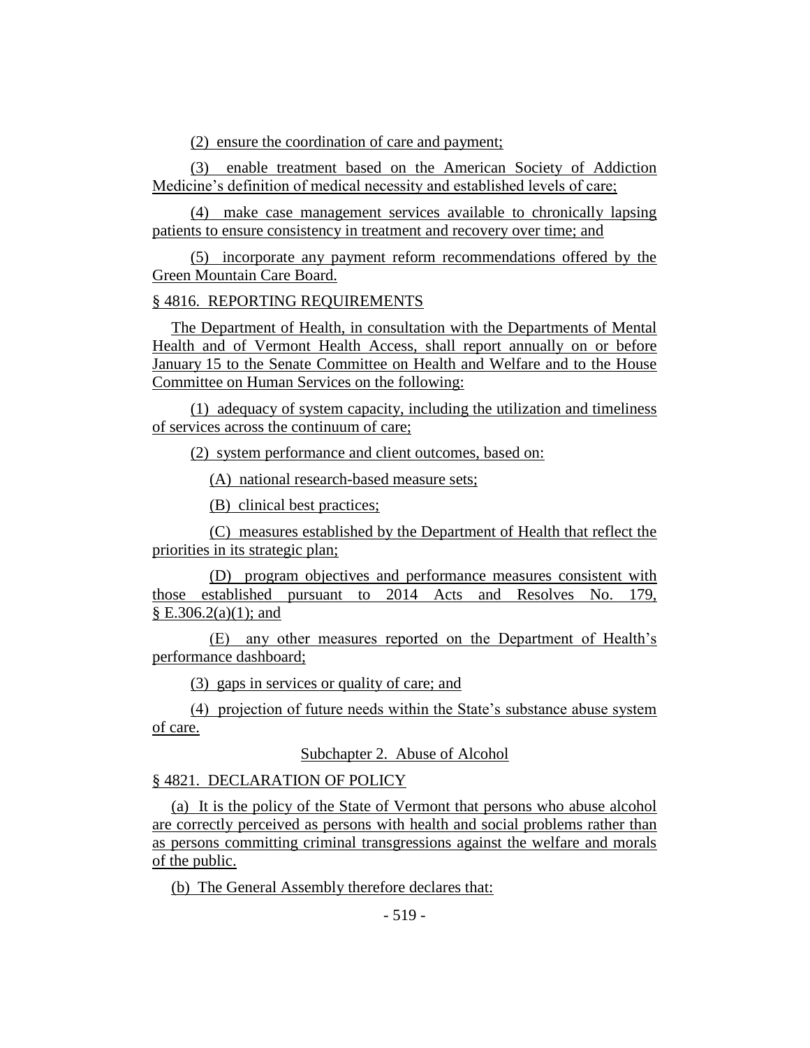(2) ensure the coordination of care and payment;

(3) enable treatment based on the American Society of Addiction Medicine's definition of medical necessity and established levels of care;

(4) make case management services available to chronically lapsing patients to ensure consistency in treatment and recovery over time; and

(5) incorporate any payment reform recommendations offered by the Green Mountain Care Board.

§ 4816. REPORTING REQUIREMENTS

The Department of Health, in consultation with the Departments of Mental Health and of Vermont Health Access, shall report annually on or before January 15 to the Senate Committee on Health and Welfare and to the House Committee on Human Services on the following:

(1) adequacy of system capacity, including the utilization and timeliness of services across the continuum of care;

(2) system performance and client outcomes, based on:

(A) national research-based measure sets;

(B) clinical best practices;

(C) measures established by the Department of Health that reflect the priorities in its strategic plan;

(D) program objectives and performance measures consistent with those established pursuant to 2014 Acts and Resolves No. 179, § E.306.2(a)(1); and

(E) any other measures reported on the Department of Health's performance dashboard;

(3) gaps in services or quality of care; and

(4) projection of future needs within the State's substance abuse system of care.

Subchapter 2. Abuse of Alcohol

§ 4821. DECLARATION OF POLICY

(a) It is the policy of the State of Vermont that persons who abuse alcohol are correctly perceived as persons with health and social problems rather than as persons committing criminal transgressions against the welfare and morals of the public.

(b) The General Assembly therefore declares that: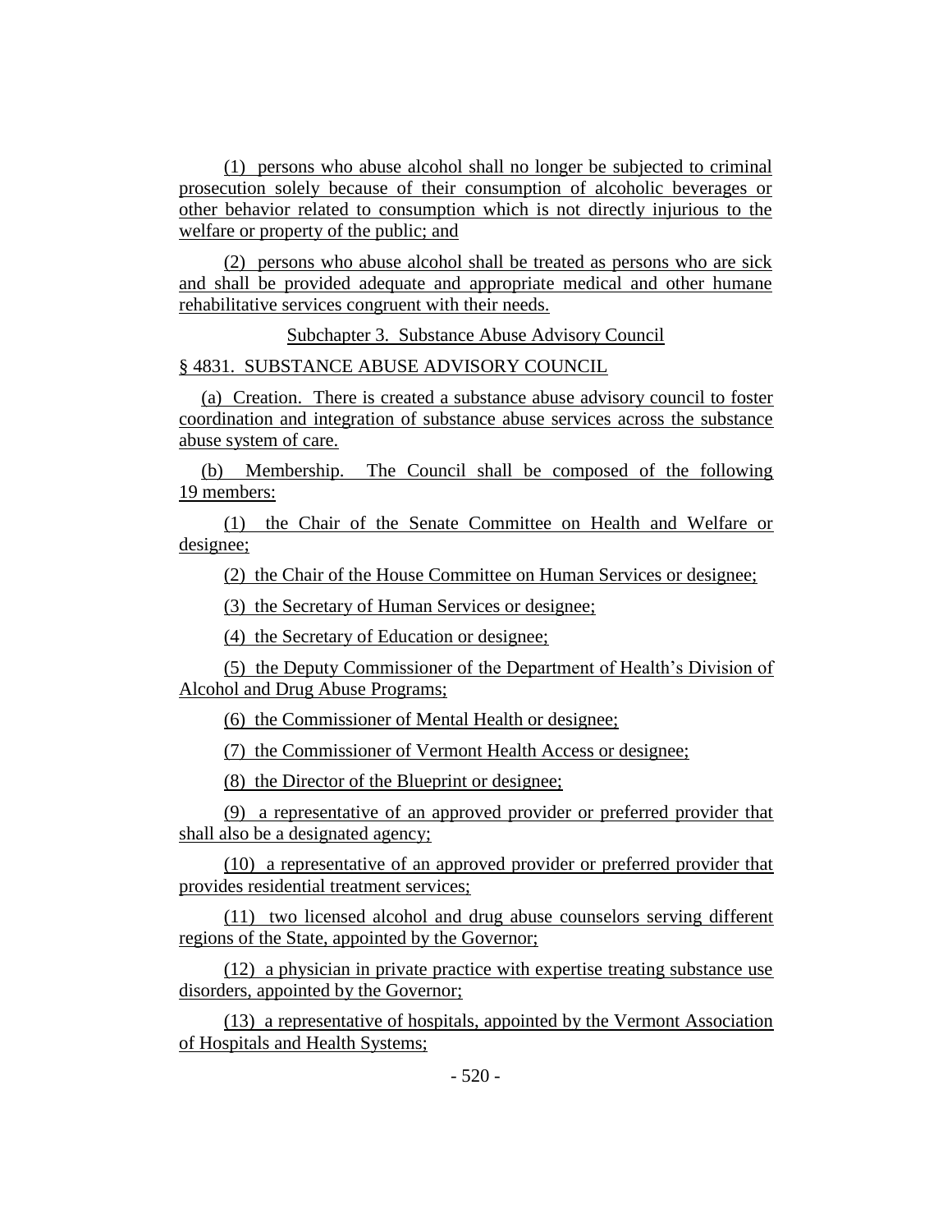(1) persons who abuse alcohol shall no longer be subjected to criminal prosecution solely because of their consumption of alcoholic beverages or other behavior related to consumption which is not directly injurious to the welfare or property of the public; and

(2) persons who abuse alcohol shall be treated as persons who are sick and shall be provided adequate and appropriate medical and other humane rehabilitative services congruent with their needs.

Subchapter 3. Substance Abuse Advisory Council

§ 4831. SUBSTANCE ABUSE ADVISORY COUNCIL

(a) Creation. There is created a substance abuse advisory council to foster coordination and integration of substance abuse services across the substance abuse system of care.

(b) Membership. The Council shall be composed of the following 19 members:

(1) the Chair of the Senate Committee on Health and Welfare or designee;

(2) the Chair of the House Committee on Human Services or designee;

(3) the Secretary of Human Services or designee;

(4) the Secretary of Education or designee;

(5) the Deputy Commissioner of the Department of Health's Division of Alcohol and Drug Abuse Programs;

(6) the Commissioner of Mental Health or designee;

(7) the Commissioner of Vermont Health Access or designee;

(8) the Director of the Blueprint or designee;

(9) a representative of an approved provider or preferred provider that shall also be a designated agency;

(10) a representative of an approved provider or preferred provider that provides residential treatment services;

(11) two licensed alcohol and drug abuse counselors serving different regions of the State, appointed by the Governor;

(12) a physician in private practice with expertise treating substance use disorders, appointed by the Governor;

(13) a representative of hospitals, appointed by the Vermont Association of Hospitals and Health Systems;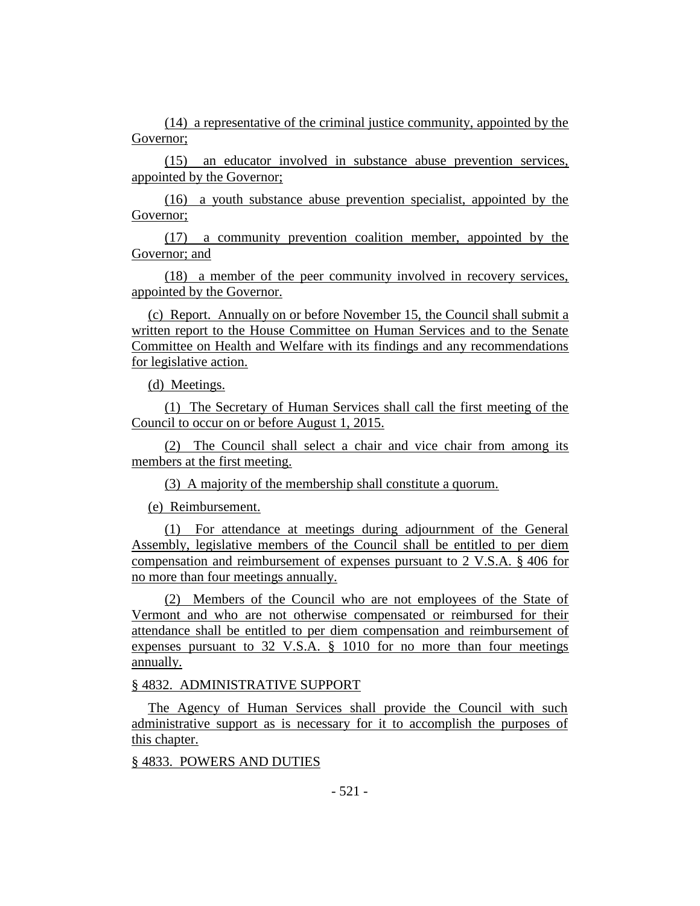(14) a representative of the criminal justice community, appointed by the Governor;

(15) an educator involved in substance abuse prevention services, appointed by the Governor;

(16) a youth substance abuse prevention specialist, appointed by the Governor;

(17) a community prevention coalition member, appointed by the Governor; and

(18) a member of the peer community involved in recovery services, appointed by the Governor.

(c) Report. Annually on or before November 15, the Council shall submit a written report to the House Committee on Human Services and to the Senate Committee on Health and Welfare with its findings and any recommendations for legislative action.

(d) Meetings.

(1) The Secretary of Human Services shall call the first meeting of the Council to occur on or before August 1, 2015.

(2) The Council shall select a chair and vice chair from among its members at the first meeting.

(3) A majority of the membership shall constitute a quorum.

(e) Reimbursement.

(1) For attendance at meetings during adjournment of the General Assembly, legislative members of the Council shall be entitled to per diem compensation and reimbursement of expenses pursuant to 2 V.S.A. § 406 for no more than four meetings annually.

(2) Members of the Council who are not employees of the State of Vermont and who are not otherwise compensated or reimbursed for their attendance shall be entitled to per diem compensation and reimbursement of expenses pursuant to 32 V.S.A. § 1010 for no more than four meetings annually.

§ 4832. ADMINISTRATIVE SUPPORT

The Agency of Human Services shall provide the Council with such administrative support as is necessary for it to accomplish the purposes of this chapter.

§ 4833. POWERS AND DUTIES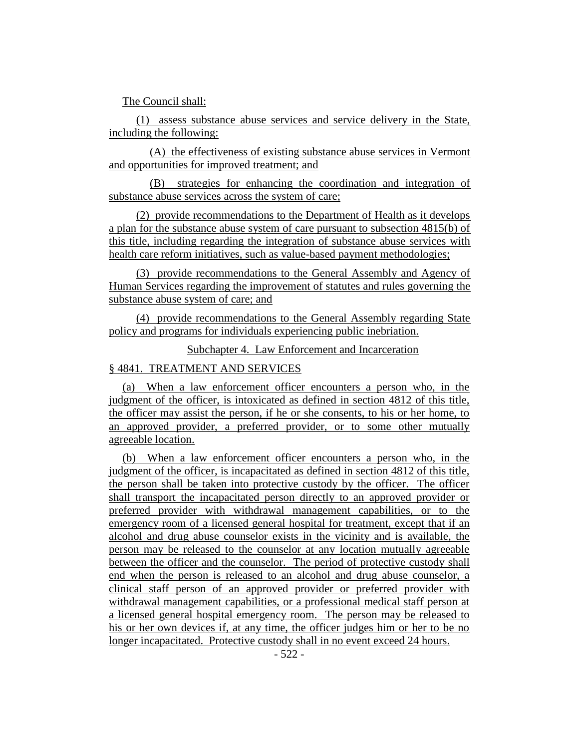The Council shall:

(1) assess substance abuse services and service delivery in the State, including the following:

(A) the effectiveness of existing substance abuse services in Vermont and opportunities for improved treatment; and

(B) strategies for enhancing the coordination and integration of substance abuse services across the system of care;

(2) provide recommendations to the Department of Health as it develops a plan for the substance abuse system of care pursuant to subsection 4815(b) of this title, including regarding the integration of substance abuse services with health care reform initiatives, such as value-based payment methodologies;

(3) provide recommendations to the General Assembly and Agency of Human Services regarding the improvement of statutes and rules governing the substance abuse system of care; and

(4) provide recommendations to the General Assembly regarding State policy and programs for individuals experiencing public inebriation.

Subchapter 4. Law Enforcement and Incarceration

§ 4841. TREATMENT AND SERVICES

(a) When a law enforcement officer encounters a person who, in the judgment of the officer, is intoxicated as defined in section 4812 of this title, the officer may assist the person, if he or she consents, to his or her home, to an approved provider, a preferred provider, or to some other mutually agreeable location.

(b) When a law enforcement officer encounters a person who, in the judgment of the officer, is incapacitated as defined in section 4812 of this title, the person shall be taken into protective custody by the officer. The officer shall transport the incapacitated person directly to an approved provider or preferred provider with withdrawal management capabilities, or to the emergency room of a licensed general hospital for treatment, except that if an alcohol and drug abuse counselor exists in the vicinity and is available, the person may be released to the counselor at any location mutually agreeable between the officer and the counselor. The period of protective custody shall end when the person is released to an alcohol and drug abuse counselor, a clinical staff person of an approved provider or preferred provider with withdrawal management capabilities, or a professional medical staff person at a licensed general hospital emergency room. The person may be released to his or her own devices if, at any time, the officer judges him or her to be no longer incapacitated. Protective custody shall in no event exceed 24 hours.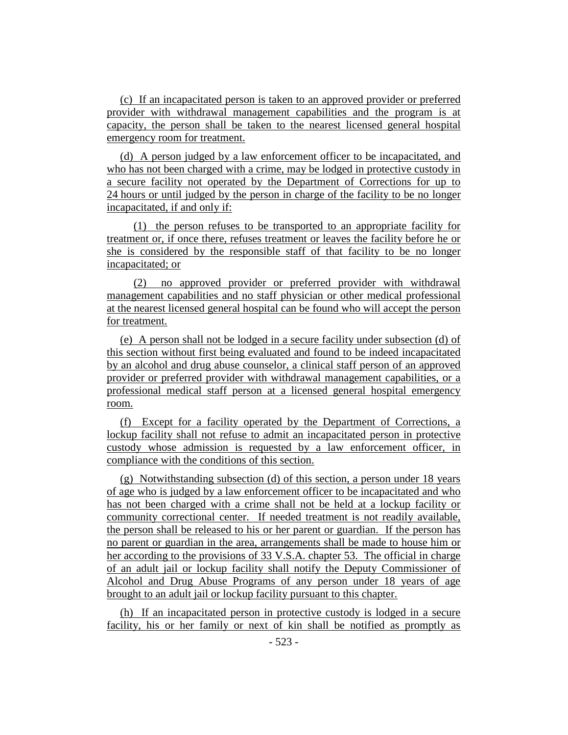(c) If an incapacitated person is taken to an approved provider or preferred provider with withdrawal management capabilities and the program is at capacity, the person shall be taken to the nearest licensed general hospital emergency room for treatment.

(d) A person judged by a law enforcement officer to be incapacitated, and who has not been charged with a crime, may be lodged in protective custody in a secure facility not operated by the Department of Corrections for up to 24 hours or until judged by the person in charge of the facility to be no longer incapacitated, if and only if:

(1) the person refuses to be transported to an appropriate facility for treatment or, if once there, refuses treatment or leaves the facility before he or she is considered by the responsible staff of that facility to be no longer incapacitated; or

(2) no approved provider or preferred provider with withdrawal management capabilities and no staff physician or other medical professional at the nearest licensed general hospital can be found who will accept the person for treatment.

(e) A person shall not be lodged in a secure facility under subsection (d) of this section without first being evaluated and found to be indeed incapacitated by an alcohol and drug abuse counselor, a clinical staff person of an approved provider or preferred provider with withdrawal management capabilities, or a professional medical staff person at a licensed general hospital emergency room.

(f) Except for a facility operated by the Department of Corrections, a lockup facility shall not refuse to admit an incapacitated person in protective custody whose admission is requested by a law enforcement officer, in compliance with the conditions of this section.

(g) Notwithstanding subsection (d) of this section, a person under 18 years of age who is judged by a law enforcement officer to be incapacitated and who has not been charged with a crime shall not be held at a lockup facility or community correctional center. If needed treatment is not readily available, the person shall be released to his or her parent or guardian. If the person has no parent or guardian in the area, arrangements shall be made to house him or her according to the provisions of 33 V.S.A. chapter 53. The official in charge of an adult jail or lockup facility shall notify the Deputy Commissioner of Alcohol and Drug Abuse Programs of any person under 18 years of age brought to an adult jail or lockup facility pursuant to this chapter.

(h) If an incapacitated person in protective custody is lodged in a secure facility, his or her family or next of kin shall be notified as promptly as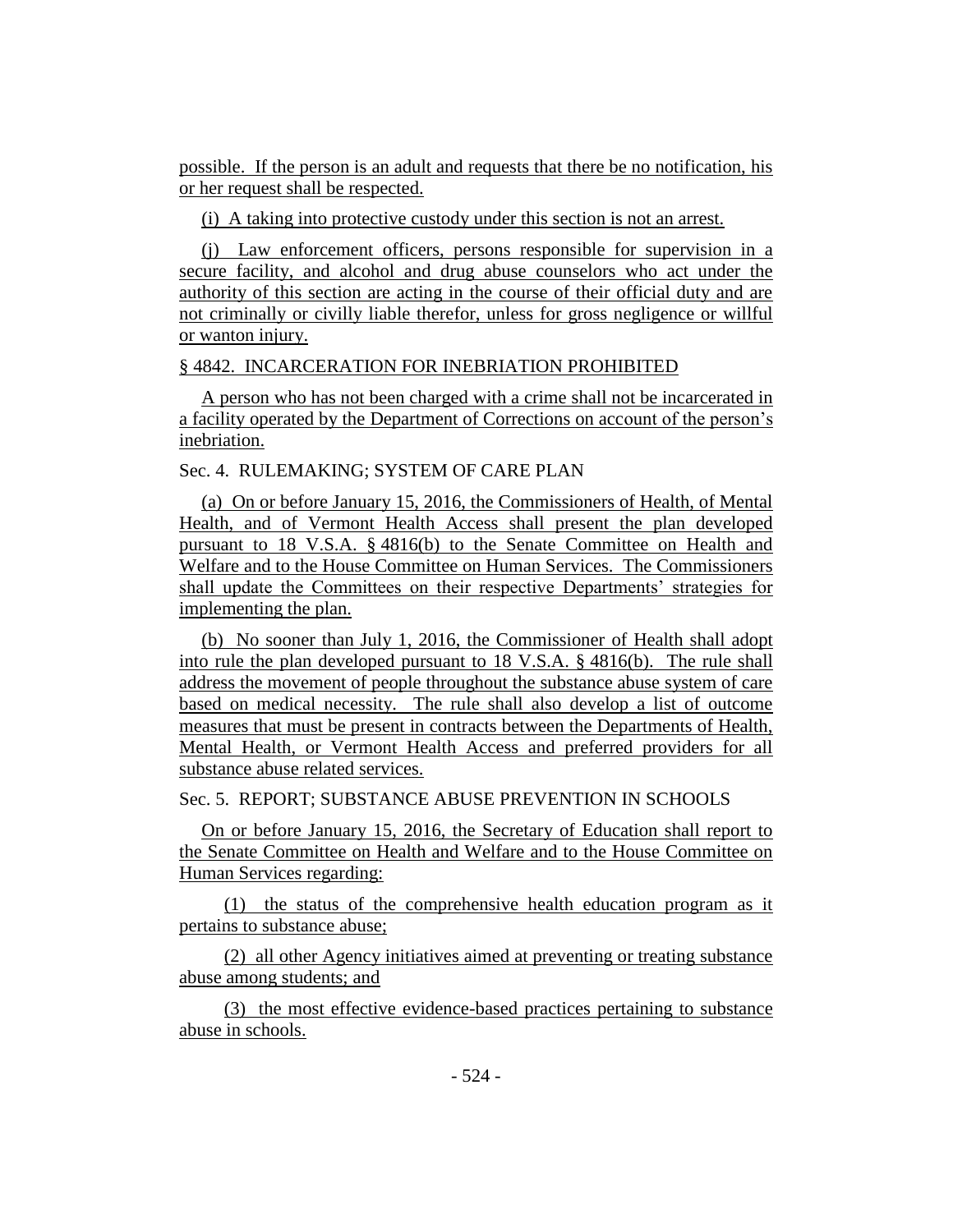possible. If the person is an adult and requests that there be no notification, his or her request shall be respected.

(i) A taking into protective custody under this section is not an arrest.

(j) Law enforcement officers, persons responsible for supervision in a secure facility, and alcohol and drug abuse counselors who act under the authority of this section are acting in the course of their official duty and are not criminally or civilly liable therefor, unless for gross negligence or willful or wanton injury.

§ 4842. INCARCERATION FOR INEBRIATION PROHIBITED

A person who has not been charged with a crime shall not be incarcerated in a facility operated by the Department of Corrections on account of the person's inebriation.

Sec. 4. RULEMAKING; SYSTEM OF CARE PLAN

(a) On or before January 15, 2016, the Commissioners of Health, of Mental Health, and of Vermont Health Access shall present the plan developed pursuant to 18 V.S.A. § 4816(b) to the Senate Committee on Health and Welfare and to the House Committee on Human Services. The Commissioners shall update the Committees on their respective Departments' strategies for implementing the plan.

(b) No sooner than July 1, 2016, the Commissioner of Health shall adopt into rule the plan developed pursuant to 18 V.S.A. § 4816(b). The rule shall address the movement of people throughout the substance abuse system of care based on medical necessity. The rule shall also develop a list of outcome measures that must be present in contracts between the Departments of Health, Mental Health, or Vermont Health Access and preferred providers for all substance abuse related services.

Sec. 5. REPORT; SUBSTANCE ABUSE PREVENTION IN SCHOOLS

On or before January 15, 2016, the Secretary of Education shall report to the Senate Committee on Health and Welfare and to the House Committee on Human Services regarding:

(1) the status of the comprehensive health education program as it pertains to substance abuse;

(2) all other Agency initiatives aimed at preventing or treating substance abuse among students; and

(3) the most effective evidence-based practices pertaining to substance abuse in schools.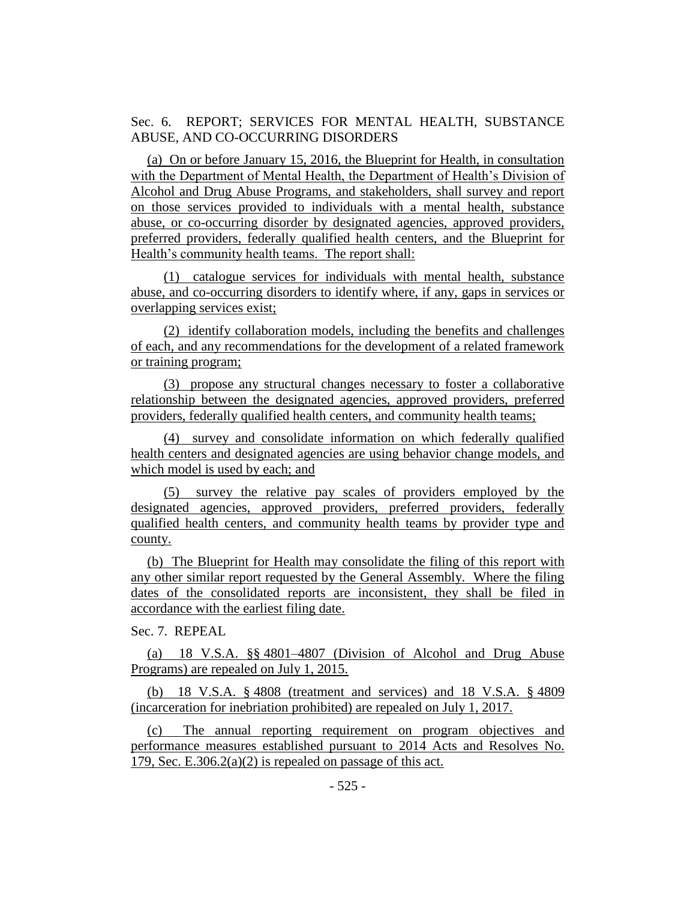Sec. 6. REPORT; SERVICES FOR MENTAL HEALTH, SUBSTANCE ABUSE, AND CO-OCCURRING DISORDERS

(a) On or before January 15, 2016, the Blueprint for Health, in consultation with the Department of Mental Health, the Department of Health's Division of Alcohol and Drug Abuse Programs, and stakeholders, shall survey and report on those services provided to individuals with a mental health, substance abuse, or co-occurring disorder by designated agencies, approved providers, preferred providers, federally qualified health centers, and the Blueprint for Health's community health teams. The report shall:

(1) catalogue services for individuals with mental health, substance abuse, and co-occurring disorders to identify where, if any, gaps in services or overlapping services exist;

(2) identify collaboration models, including the benefits and challenges of each, and any recommendations for the development of a related framework or training program;

(3) propose any structural changes necessary to foster a collaborative relationship between the designated agencies, approved providers, preferred providers, federally qualified health centers, and community health teams;

(4) survey and consolidate information on which federally qualified health centers and designated agencies are using behavior change models, and which model is used by each; and

(5) survey the relative pay scales of providers employed by the designated agencies, approved providers, preferred providers, federally qualified health centers, and community health teams by provider type and county.

(b) The Blueprint for Health may consolidate the filing of this report with any other similar report requested by the General Assembly. Where the filing dates of the consolidated reports are inconsistent, they shall be filed in accordance with the earliest filing date.

Sec. 7. REPEAL

(a) 18 V.S.A. §§ 4801–4807 (Division of Alcohol and Drug Abuse Programs) are repealed on July 1, 2015.

(b) 18 V.S.A. § 4808 (treatment and services) and 18 V.S.A. § 4809 (incarceration for inebriation prohibited) are repealed on July 1, 2017.

(c) The annual reporting requirement on program objectives and performance measures established pursuant to 2014 Acts and Resolves No. 179, Sec. E.306.2(a)(2) is repealed on passage of this act.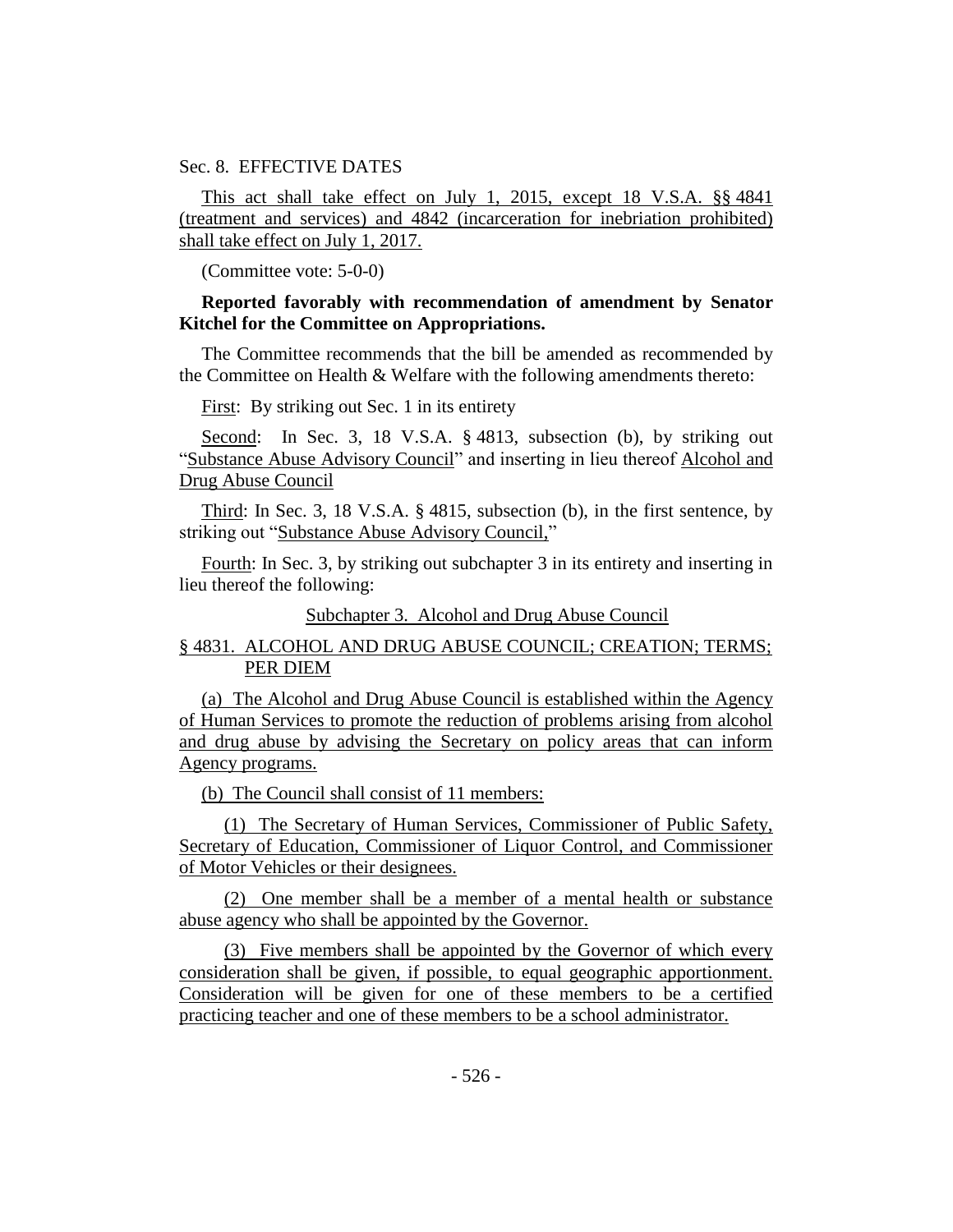Sec. 8. EFFECTIVE DATES

This act shall take effect on July 1, 2015, except 18 V.S.A. §§ 4841 (treatment and services) and 4842 (incarceration for inebriation prohibited) shall take effect on July 1, 2017.

(Committee vote: 5-0-0)

**Reported favorably with recommendation of amendment by Senator Kitchel for the Committee on Appropriations.**

The Committee recommends that the bill be amended as recommended by the Committee on Health & Welfare with the following amendments thereto:

First: By striking out Sec. 1 in its entirety

Second: In Sec. 3, 18 V.S.A. § 4813, subsection (b), by striking out "Substance Abuse Advisory Council" and inserting in lieu thereof Alcohol and Drug Abuse Council

Third: In Sec. 3, 18 V.S.A. § 4815, subsection (b), in the first sentence, by striking out "Substance Abuse Advisory Council,"

Fourth: In Sec. 3, by striking out subchapter 3 in its entirety and inserting in lieu thereof the following:

Subchapter 3. Alcohol and Drug Abuse Council

§ 4831. ALCOHOL AND DRUG ABUSE COUNCIL; CREATION; TERMS; PER DIEM

(a) The Alcohol and Drug Abuse Council is established within the Agency of Human Services to promote the reduction of problems arising from alcohol and drug abuse by advising the Secretary on policy areas that can inform Agency programs.

(b) The Council shall consist of 11 members:

(1) The Secretary of Human Services, Commissioner of Public Safety, Secretary of Education, Commissioner of Liquor Control, and Commissioner of Motor Vehicles or their designees.

(2) One member shall be a member of a mental health or substance abuse agency who shall be appointed by the Governor.

(3) Five members shall be appointed by the Governor of which every consideration shall be given, if possible, to equal geographic apportionment. Consideration will be given for one of these members to be a certified practicing teacher and one of these members to be a school administrator.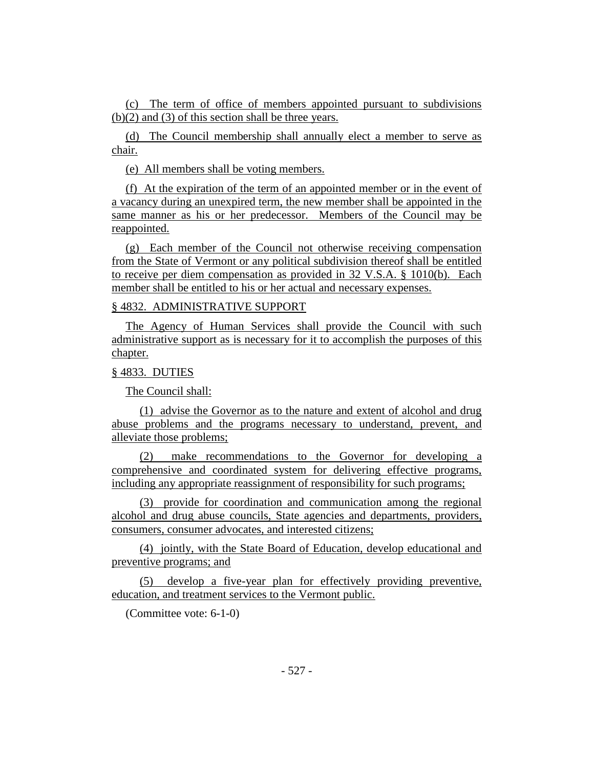(c) The term of office of members appointed pursuant to subdivisions (b)(2) and (3) of this section shall be three years.

(d) The Council membership shall annually elect a member to serve as chair.

(e) All members shall be voting members.

(f) At the expiration of the term of an appointed member or in the event of a vacancy during an unexpired term, the new member shall be appointed in the same manner as his or her predecessor. Members of the Council may be reappointed.

(g) Each member of the Council not otherwise receiving compensation from the State of Vermont or any political subdivision thereof shall be entitled to receive per diem compensation as provided in 32 V.S.A. § 1010(b). Each member shall be entitled to his or her actual and necessary expenses.

§ 4832. ADMINISTRATIVE SUPPORT

The Agency of Human Services shall provide the Council with such administrative support as is necessary for it to accomplish the purposes of this chapter.

§ 4833. DUTIES

The Council shall:

(1) advise the Governor as to the nature and extent of alcohol and drug abuse problems and the programs necessary to understand, prevent, and alleviate those problems;

(2) make recommendations to the Governor for developing a comprehensive and coordinated system for delivering effective programs, including any appropriate reassignment of responsibility for such programs;

(3) provide for coordination and communication among the regional alcohol and drug abuse councils, State agencies and departments, providers, consumers, consumer advocates, and interested citizens;

(4) jointly, with the State Board of Education, develop educational and preventive programs; and

(5) develop a five-year plan for effectively providing preventive, education, and treatment services to the Vermont public.

(Committee vote: 6-1-0)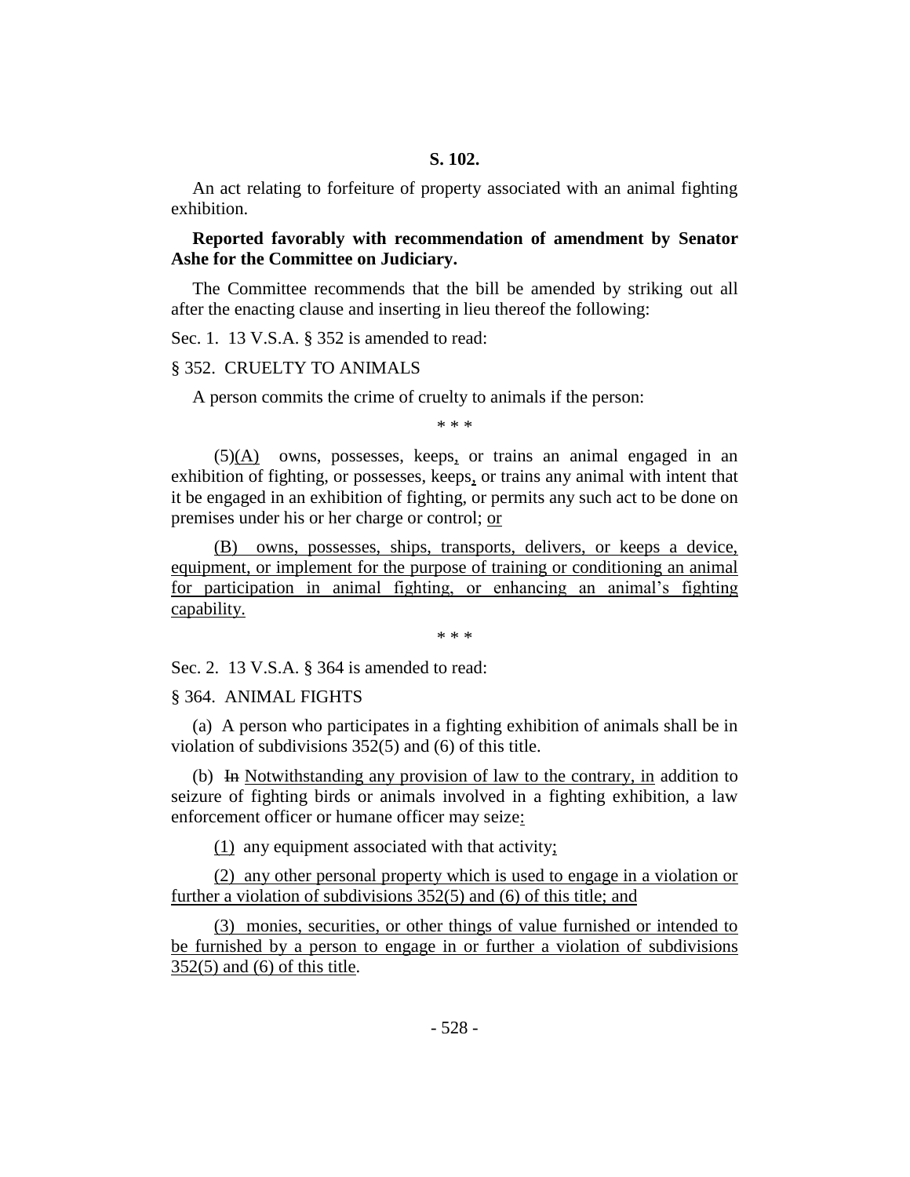**S. 102.**

An act relating to forfeiture of property associated with an animal fighting exhibition.

**Reported favorably with recommendation of amendment by Senator Ashe for the Committee on Judiciary.**

The Committee recommends that the bill be amended by striking out all after the enacting clause and inserting in lieu thereof the following:

Sec. 1. 13 V.S.A. § 352 is amended to read:

§ 352. CRUELTY TO ANIMALS

A person commits the crime of cruelty to animals if the person:

\* \* \*

(5)(A) owns, possesses, keeps, or trains an animal engaged in an exhibition of fighting, or possesses, keeps, or trains any animal with intent that it be engaged in an exhibition of fighting, or permits any such act to be done on premises under his or her charge or control; or

(B) owns, possesses, ships, transports, delivers, or keeps a device, equipment, or implement for the purpose of training or conditioning an animal for participation in animal fighting, or enhancing an animal's fighting capability.

\* \* \*

Sec. 2. 13 V.S.A. § 364 is amended to read:

§ 364. ANIMAL FIGHTS

(a) A person who participates in a fighting exhibition of animals shall be in violation of subdivisions 352(5) and (6) of this title.

(b) ~~In~~ Notwithstanding any provision of law to the contrary, in addition to seizure of fighting birds or animals involved in a fighting exhibition, a law enforcement officer or humane officer may seize:

(1) any equipment associated with that activity;

(2) any other personal property which is used to engage in a violation or further a violation of subdivisions 352(5) and (6) of this title; and

(3) monies, securities, or other things of value furnished or intended to be furnished by a person to engage in or further a violation of subdivisions 352(5) and (6) of this title.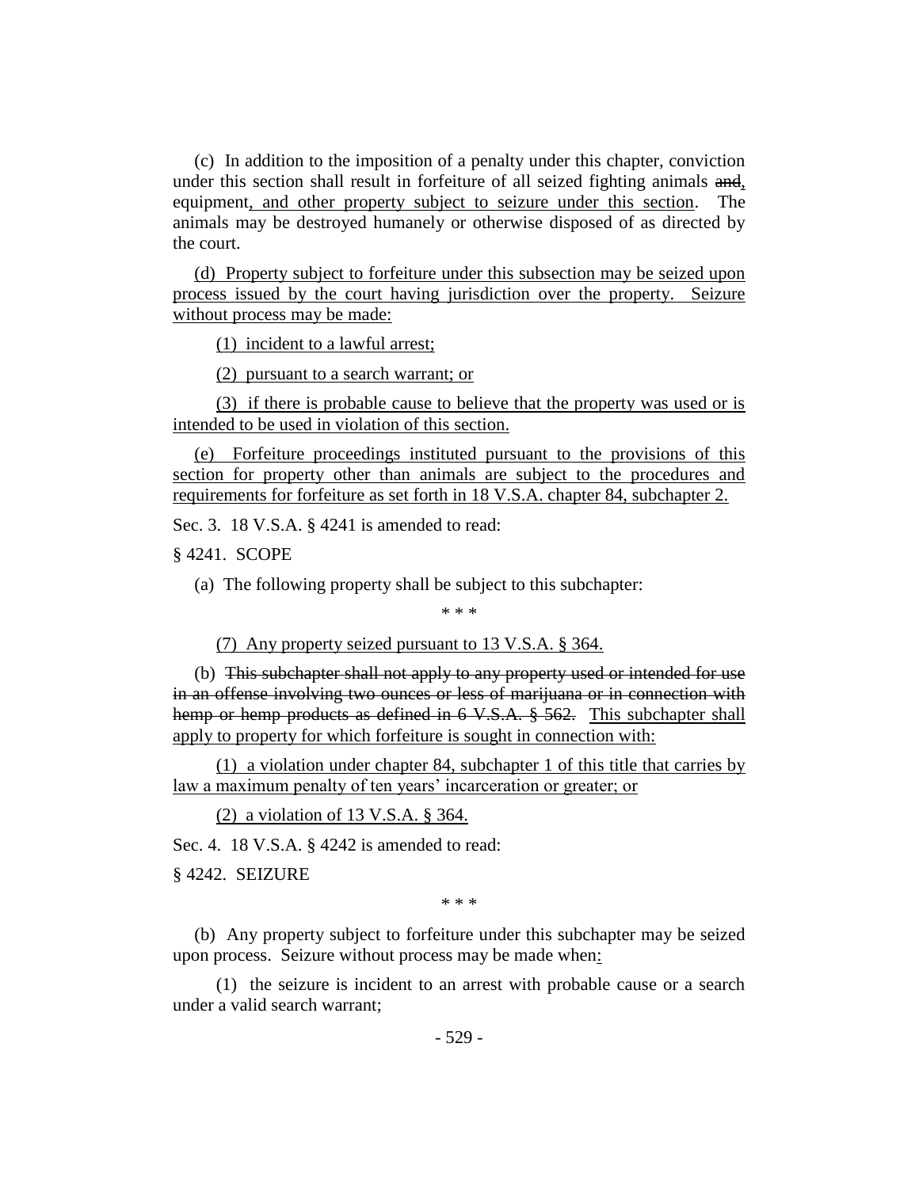(c) In addition to the imposition of a penalty under this chapter, conviction under this section shall result in forfeiture of all seized fighting animals ~~and~~, equipment, and other property subject to seizure under this section. The animals may be destroyed humanely or otherwise disposed of as directed by the court.

(d) Property subject to forfeiture under this subsection may be seized upon process issued by the court having jurisdiction over the property. Seizure without process may be made:

(1) incident to a lawful arrest;

(2) pursuant to a search warrant; or

(3) if there is probable cause to believe that the property was used or is intended to be used in violation of this section.

(e) Forfeiture proceedings instituted pursuant to the provisions of this section for property other than animals are subject to the procedures and requirements for forfeiture as set forth in 18 V.S.A. chapter 84, subchapter 2.

Sec. 3. 18 V.S.A. § 4241 is amended to read:

§ 4241. SCOPE

(a) The following property shall be subject to this subchapter:

\* \* \*

(7) Any property seized pursuant to 13 V.S.A. § 364.

(b) ~~This subchapter shall not apply to any property used or intended for use in an offense involving two ounces or less of marijuana or in connection with hemp or hemp products as defined in 6 V.S.A. § 562.~~ This subchapter shall apply to property for which forfeiture is sought in connection with:

(1) a violation under chapter 84, subchapter 1 of this title that carries by law a maximum penalty of ten years' incarceration or greater; or

(2) a violation of 13 V.S.A. § 364.

Sec. 4. 18 V.S.A. § 4242 is amended to read:

§ 4242. SEIZURE

\* \* \*

(b) Any property subject to forfeiture under this subchapter may be seized upon process. Seizure without process may be made when:

(1) the seizure is incident to an arrest with probable cause or a search under a valid search warrant;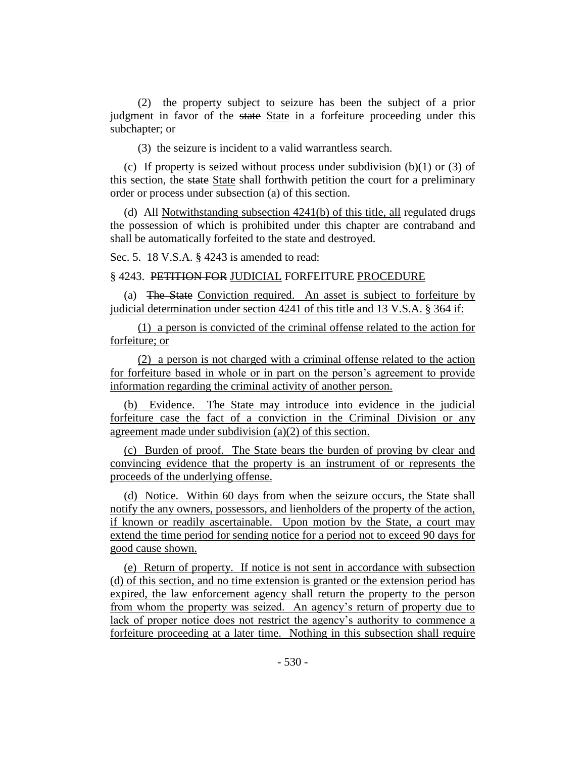(2) the property subject to seizure has been the subject of a prior judgment in favor of the ~~state~~ State in a forfeiture proceeding under this subchapter; or

(3) the seizure is incident to a valid warrantless search.

(c) If property is seized without process under subdivision (b)(1) or (3) of this section, the ~~state~~ State shall forthwith petition the court for a preliminary order or process under subsection (a) of this section.

(d) ~~All~~ Notwithstanding subsection 4241(b) of this title, all regulated drugs the possession of which is prohibited under this chapter are contraband and shall be automatically forfeited to the state and destroyed.

Sec. 5. 18 V.S.A. § 4243 is amended to read:

§ 4243. ~~PETITION FOR~~ JUDICIAL FORFEITURE PROCEDURE

(a) ~~The State~~ Conviction required. An asset is subject to forfeiture by judicial determination under section 4241 of this title and 13 V.S.A. § 364 if:

(1) a person is convicted of the criminal offense related to the action for forfeiture; or

(2) a person is not charged with a criminal offense related to the action for forfeiture based in whole or in part on the person's agreement to provide information regarding the criminal activity of another person.

(b) Evidence. The State may introduce into evidence in the judicial forfeiture case the fact of a conviction in the Criminal Division or any agreement made under subdivision (a)(2) of this section.

(c) Burden of proof. The State bears the burden of proving by clear and convincing evidence that the property is an instrument of or represents the proceeds of the underlying offense.

(d) Notice. Within 60 days from when the seizure occurs, the State shall notify the any owners, possessors, and lienholders of the property of the action, if known or readily ascertainable. Upon motion by the State, a court may extend the time period for sending notice for a period not to exceed 90 days for good cause shown.

(e) Return of property. If notice is not sent in accordance with subsection (d) of this section, and no time extension is granted or the extension period has expired, the law enforcement agency shall return the property to the person from whom the property was seized. An agency's return of property due to lack of proper notice does not restrict the agency's authority to commence a forfeiture proceeding at a later time. Nothing in this subsection shall require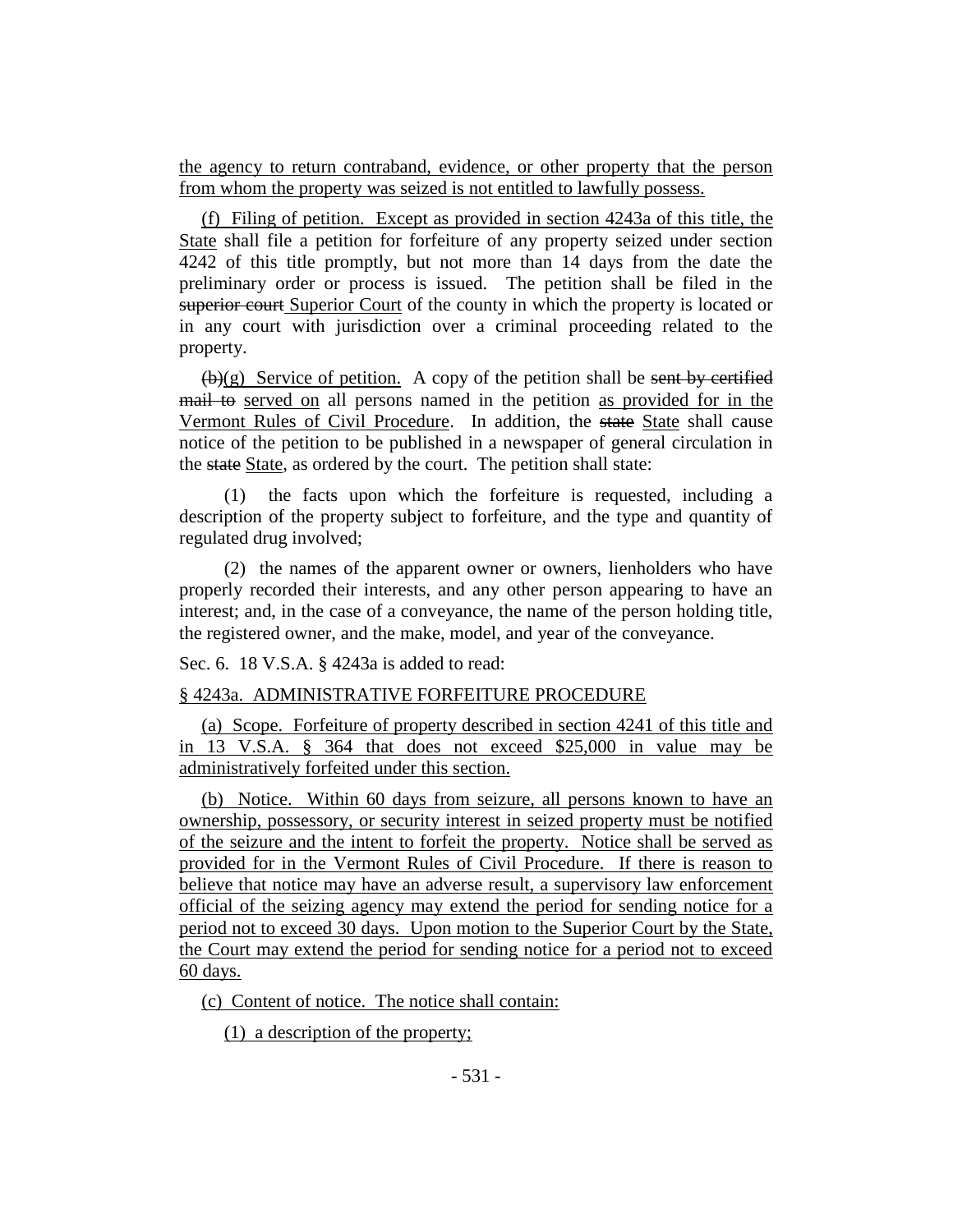the agency to return contraband, evidence, or other property that the person from whom the property was seized is not entitled to lawfully possess.

(f) Filing of petition. Except as provided in section 4243a of this title, the State shall file a petition for forfeiture of any property seized under section 4242 of this title promptly, but not more than 14 days from the date the preliminary order or process is issued. The petition shall be filed in the ~~superior court~~ Superior Court of the county in which the property is located or in any court with jurisdiction over a criminal proceeding related to the property.

~~(b)~~(g) Service of petition. A copy of the petition shall be ~~sent by certified mail to~~ served on all persons named in the petition as provided for in the Vermont Rules of Civil Procedure. In addition, the ~~state~~ State shall cause notice of the petition to be published in a newspaper of general circulation in the ~~state~~ State, as ordered by the court. The petition shall state:

(1) the facts upon which the forfeiture is requested, including a description of the property subject to forfeiture, and the type and quantity of regulated drug involved;

(2) the names of the apparent owner or owners, lienholders who have properly recorded their interests, and any other person appearing to have an interest; and, in the case of a conveyance, the name of the person holding title, the registered owner, and the make, model, and year of the conveyance.

Sec. 6. 18 V.S.A. § 4243a is added to read:

§ 4243a. ADMINISTRATIVE FORFEITURE PROCEDURE

(a) Scope. Forfeiture of property described in section 4241 of this title and in 13 V.S.A. § 364 that does not exceed $25,000 in value may be administratively forfeited under this section.

(b) Notice. Within 60 days from seizure, all persons known to have an ownership, possessory, or security interest in seized property must be notified of the seizure and the intent to forfeit the property. Notice shall be served as provided for in the Vermont Rules of Civil Procedure. If there is reason to believe that notice may have an adverse result, a supervisory law enforcement official of the seizing agency may extend the period for sending notice for a period not to exceed 30 days. Upon motion to the Superior Court by the State, the Court may extend the period for sending notice for a period not to exceed 60 days.

(c) Content of notice. The notice shall contain:

(1) a description of the property;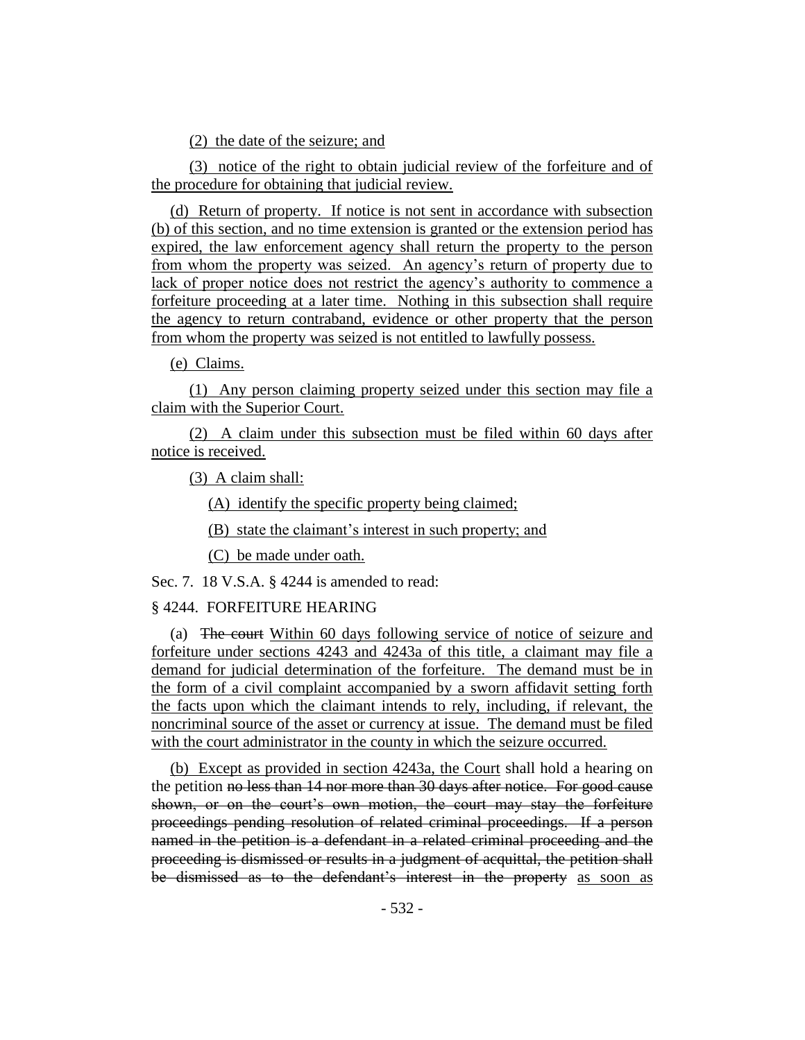(2) the date of the seizure; and

(3) notice of the right to obtain judicial review of the forfeiture and of the procedure for obtaining that judicial review.

(d) Return of property. If notice is not sent in accordance with subsection (b) of this section, and no time extension is granted or the extension period has expired, the law enforcement agency shall return the property to the person from whom the property was seized. An agency's return of property due to lack of proper notice does not restrict the agency's authority to commence a forfeiture proceeding at a later time. Nothing in this subsection shall require the agency to return contraband, evidence or other property that the person from whom the property was seized is not entitled to lawfully possess.

(e) Claims.

(1) Any person claiming property seized under this section may file a claim with the Superior Court.

(2) A claim under this subsection must be filed within 60 days after notice is received.

(3) A claim shall:

(A) identify the specific property being claimed;

(B) state the claimant's interest in such property; and

(C) be made under oath.

Sec. 7. 18 V.S.A. § 4244 is amended to read:

§ 4244. FORFEITURE HEARING

(a) ~~The court~~ Within 60 days following service of notice of seizure and forfeiture under sections 4243 and 4243a of this title, a claimant may file a demand for judicial determination of the forfeiture. The demand must be in the form of a civil complaint accompanied by a sworn affidavit setting forth the facts upon which the claimant intends to rely, including, if relevant, the noncriminal source of the asset or currency at issue. The demand must be filed with the court administrator in the county in which the seizure occurred.

(b) Except as provided in section 4243a, the Court shall hold a hearing on the petition ~~no less than 14 nor more than 30 days after notice. For good cause shown, or on the court's own motion, the court may stay the forfeiture proceedings pending resolution of related criminal proceedings. If a person named in the petition is a defendant in a related criminal proceeding and the proceeding is dismissed or results in a judgment of acquittal, the petition shall be dismissed as to the defendant's interest in the property~~ as soon as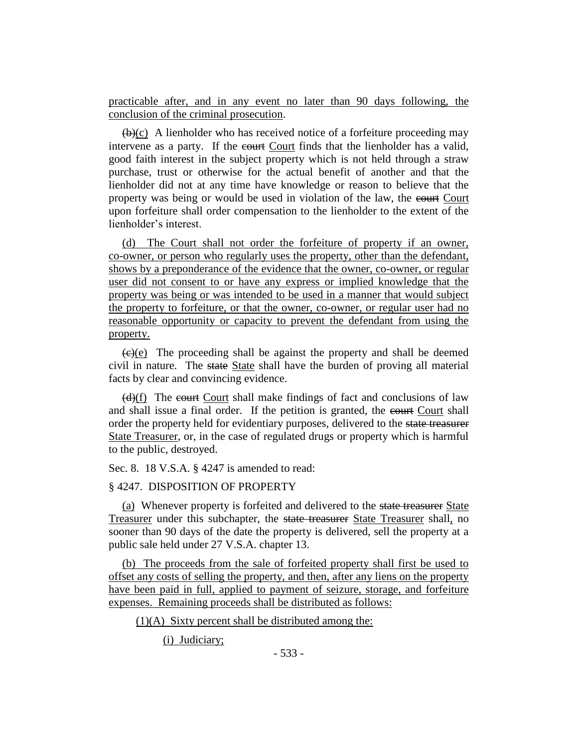practicable after, and in any event no later than 90 days following, the conclusion of the criminal prosecution.

~~(b)~~(c) A lienholder who has received notice of a forfeiture proceeding may intervene as a party. If the ~~court~~ Court finds that the lienholder has a valid, good faith interest in the subject property which is not held through a straw purchase, trust or otherwise for the actual benefit of another and that the lienholder did not at any time have knowledge or reason to believe that the property was being or would be used in violation of the law, the ~~court~~ Court upon forfeiture shall order compensation to the lienholder to the extent of the lienholder's interest.

(d) The Court shall not order the forfeiture of property if an owner, co-owner, or person who regularly uses the property, other than the defendant, shows by a preponderance of the evidence that the owner, co-owner, or regular user did not consent to or have any express or implied knowledge that the property was being or was intended to be used in a manner that would subject the property to forfeiture, or that the owner, co-owner, or regular user had no reasonable opportunity or capacity to prevent the defendant from using the property.

~~(c)~~(e) The proceeding shall be against the property and shall be deemed civil in nature. The ~~state~~ State shall have the burden of proving all material facts by clear and convincing evidence.

~~(d)~~(f) The ~~court~~ Court shall make findings of fact and conclusions of law and shall issue a final order. If the petition is granted, the ~~court~~ Court shall order the property held for evidentiary purposes, delivered to the ~~state treasurer~~ State Treasurer, or, in the case of regulated drugs or property which is harmful to the public, destroyed.

Sec. 8. 18 V.S.A. § 4247 is amended to read:

§ 4247. DISPOSITION OF PROPERTY

(a) Whenever property is forfeited and delivered to the ~~state treasurer~~ State Treasurer under this subchapter, the ~~state treasurer~~ State Treasurer shall, no sooner than 90 days of the date the property is delivered, sell the property at a public sale held under 27 V.S.A. chapter 13.

(b) The proceeds from the sale of forfeited property shall first be used to offset any costs of selling the property, and then, after any liens on the property have been paid in full, applied to payment of seizure, storage, and forfeiture expenses. Remaining proceeds shall be distributed as follows:

(1)(A) Sixty percent shall be distributed among the:

(i) Judiciary;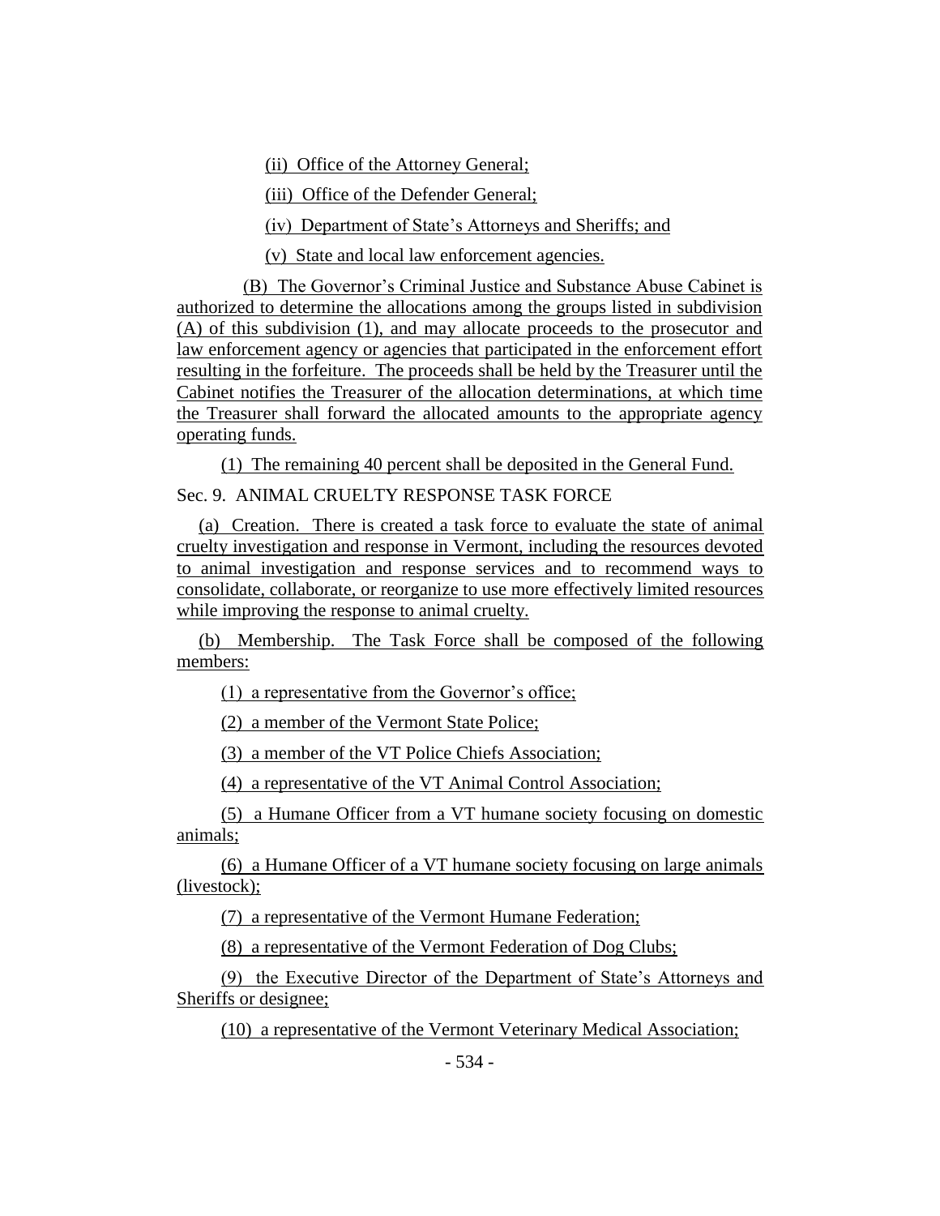(ii) Office of the Attorney General;

(iii) Office of the Defender General;

(iv) Department of State's Attorneys and Sheriffs; and

(v) State and local law enforcement agencies.

(B) The Governor's Criminal Justice and Substance Abuse Cabinet is authorized to determine the allocations among the groups listed in subdivision (A) of this subdivision (1), and may allocate proceeds to the prosecutor and law enforcement agency or agencies that participated in the enforcement effort resulting in the forfeiture. The proceeds shall be held by the Treasurer until the Cabinet notifies the Treasurer of the allocation determinations, at which time the Treasurer shall forward the allocated amounts to the appropriate agency operating funds.

(1) The remaining 40 percent shall be deposited in the General Fund.

Sec. 9. ANIMAL CRUELTY RESPONSE TASK FORCE

(a) Creation. There is created a task force to evaluate the state of animal cruelty investigation and response in Vermont, including the resources devoted to animal investigation and response services and to recommend ways to consolidate, collaborate, or reorganize to use more effectively limited resources while improving the response to animal cruelty.

(b) Membership. The Task Force shall be composed of the following members:

(1) a representative from the Governor's office;

(2) a member of the Vermont State Police;

(3) a member of the VT Police Chiefs Association;

(4) a representative of the VT Animal Control Association;

(5) a Humane Officer from a VT humane society focusing on domestic animals;

(6) a Humane Officer of a VT humane society focusing on large animals (livestock);

(7) a representative of the Vermont Humane Federation;

(8) a representative of the Vermont Federation of Dog Clubs;

(9) the Executive Director of the Department of State's Attorneys and Sheriffs or designee;

(10) a representative of the Vermont Veterinary Medical Association;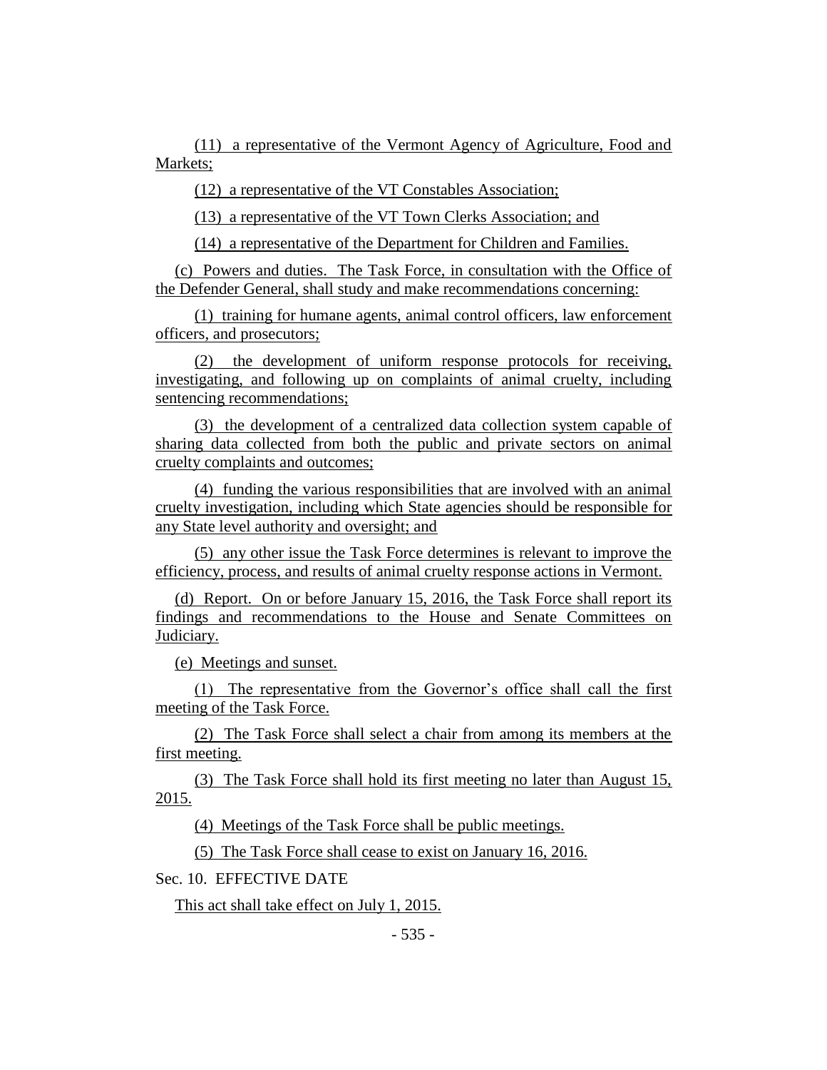(11) a representative of the Vermont Agency of Agriculture, Food and Markets;

(12) a representative of the VT Constables Association;

(13) a representative of the VT Town Clerks Association; and

(14) a representative of the Department for Children and Families.

(c) Powers and duties. The Task Force, in consultation with the Office of the Defender General, shall study and make recommendations concerning:

(1) training for humane agents, animal control officers, law enforcement officers, and prosecutors;

(2) the development of uniform response protocols for receiving, investigating, and following up on complaints of animal cruelty, including sentencing recommendations;

(3) the development of a centralized data collection system capable of sharing data collected from both the public and private sectors on animal cruelty complaints and outcomes;

(4) funding the various responsibilities that are involved with an animal cruelty investigation, including which State agencies should be responsible for any State level authority and oversight; and

(5) any other issue the Task Force determines is relevant to improve the efficiency, process, and results of animal cruelty response actions in Vermont.

(d) Report. On or before January 15, 2016, the Task Force shall report its findings and recommendations to the House and Senate Committees on Judiciary.

(e) Meetings and sunset.

(1) The representative from the Governor's office shall call the first meeting of the Task Force.

(2) The Task Force shall select a chair from among its members at the first meeting.

(3) The Task Force shall hold its first meeting no later than August 15, 2015.

(4) Meetings of the Task Force shall be public meetings.

(5) The Task Force shall cease to exist on January 16, 2016.

Sec. 10. EFFECTIVE DATE

This act shall take effect on July 1, 2015.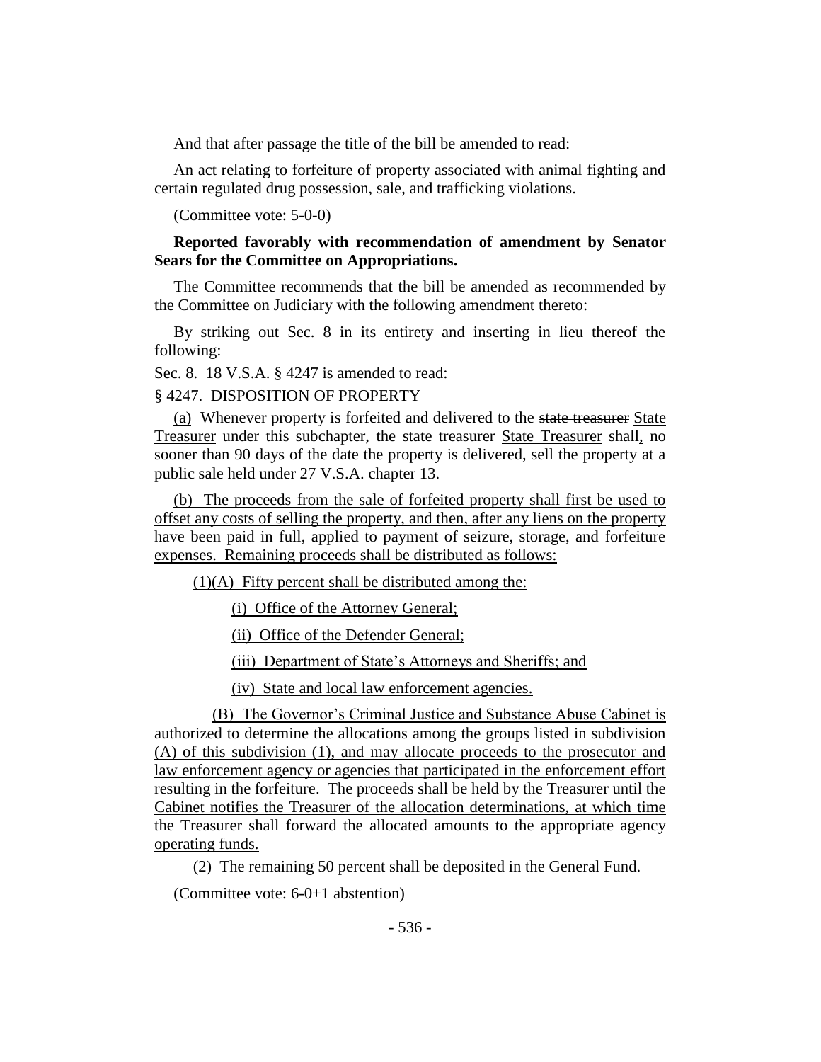And that after passage the title of the bill be amended to read:

An act relating to forfeiture of property associated with animal fighting and certain regulated drug possession, sale, and trafficking violations.

(Committee vote: 5-0-0)

**Reported favorably with recommendation of amendment by Senator Sears for the Committee on Appropriations.**

The Committee recommends that the bill be amended as recommended by the Committee on Judiciary with the following amendment thereto:

By striking out Sec. 8 in its entirety and inserting in lieu thereof the following:

Sec. 8. 18 V.S.A. § 4247 is amended to read:

§ 4247. DISPOSITION OF PROPERTY

(a) Whenever property is forfeited and delivered to the ~~state treasurer~~ State Treasurer under this subchapter, the ~~state treasurer~~ State Treasurer shall, no sooner than 90 days of the date the property is delivered, sell the property at a public sale held under 27 V.S.A. chapter 13.

(b) The proceeds from the sale of forfeited property shall first be used to offset any costs of selling the property, and then, after any liens on the property have been paid in full, applied to payment of seizure, storage, and forfeiture expenses. Remaining proceeds shall be distributed as follows:

(1)(A) Fifty percent shall be distributed among the:

(i) Office of the Attorney General;

(ii) Office of the Defender General;

(iii) Department of State's Attorneys and Sheriffs; and

(iv) State and local law enforcement agencies.

(B) The Governor's Criminal Justice and Substance Abuse Cabinet is authorized to determine the allocations among the groups listed in subdivision (A) of this subdivision (1), and may allocate proceeds to the prosecutor and law enforcement agency or agencies that participated in the enforcement effort resulting in the forfeiture. The proceeds shall be held by the Treasurer until the Cabinet notifies the Treasurer of the allocation determinations, at which time the Treasurer shall forward the allocated amounts to the appropriate agency operating funds.

(2) The remaining 50 percent shall be deposited in the General Fund.

(Committee vote: 6-0+1 abstention)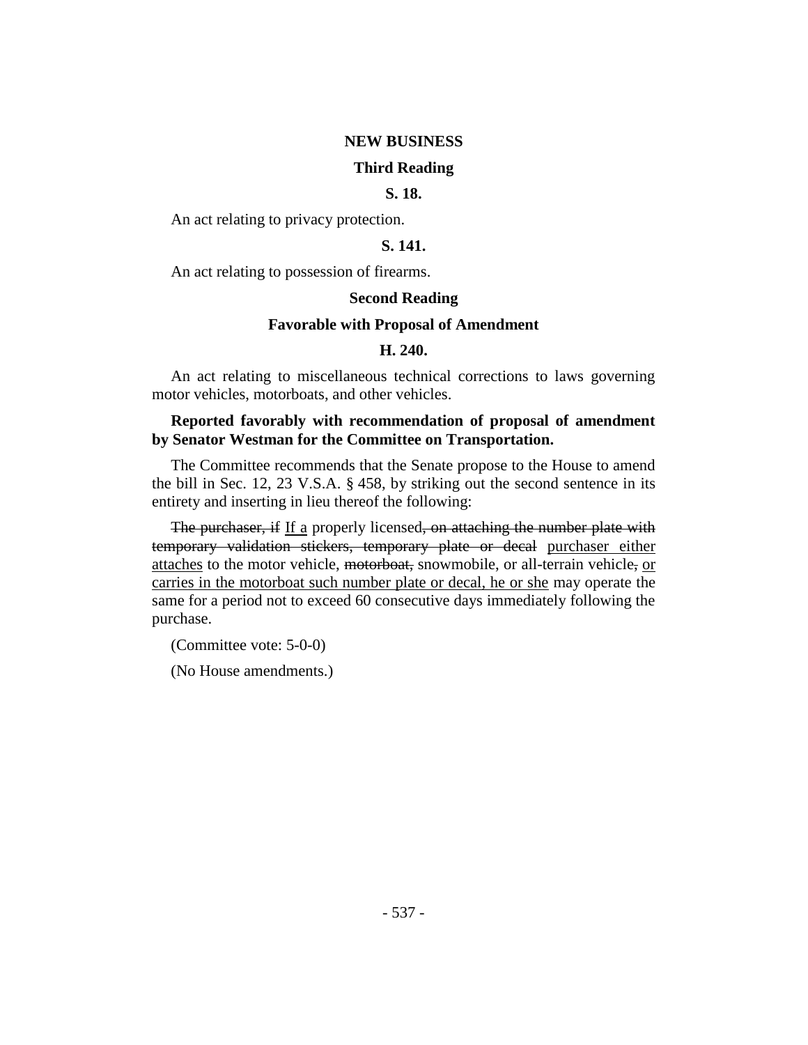**NEW BUSINESS**

**Third Reading**

**S. 18.**

An act relating to privacy protection.

**S. 141.**

An act relating to possession of firearms.

**Second Reading**

**Favorable with Proposal of Amendment**

**H. 240.**

An act relating to miscellaneous technical corrections to laws governing motor vehicles, motorboats, and other vehicles.

**Reported favorably with recommendation of proposal of amendment by Senator Westman for the Committee on Transportation.**

The Committee recommends that the Senate propose to the House to amend the bill in Sec. 12, 23 V.S.A. § 458, by striking out the second sentence in its entirety and inserting in lieu thereof the following:

~~The purchaser, if~~ <u>If a</u> properly licensed~~, on attaching the number plate with temporary validation stickers, temporary plate or decal~~ <u>purchaser either attaches</u> to the motor vehicle, ~~motorboat,~~ snowmobile, or all-terrain vehicle~~,~~ <u>or carries in the motorboat such number plate or decal, he or she</u> may operate the same for a period not to exceed 60 consecutive days immediately following the purchase.

(Committee vote: 5-0-0)

(No House amendments.)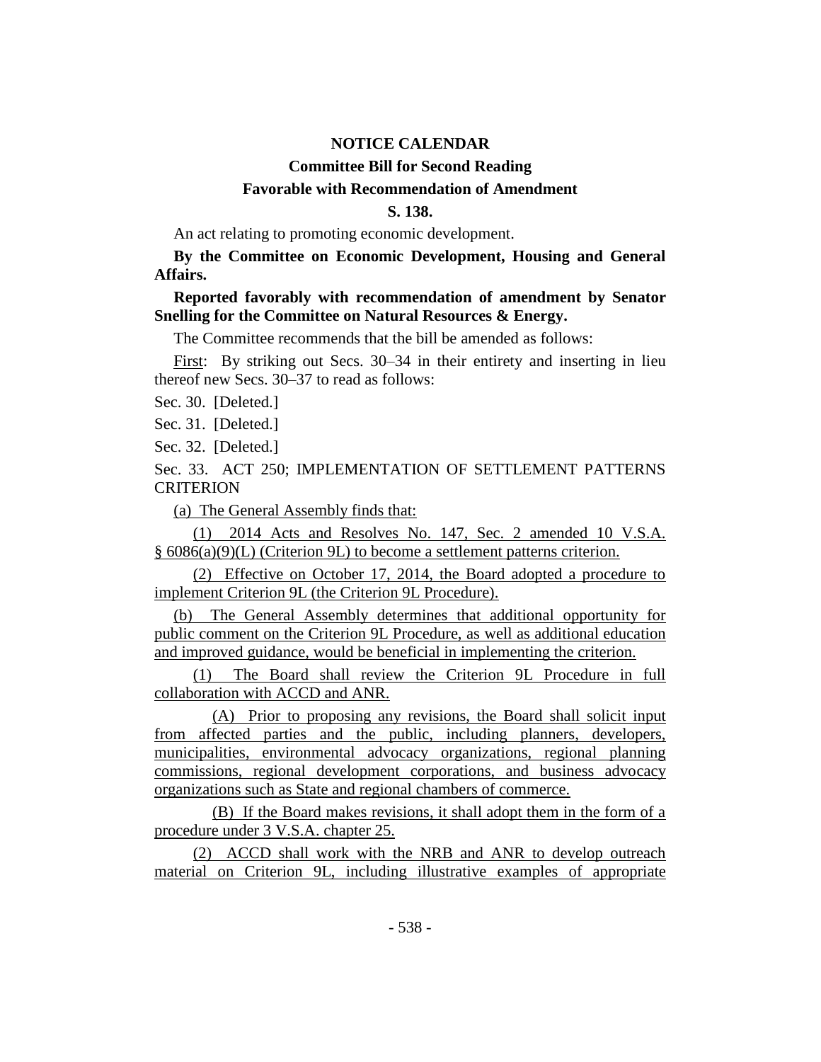**NOTICE CALENDAR**

**Committee Bill for Second Reading**

**Favorable with Recommendation of Amendment**

**S. 138.**

An act relating to promoting economic development.

**By the Committee on Economic Development, Housing and General Affairs.**

**Reported favorably with recommendation of amendment by Senator Snelling for the Committee on Natural Resources & Energy.**

The Committee recommends that the bill be amended as follows:

First: By striking out Secs. 30–34 in their entirety and inserting in lieu thereof new Secs. 30–37 to read as follows:

Sec. 30. [Deleted.]

Sec. 31. [Deleted.]

Sec. 32. [Deleted.]

Sec. 33. ACT 250; IMPLEMENTATION OF SETTLEMENT PATTERNS CRITERION

(a) The General Assembly finds that:

(1) 2014 Acts and Resolves No. 147, Sec. 2 amended 10 V.S.A. § 6086(a)(9)(L) (Criterion 9L) to become a settlement patterns criterion.

(2) Effective on October 17, 2014, the Board adopted a procedure to implement Criterion 9L (the Criterion 9L Procedure).

(b) The General Assembly determines that additional opportunity for public comment on the Criterion 9L Procedure, as well as additional education and improved guidance, would be beneficial in implementing the criterion.

(1) The Board shall review the Criterion 9L Procedure in full collaboration with ACCD and ANR.

(A) Prior to proposing any revisions, the Board shall solicit input from affected parties and the public, including planners, developers, municipalities, environmental advocacy organizations, regional planning commissions, regional development corporations, and business advocacy organizations such as State and regional chambers of commerce.

(B) If the Board makes revisions, it shall adopt them in the form of a procedure under 3 V.S.A. chapter 25.

(2) ACCD shall work with the NRB and ANR to develop outreach material on Criterion 9L, including illustrative examples of appropriate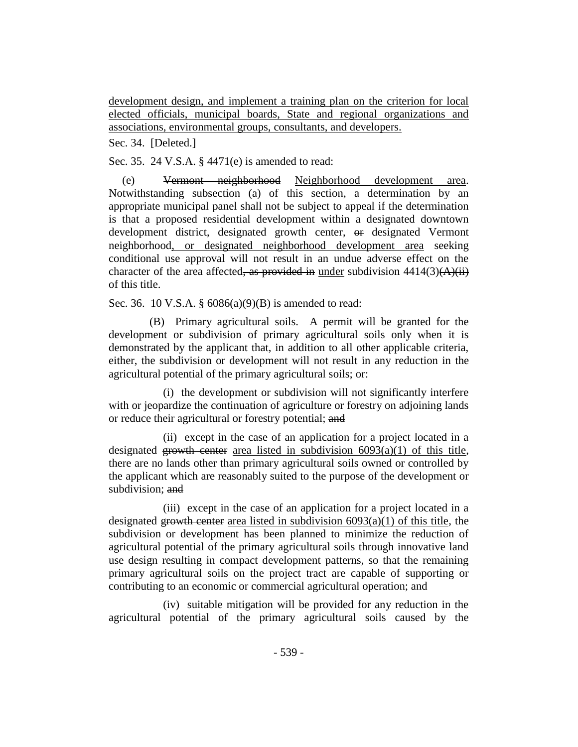development design, and implement a training plan on the criterion for local elected officials, municipal boards, State and regional organizations and associations, environmental groups, consultants, and developers.

Sec. 34. [Deleted.]

Sec. 35. 24 V.S.A. § 4471(e) is amended to read:

(e) ~~Vermont neighborhood~~ Neighborhood development area. Notwithstanding subsection (a) of this section, a determination by an appropriate municipal panel shall not be subject to appeal if the determination is that a proposed residential development within a designated downtown development district, designated growth center, ~~or~~ designated Vermont neighborhood, or designated neighborhood development area seeking conditional use approval will not result in an undue adverse effect on the character of the area affected~~, as provided in~~ under subdivision 4414(3)~~(A)(ii)~~ of this title.

Sec. 36. 10 V.S.A. § 6086(a)(9)(B) is amended to read:

(B) Primary agricultural soils. A permit will be granted for the development or subdivision of primary agricultural soils only when it is demonstrated by the applicant that, in addition to all other applicable criteria, either, the subdivision or development will not result in any reduction in the agricultural potential of the primary agricultural soils; or:

(i) the development or subdivision will not significantly interfere with or jeopardize the continuation of agriculture or forestry on adjoining lands or reduce their agricultural or forestry potential; ~~and~~

(ii) except in the case of an application for a project located in a designated ~~growth center~~ area listed in subdivision 6093(a)(1) of this title, there are no lands other than primary agricultural soils owned or controlled by the applicant which are reasonably suited to the purpose of the development or subdivision; ~~and~~

(iii) except in the case of an application for a project located in a designated ~~growth center~~ area listed in subdivision 6093(a)(1) of this title, the subdivision or development has been planned to minimize the reduction of agricultural potential of the primary agricultural soils through innovative land use design resulting in compact development patterns, so that the remaining primary agricultural soils on the project tract are capable of supporting or contributing to an economic or commercial agricultural operation; and

(iv) suitable mitigation will be provided for any reduction in the agricultural potential of the primary agricultural soils caused by the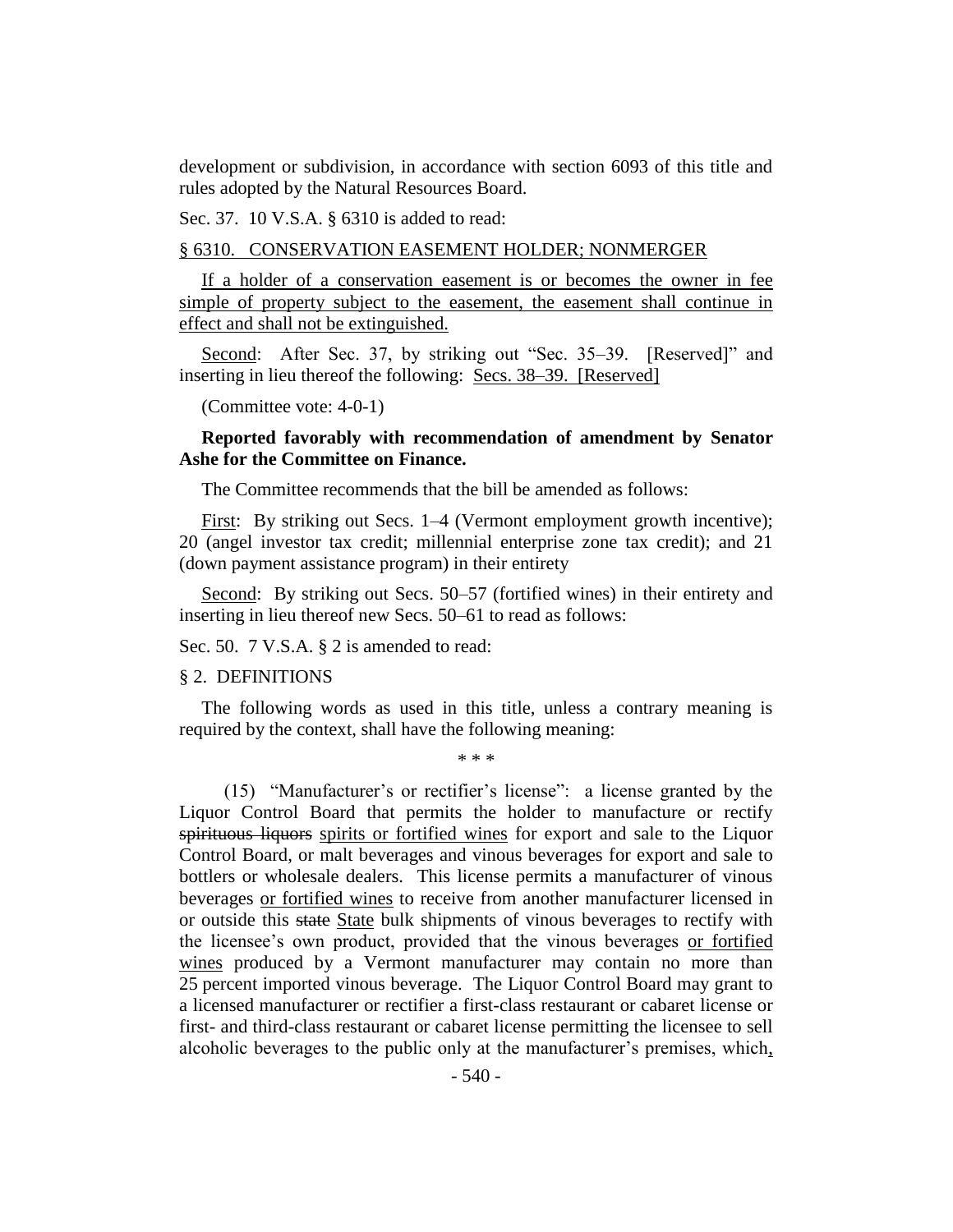development or subdivision, in accordance with section 6093 of this title and rules adopted by the Natural Resources Board.

Sec. 37. 10 V.S.A. § 6310 is added to read:

§ 6310. CONSERVATION EASEMENT HOLDER; NONMERGER

If a holder of a conservation easement is or becomes the owner in fee simple of property subject to the easement, the easement shall continue in effect and shall not be extinguished.

Second: After Sec. 37, by striking out "Sec. 35–39. [Reserved]" and inserting in lieu thereof the following: Secs. 38–39. [Reserved]

(Committee vote: 4-0-1)

**Reported favorably with recommendation of amendment by Senator Ashe for the Committee on Finance.**

The Committee recommends that the bill be amended as follows:

First: By striking out Secs. 1–4 (Vermont employment growth incentive); 20 (angel investor tax credit; millennial enterprise zone tax credit); and 21 (down payment assistance program) in their entirety

Second: By striking out Secs. 50–57 (fortified wines) in their entirety and inserting in lieu thereof new Secs. 50–61 to read as follows:

Sec. 50. 7 V.S.A. § 2 is amended to read:

§ 2. DEFINITIONS

The following words as used in this title, unless a contrary meaning is required by the context, shall have the following meaning:

\* \* \*

(15) "Manufacturer's or rectifier's license": a license granted by the Liquor Control Board that permits the holder to manufacture or rectify ~~spirituous liquors~~ spirits or fortified wines for export and sale to the Liquor Control Board, or malt beverages and vinous beverages for export and sale to bottlers or wholesale dealers. This license permits a manufacturer of vinous beverages or fortified wines to receive from another manufacturer licensed in or outside this ~~state~~ State bulk shipments of vinous beverages to rectify with the licensee's own product, provided that the vinous beverages or fortified wines produced by a Vermont manufacturer may contain no more than 25 percent imported vinous beverage. The Liquor Control Board may grant to a licensed manufacturer or rectifier a first-class restaurant or cabaret license or first- and third-class restaurant or cabaret license permitting the licensee to sell alcoholic beverages to the public only at the manufacturer's premises, which,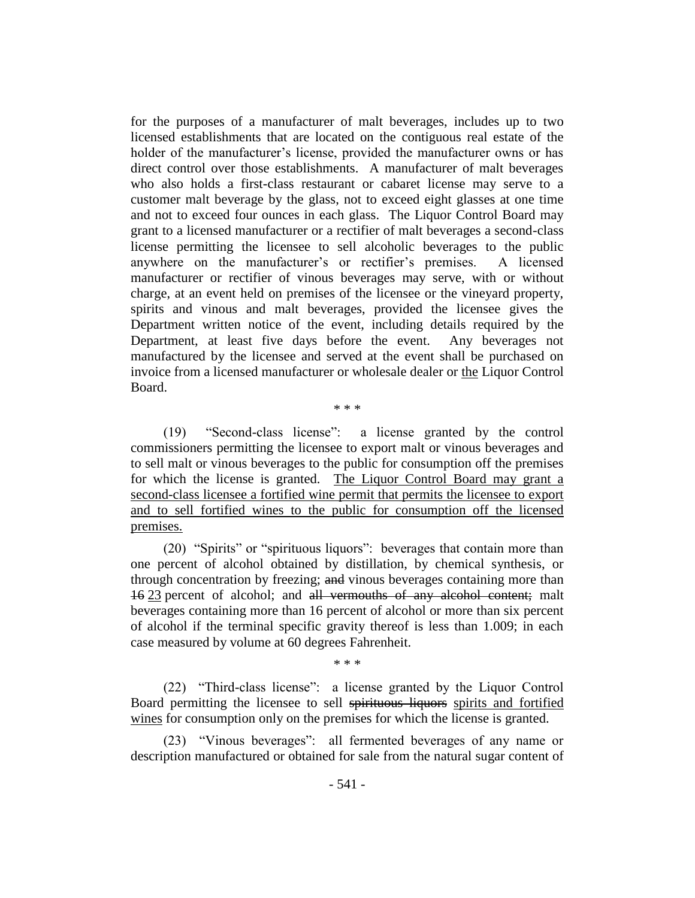for the purposes of a manufacturer of malt beverages, includes up to two licensed establishments that are located on the contiguous real estate of the holder of the manufacturer's license, provided the manufacturer owns or has direct control over those establishments. A manufacturer of malt beverages who also holds a first-class restaurant or cabaret license may serve to a customer malt beverage by the glass, not to exceed eight glasses at one time and not to exceed four ounces in each glass. The Liquor Control Board may grant to a licensed manufacturer or a rectifier of malt beverages a second-class license permitting the licensee to sell alcoholic beverages to the public anywhere on the manufacturer's or rectifier's premises. A licensed manufacturer or rectifier of vinous beverages may serve, with or without charge, at an event held on premises of the licensee or the vineyard property, spirits and vinous and malt beverages, provided the licensee gives the Department written notice of the event, including details required by the Department, at least five days before the event. Any beverages not manufactured by the licensee and served at the event shall be purchased on invoice from a licensed manufacturer or wholesale dealer or <u>the</u> Liquor Control Board.

\* \* \*

(19) "Second-class license": a license granted by the control commissioners permitting the licensee to export malt or vinous beverages and to sell malt or vinous beverages to the public for consumption off the premises for which the license is granted. <u>The Liquor Control Board may grant a second-class licensee a fortified wine permit that permits the licensee to export and to sell fortified wines to the public for consumption off the licensed premises.</u>

(20) "Spirits" or "spirituous liquors": beverages that contain more than one percent of alcohol obtained by distillation, by chemical synthesis, or through concentration by freezing; ~~and~~ vinous beverages containing more than ~~16~~ <u>23</u> percent of alcohol; and ~~all vermouths of any alcohol content;~~ malt beverages containing more than 16 percent of alcohol or more than six percent of alcohol if the terminal specific gravity thereof is less than 1.009; in each case measured by volume at 60 degrees Fahrenheit.

\* \* \*

(22) "Third-class license": a license granted by the Liquor Control Board permitting the licensee to sell ~~spirituous liquors~~ <u>spirits and fortified wines</u> for consumption only on the premises for which the license is granted.

(23) "Vinous beverages": all fermented beverages of any name or description manufactured or obtained for sale from the natural sugar content of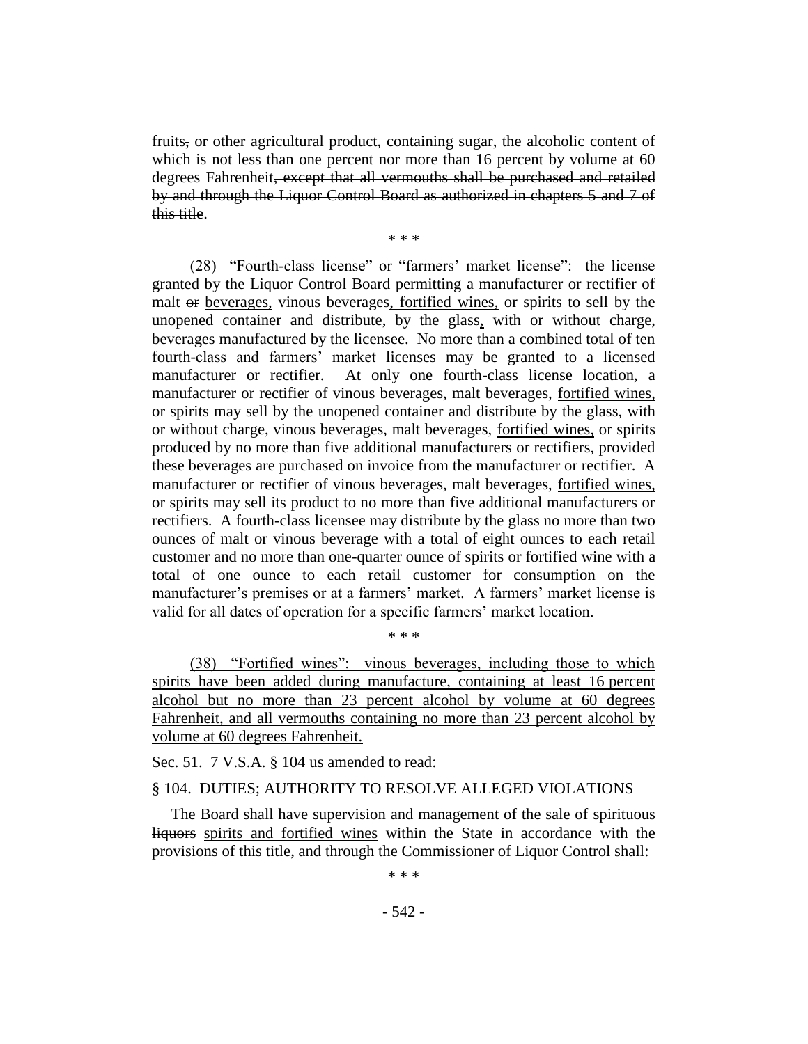fruits~~,~~ or other agricultural product, containing sugar, the alcoholic content of which is not less than one percent nor more than 16 percent by volume at 60 degrees Fahrenheit~~, except that all vermouths shall be purchased and retailed by and through the Liquor Control Board as authorized in chapters 5 and 7 of this title~~.

\* \* \*

(28) "Fourth-class license" or "farmers' market license": the license granted by the Liquor Control Board permitting a manufacturer or rectifier of malt ~~or~~ <u>beverages,</u> vinous beverages<u>, fortified wines,</u> or spirits to sell by the unopened container and distribute~~,~~ by the glass<u>,</u> with or without charge, beverages manufactured by the licensee. No more than a combined total of ten fourth-class and farmers' market licenses may be granted to a licensed manufacturer or rectifier. At only one fourth-class license location, a manufacturer or rectifier of vinous beverages, malt beverages, <u>fortified wines,</u> or spirits may sell by the unopened container and distribute by the glass, with or without charge, vinous beverages, malt beverages, <u>fortified wines,</u> or spirits produced by no more than five additional manufacturers or rectifiers, provided these beverages are purchased on invoice from the manufacturer or rectifier. A manufacturer or rectifier of vinous beverages, malt beverages, <u>fortified wines,</u> or spirits may sell its product to no more than five additional manufacturers or rectifiers. A fourth-class licensee may distribute by the glass no more than two ounces of malt or vinous beverage with a total of eight ounces to each retail customer and no more than one-quarter ounce of spirits <u>or fortified wine</u> with a total of one ounce to each retail customer for consumption on the manufacturer's premises or at a farmers' market. A farmers' market license is valid for all dates of operation for a specific farmers' market location.

\* \* \*

<u>(38) "Fortified wines": vinous beverages, including those to which spirits have been added during manufacture, containing at least 16 percent alcohol but no more than 23 percent alcohol by volume at 60 degrees Fahrenheit, and all vermouths containing no more than 23 percent alcohol by volume at 60 degrees Fahrenheit.</u>

Sec. 51. 7 V.S.A. § 104 us amended to read:

§ 104. DUTIES; AUTHORITY TO RESOLVE ALLEGED VIOLATIONS

The Board shall have supervision and management of the sale of ~~spirituous liquors~~ <u>spirits and fortified wines</u> within the State in accordance with the provisions of this title, and through the Commissioner of Liquor Control shall:

\* \* \*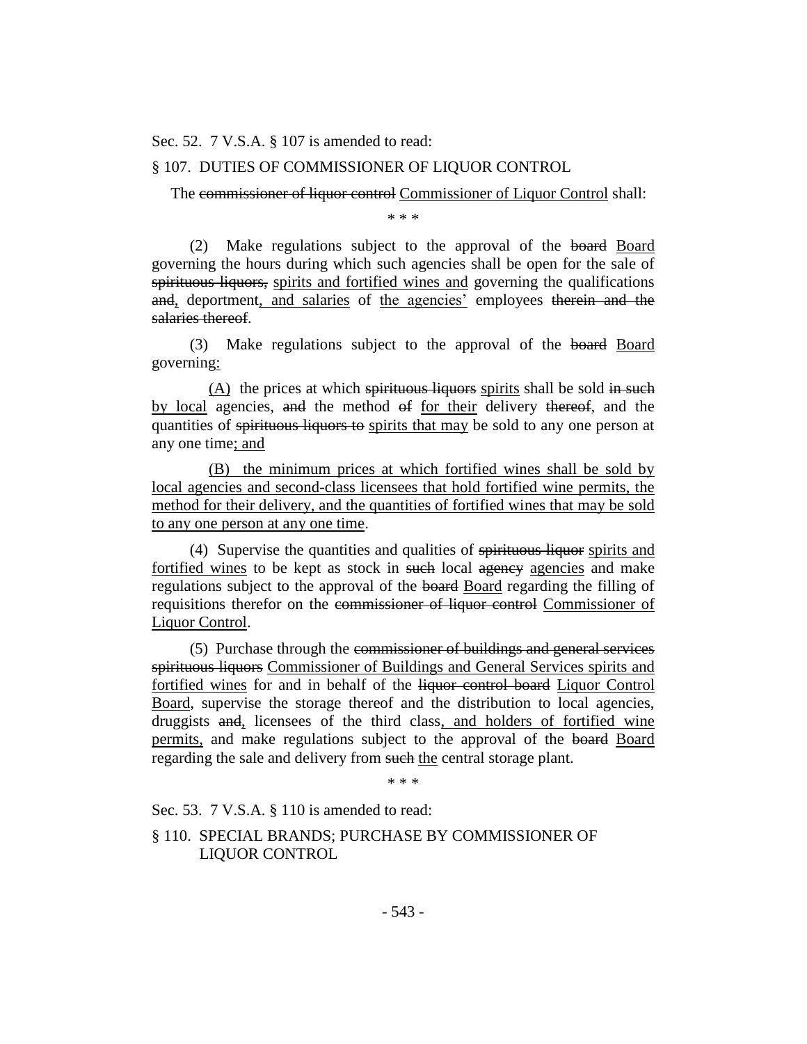Sec. 52. 7 V.S.A. § 107 is amended to read:

§ 107. DUTIES OF COMMISSIONER OF LIQUOR CONTROL

The ~~commissioner of liquor control~~ <u>Commissioner of Liquor Control</u> shall:

\* \* \*

(2) Make regulations subject to the approval of the ~~board~~ <u>Board</u> governing the hours during which such agencies shall be open for the sale of ~~spirituous liquors,~~ <u>spirits and fortified wines and</u> governing the qualifications ~~and~~<u>,</u> deportment<u>, and salaries</u> of <u>the agencies'</u> employees ~~therein and the salaries thereof~~.

(3) Make regulations subject to the approval of the ~~board~~ <u>Board</u> governing<u>:</u>

<u>(A)</u> the prices at which ~~spirituous liquors~~ <u>spirits</u> shall be sold ~~in such~~ <u>by local</u> agencies, ~~and~~ the method ~~of~~ <u>for their</u> delivery ~~thereof~~, and the quantities of ~~spirituous liquors to~~ <u>spirits that may</u> be sold to any one person at any one time<u>; and</u>

<u>(B) the minimum prices at which fortified wines shall be sold by local agencies and second-class licensees that hold fortified wine permits, the method for their delivery, and the quantities of fortified wines that may be sold to any one person at any one time</u>.

(4) Supervise the quantities and qualities of ~~spirituous liquor~~ <u>spirits and fortified wines</u> to be kept as stock in ~~such~~ local ~~agency~~ <u>agencies</u> and make regulations subject to the approval of the ~~board~~ <u>Board</u> regarding the filling of requisitions therefor on the ~~commissioner of liquor control~~ <u>Commissioner of Liquor Control</u>.

(5) Purchase through the ~~commissioner of buildings and general services spirituous liquors~~ <u>Commissioner of Buildings and General Services spirits and fortified wines</u> for and in behalf of the ~~liquor control board~~ <u>Liquor Control Board</u>, supervise the storage thereof and the distribution to local agencies, druggists ~~and~~<u>,</u> licensees of the third class<u>, and holders of fortified wine permits,</u> and make regulations subject to the approval of the ~~board~~ <u>Board</u> regarding the sale and delivery from ~~such~~ <u>the</u> central storage plant.

\* \* \*

Sec. 53. 7 V.S.A. § 110 is amended to read:

§ 110. SPECIAL BRANDS; PURCHASE BY COMMISSIONER OF LIQUOR CONTROL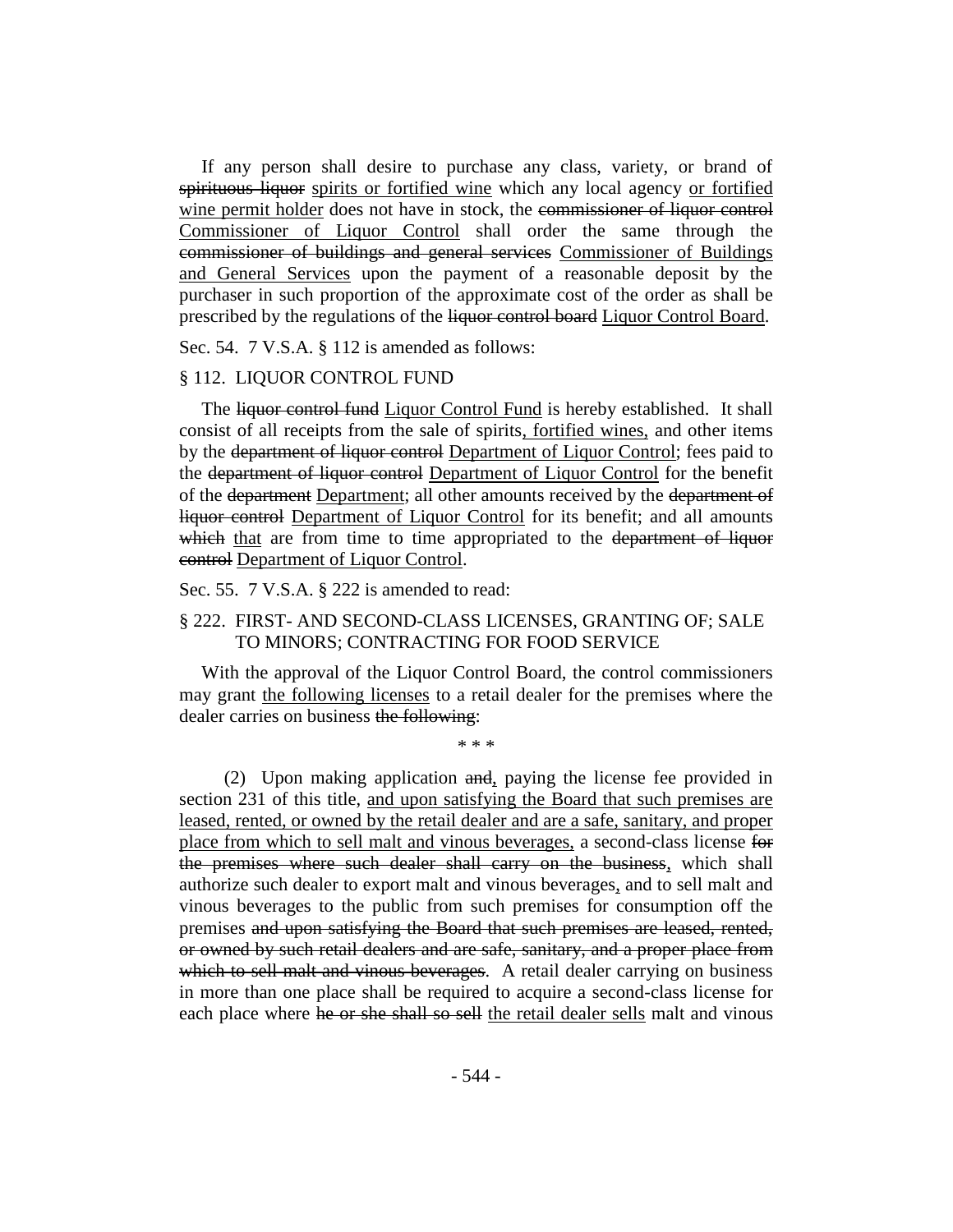If any person shall desire to purchase any class, variety, or brand of ~~spirituous liquor~~ spirits or fortified wine which any local agency or fortified wine permit holder does not have in stock, the ~~commissioner of liquor control~~ Commissioner of Liquor Control shall order the same through the ~~commissioner of buildings and general services~~ Commissioner of Buildings and General Services upon the payment of a reasonable deposit by the purchaser in such proportion of the approximate cost of the order as shall be prescribed by the regulations of the ~~liquor control board~~ Liquor Control Board.

Sec. 54. 7 V.S.A. § 112 is amended as follows:

§ 112. LIQUOR CONTROL FUND

The ~~liquor control fund~~ Liquor Control Fund is hereby established. It shall consist of all receipts from the sale of spirits, fortified wines, and other items by the ~~department of liquor control~~ Department of Liquor Control; fees paid to the ~~department of liquor control~~ Department of Liquor Control for the benefit of the ~~department~~ Department; all other amounts received by the ~~department of liquor control~~ Department of Liquor Control for its benefit; and all amounts ~~which~~ that are from time to time appropriated to the ~~department of liquor control~~ Department of Liquor Control.

Sec. 55. 7 V.S.A. § 222 is amended to read:

§ 222. FIRST- AND SECOND-CLASS LICENSES, GRANTING OF; SALE TO MINORS; CONTRACTING FOR FOOD SERVICE

With the approval of the Liquor Control Board, the control commissioners may grant the following licenses to a retail dealer for the premises where the dealer carries on business ~~the following~~:

\* \* \*

(2) Upon making application ~~and~~, paying the license fee provided in section 231 of this title, and upon satisfying the Board that such premises are leased, rented, or owned by the retail dealer and are a safe, sanitary, and proper place from which to sell malt and vinous beverages, a second-class license ~~for the premises where such dealer shall carry on the business~~, which shall authorize such dealer to export malt and vinous beverages, and to sell malt and vinous beverages to the public from such premises for consumption off the premises ~~and upon satisfying the Board that such premises are leased, rented, or owned by such retail dealers and are safe, sanitary, and a proper place from which to sell malt and vinous beverages~~. A retail dealer carrying on business in more than one place shall be required to acquire a second-class license for each place where ~~he or she shall so sell~~ the retail dealer sells malt and vinous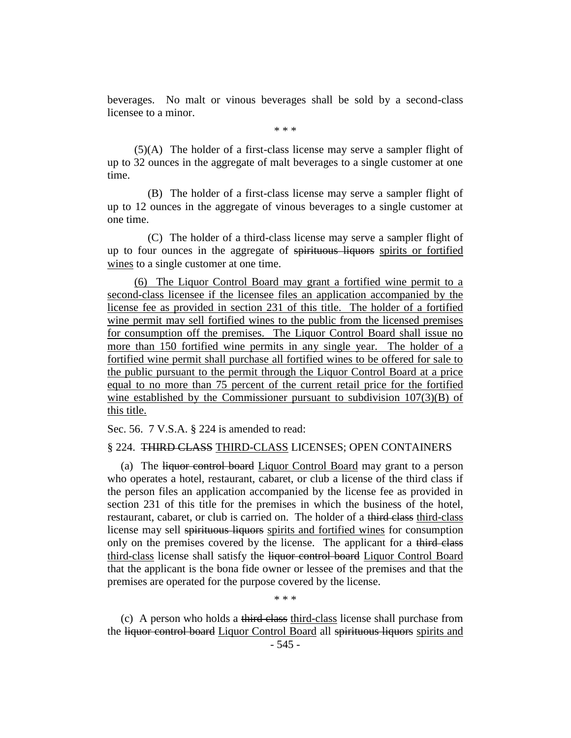beverages. No malt or vinous beverages shall be sold by a second-class licensee to a minor.

\* \* \*

(5)(A) The holder of a first-class license may serve a sampler flight of up to 32 ounces in the aggregate of malt beverages to a single customer at one time.

(B) The holder of a first-class license may serve a sampler flight of up to 12 ounces in the aggregate of vinous beverages to a single customer at one time.

(C) The holder of a third-class license may serve a sampler flight of up to four ounces in the aggregate of ~~spirituous liquors~~ <u>spirits or fortified wines</u> to a single customer at one time.

<u>(6) The Liquor Control Board may grant a fortified wine permit to a second-class licensee if the licensee files an application accompanied by the license fee as provided in section 231 of this title. The holder of a fortified wine permit may sell fortified wines to the public from the licensed premises for consumption off the premises. The Liquor Control Board shall issue no more than 150 fortified wine permits in any single year. The holder of a fortified wine permit shall purchase all fortified wines to be offered for sale to the public pursuant to the permit through the Liquor Control Board at a price equal to no more than 75 percent of the current retail price for the fortified wine established by the Commissioner pursuant to subdivision 107(3)(B) of this title.</u>

Sec. 56. 7 V.S.A. § 224 is amended to read:

§ 224. ~~THIRD CLASS~~ <u>THIRD-CLASS</u> LICENSES; OPEN CONTAINERS

(a) The ~~liquor control board~~ <u>Liquor Control Board</u> may grant to a person who operates a hotel, restaurant, cabaret, or club a license of the third class if the person files an application accompanied by the license fee as provided in section 231 of this title for the premises in which the business of the hotel, restaurant, cabaret, or club is carried on. The holder of a ~~third class~~ <u>third-class</u> license may sell ~~spirituous liquors~~ <u>spirits and fortified wines</u> for consumption only on the premises covered by the license. The applicant for a ~~third class~~ <u>third-class</u> license shall satisfy the ~~liquor control board~~ <u>Liquor Control Board</u> that the applicant is the bona fide owner or lessee of the premises and that the premises are operated for the purpose covered by the license.

\* \* \*

(c) A person who holds a ~~third class~~ <u>third-class</u> license shall purchase from the ~~liquor control board~~ <u>Liquor Control Board</u> all ~~spirituous liquors~~ <u>spirits and</u>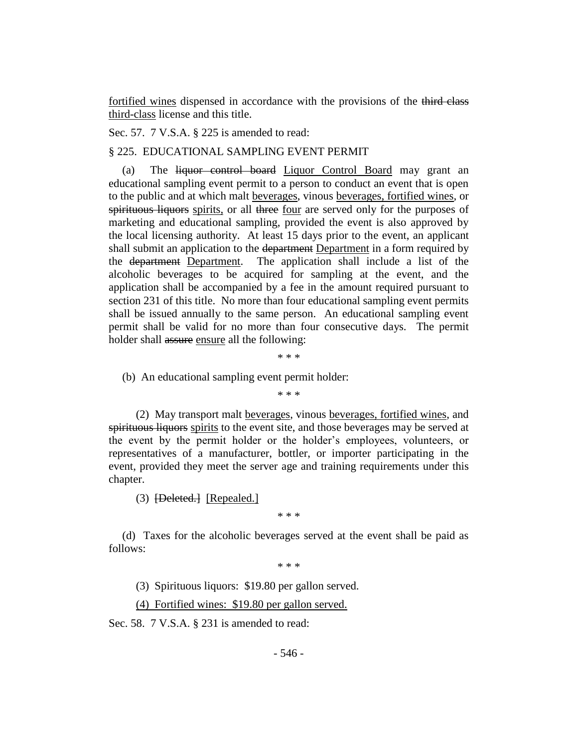fortified wines dispensed in accordance with the provisions of the ~~third class~~ third-class license and this title.

Sec. 57. 7 V.S.A. § 225 is amended to read:

§ 225. EDUCATIONAL SAMPLING EVENT PERMIT

(a) The ~~liquor control board~~ Liquor Control Board may grant an educational sampling event permit to a person to conduct an event that is open to the public and at which malt beverages, vinous beverages, fortified wines, or ~~spirituous liquors~~ spirits, or all ~~three~~ four are served only for the purposes of marketing and educational sampling, provided the event is also approved by the local licensing authority. At least 15 days prior to the event, an applicant shall submit an application to the ~~department~~ Department in a form required by the ~~department~~ Department. The application shall include a list of the alcoholic beverages to be acquired for sampling at the event, and the application shall be accompanied by a fee in the amount required pursuant to section 231 of this title. No more than four educational sampling event permits shall be issued annually to the same person. An educational sampling event permit shall be valid for no more than four consecutive days. The permit holder shall ~~assure~~ ensure all the following:

\* \* \*

(b) An educational sampling event permit holder:

\* \* \*

(2) May transport malt beverages, vinous beverages, fortified wines, and ~~spirituous liquors~~ spirits to the event site, and those beverages may be served at the event by the permit holder or the holder's employees, volunteers, or representatives of a manufacturer, bottler, or importer participating in the event, provided they meet the server age and training requirements under this chapter.

(3) ~~[Deleted.]~~ [Repealed.]

\* \* \*

(d) Taxes for the alcoholic beverages served at the event shall be paid as follows:

\* \* \*

(3) Spirituous liquors: \$19.80 per gallon served.

(4) Fortified wines: \$19.80 per gallon served.

Sec. 58. 7 V.S.A. § 231 is amended to read: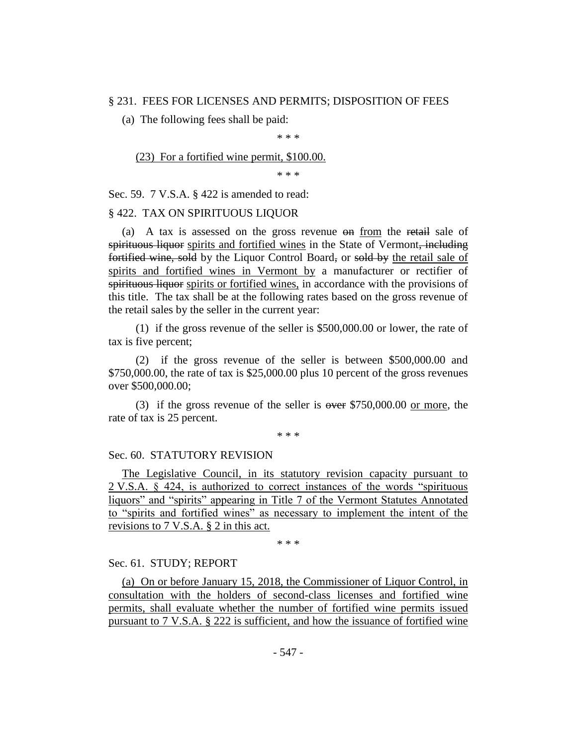§ 231. FEES FOR LICENSES AND PERMITS; DISPOSITION OF FEES

(a) The following fees shall be paid:

\* \* \*

<u>(23) For a fortified wine permit, $100.00.</u>

\* \* \*

Sec. 59. 7 V.S.A. § 422 is amended to read:

§ 422. TAX ON SPIRITUOUS LIQUOR

(a) A tax is assessed on the gross revenue ~~on~~ <u>from</u> the ~~retail~~ sale of ~~spirituous liquor~~ <u>spirits and fortified wines</u> in the State of Vermont~~, including fortified wine, sold~~ by the Liquor Control Board~~,~~ or ~~sold by~~ <u>the retail sale of spirits and fortified wines in Vermont by</u> a manufacturer or rectifier of ~~spirituous liquor~~ <u>spirits or fortified wines,</u> in accordance with the provisions of this title. The tax shall be at the following rates based on the gross revenue of the retail sales by the seller in the current year:

(1) if the gross revenue of the seller is $500,000.00 or lower, the rate of tax is five percent;

(2) if the gross revenue of the seller is between $500,000.00 and $750,000.00, the rate of tax is $25,000.00 plus 10 percent of the gross revenues over $500,000.00;

(3) if the gross revenue of the seller is ~~over~~ $750,000.00 <u>or more</u>, the rate of tax is 25 percent.

\* \* \*

Sec. 60. STATUTORY REVISION

<u>The Legislative Council, in its statutory revision capacity pursuant to 2 V.S.A. § 424, is authorized to correct instances of the words "spirituous liquors" and "spirits" appearing in Title 7 of the Vermont Statutes Annotated to "spirits and fortified wines" as necessary to implement the intent of the revisions to 7 V.S.A. § 2 in this act.</u>

\* \* \*

Sec. 61. STUDY; REPORT

<u>(a) On or before January 15, 2018, the Commissioner of Liquor Control, in consultation with the holders of second-class licenses and fortified wine permits, shall evaluate whether the number of fortified wine permits issued pursuant to 7 V.S.A. § 222 is sufficient, and how the issuance of fortified wine</u>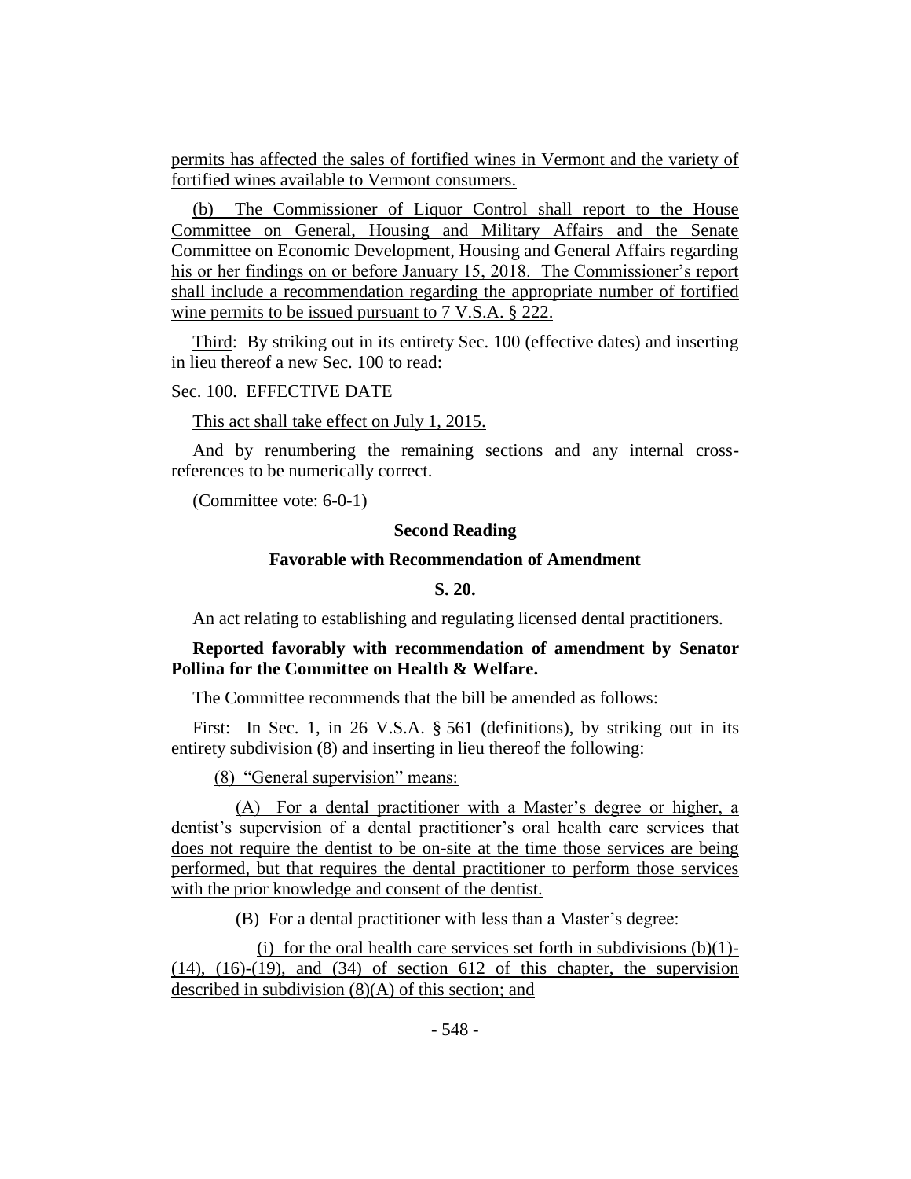permits has affected the sales of fortified wines in Vermont and the variety of fortified wines available to Vermont consumers.

(b) The Commissioner of Liquor Control shall report to the House Committee on General, Housing and Military Affairs and the Senate Committee on Economic Development, Housing and General Affairs regarding his or her findings on or before January 15, 2018. The Commissioner's report shall include a recommendation regarding the appropriate number of fortified wine permits to be issued pursuant to 7 V.S.A. § 222.

Third: By striking out in its entirety Sec. 100 (effective dates) and inserting in lieu thereof a new Sec. 100 to read:

Sec. 100. EFFECTIVE DATE

This act shall take effect on July 1, 2015.

And by renumbering the remaining sections and any internal cross-references to be numerically correct.

(Committee vote: 6-0-1)

**Second Reading**

**Favorable with Recommendation of Amendment**

**S. 20.**

An act relating to establishing and regulating licensed dental practitioners.

**Reported favorably with recommendation of amendment by Senator Pollina for the Committee on Health & Welfare.**

The Committee recommends that the bill be amended as follows:

First: In Sec. 1, in 26 V.S.A. § 561 (definitions), by striking out in its entirety subdivision (8) and inserting in lieu thereof the following:

(8) "General supervision" means:

(A) For a dental practitioner with a Master's degree or higher, a dentist's supervision of a dental practitioner's oral health care services that does not require the dentist to be on-site at the time those services are being performed, but that requires the dental practitioner to perform those services with the prior knowledge and consent of the dentist.

(B) For a dental practitioner with less than a Master's degree:

(i) for the oral health care services set forth in subdivisions (b)(1)-(14), (16)-(19), and (34) of section 612 of this chapter, the supervision described in subdivision (8)(A) of this section; and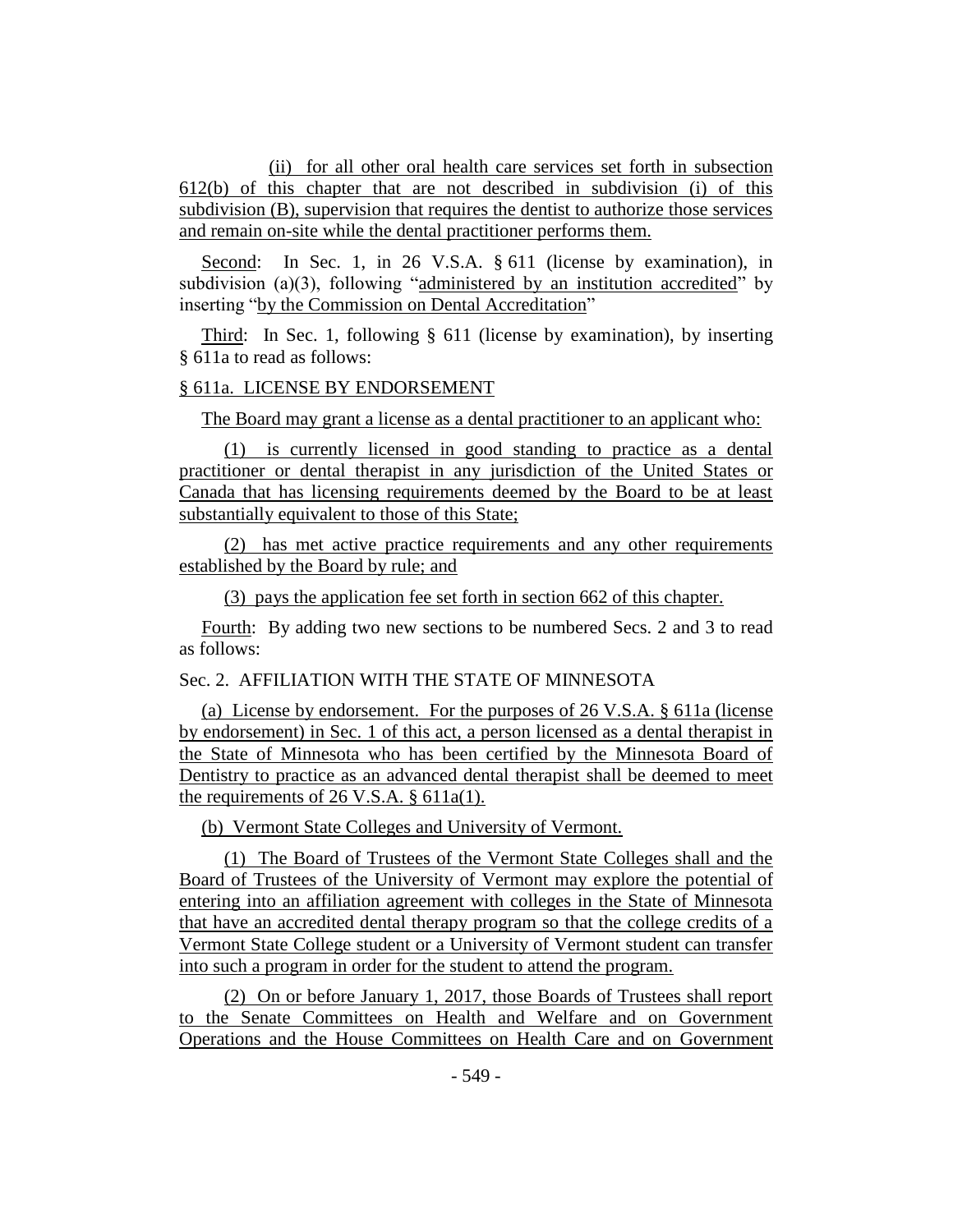(ii) for all other oral health care services set forth in subsection 612(b) of this chapter that are not described in subdivision (i) of this subdivision (B), supervision that requires the dentist to authorize those services and remain on-site while the dental practitioner performs them.

Second: In Sec. 1, in 26 V.S.A. § 611 (license by examination), in subdivision (a)(3), following "administered by an institution accredited" by inserting "by the Commission on Dental Accreditation"

Third: In Sec. 1, following § 611 (license by examination), by inserting § 611a to read as follows:

§ 611a. LICENSE BY ENDORSEMENT

The Board may grant a license as a dental practitioner to an applicant who:

(1) is currently licensed in good standing to practice as a dental practitioner or dental therapist in any jurisdiction of the United States or Canada that has licensing requirements deemed by the Board to be at least substantially equivalent to those of this State;

(2) has met active practice requirements and any other requirements established by the Board by rule; and

(3) pays the application fee set forth in section 662 of this chapter.

Fourth: By adding two new sections to be numbered Secs. 2 and 3 to read as follows:

Sec. 2. AFFILIATION WITH THE STATE OF MINNESOTA

(a) License by endorsement. For the purposes of 26 V.S.A. § 611a (license by endorsement) in Sec. 1 of this act, a person licensed as a dental therapist in the State of Minnesota who has been certified by the Minnesota Board of Dentistry to practice as an advanced dental therapist shall be deemed to meet the requirements of 26 V.S.A. § 611a(1).

(b) Vermont State Colleges and University of Vermont.

(1) The Board of Trustees of the Vermont State Colleges shall and the Board of Trustees of the University of Vermont may explore the potential of entering into an affiliation agreement with colleges in the State of Minnesota that have an accredited dental therapy program so that the college credits of a Vermont State College student or a University of Vermont student can transfer into such a program in order for the student to attend the program.

(2) On or before January 1, 2017, those Boards of Trustees shall report to the Senate Committees on Health and Welfare and on Government Operations and the House Committees on Health Care and on Government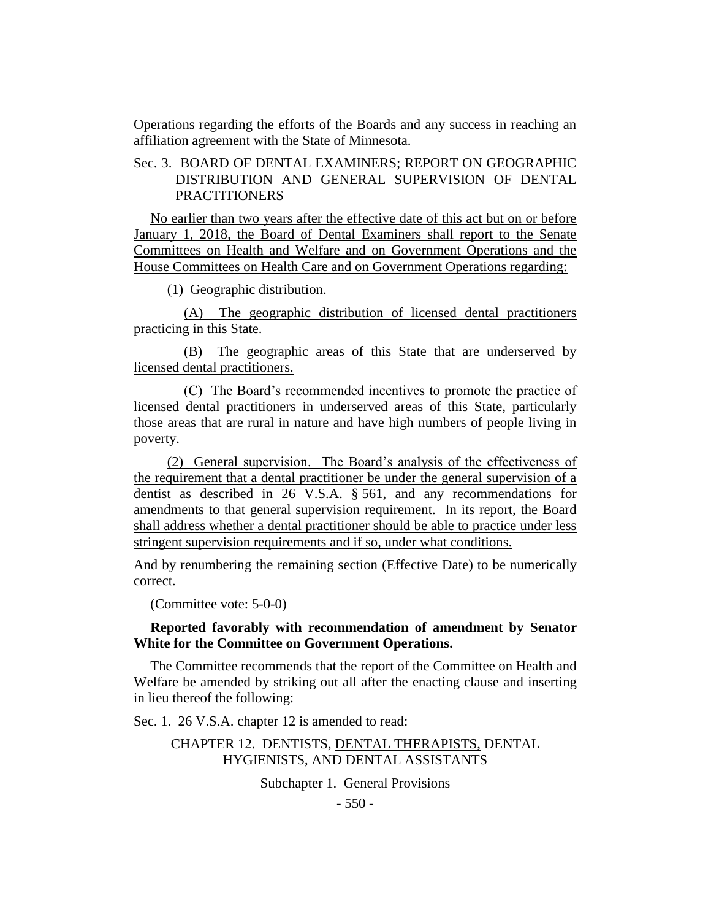Operations regarding the efforts of the Boards and any success in reaching an affiliation agreement with the State of Minnesota.

Sec. 3. BOARD OF DENTAL EXAMINERS; REPORT ON GEOGRAPHIC DISTRIBUTION AND GENERAL SUPERVISION OF DENTAL PRACTITIONERS

No earlier than two years after the effective date of this act but on or before January 1, 2018, the Board of Dental Examiners shall report to the Senate Committees on Health and Welfare and on Government Operations and the House Committees on Health Care and on Government Operations regarding:

(1) Geographic distribution.

(A) The geographic distribution of licensed dental practitioners practicing in this State.

(B) The geographic areas of this State that are underserved by licensed dental practitioners.

(C) The Board's recommended incentives to promote the practice of licensed dental practitioners in underserved areas of this State, particularly those areas that are rural in nature and have high numbers of people living in poverty.

(2) General supervision. The Board's analysis of the effectiveness of the requirement that a dental practitioner be under the general supervision of a dentist as described in 26 V.S.A. § 561, and any recommendations for amendments to that general supervision requirement. In its report, the Board shall address whether a dental practitioner should be able to practice under less stringent supervision requirements and if so, under what conditions.

And by renumbering the remaining section (Effective Date) to be numerically correct.

(Committee vote: 5-0-0)

**Reported favorably with recommendation of amendment by Senator White for the Committee on Government Operations.**

The Committee recommends that the report of the Committee on Health and Welfare be amended by striking out all after the enacting clause and inserting in lieu thereof the following:

Sec. 1. 26 V.S.A. chapter 12 is amended to read:

CHAPTER 12. DENTISTS, DENTAL THERAPISTS, DENTAL HYGIENISTS, AND DENTAL ASSISTANTS

Subchapter 1. General Provisions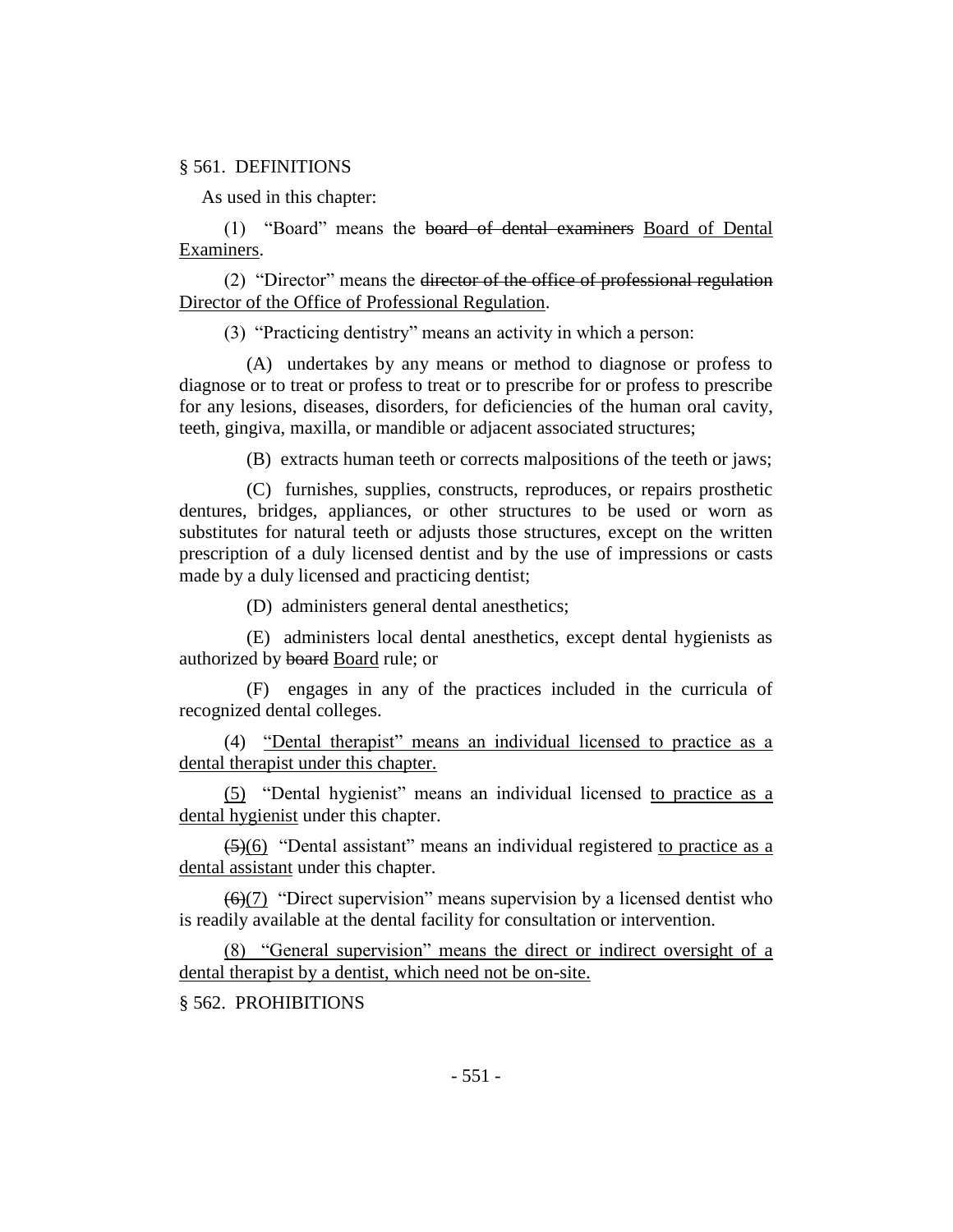§ 561. DEFINITIONS

As used in this chapter:

(1) "Board" means the ~~board of dental examiners~~ <u>Board of Dental Examiners</u>.

(2) "Director" means the ~~director of the office of professional regulation~~ <u>Director of the Office of Professional Regulation</u>.

(3) "Practicing dentistry" means an activity in which a person:

(A) undertakes by any means or method to diagnose or profess to diagnose or to treat or profess to treat or to prescribe for or profess to prescribe for any lesions, diseases, disorders, for deficiencies of the human oral cavity, teeth, gingiva, maxilla, or mandible or adjacent associated structures;

(B) extracts human teeth or corrects malpositions of the teeth or jaws;

(C) furnishes, supplies, constructs, reproduces, or repairs prosthetic dentures, bridges, appliances, or other structures to be used or worn as substitutes for natural teeth or adjusts those structures, except on the written prescription of a duly licensed dentist and by the use of impressions or casts made by a duly licensed and practicing dentist;

(D) administers general dental anesthetics;

(E) administers local dental anesthetics, except dental hygienists as authorized by ~~board~~ <u>Board</u> rule; or

(F) engages in any of the practices included in the curricula of recognized dental colleges.

(4) <u>"Dental therapist" means an individual licensed to practice as a dental therapist under this chapter.</u>

<u>(5)</u> "Dental hygienist" means an individual licensed <u>to practice as a dental hygienist</u> under this chapter.

~~(5)~~<u>(6)</u> "Dental assistant" means an individual registered <u>to practice as a dental assistant</u> under this chapter.

~~(6)~~<u>(7)</u> "Direct supervision" means supervision by a licensed dentist who is readily available at the dental facility for consultation or intervention.

<u>(8) "General supervision" means the direct or indirect oversight of a dental therapist by a dentist, which need not be on-site.</u>

§ 562. PROHIBITIONS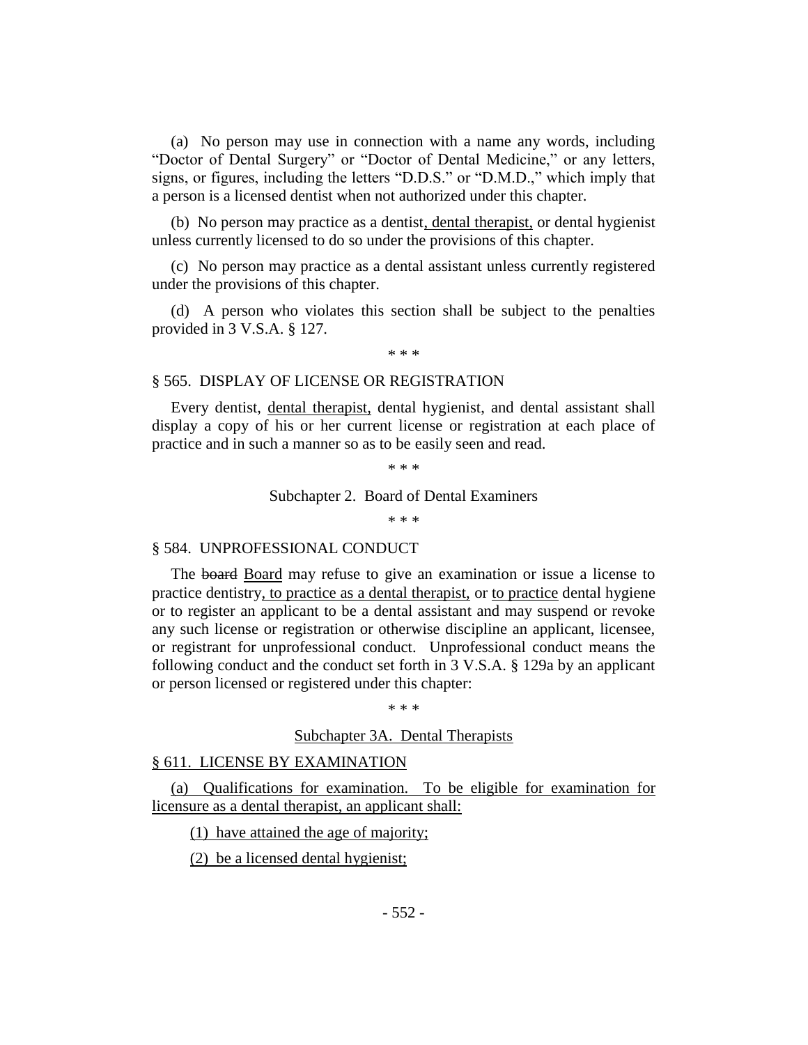(a) No person may use in connection with a name any words, including "Doctor of Dental Surgery" or "Doctor of Dental Medicine," or any letters, signs, or figures, including the letters "D.D.S." or "D.M.D.," which imply that a person is a licensed dentist when not authorized under this chapter.

(b) No person may practice as a dentist<u>, dental therapist,</u> or dental hygienist unless currently licensed to do so under the provisions of this chapter.

(c) No person may practice as a dental assistant unless currently registered under the provisions of this chapter.

(d) A person who violates this section shall be subject to the penalties provided in 3 V.S.A. § 127.

\* \* \*

§ 565. DISPLAY OF LICENSE OR REGISTRATION

Every dentist, <u>dental therapist,</u> dental hygienist, and dental assistant shall display a copy of his or her current license or registration at each place of practice and in such a manner so as to be easily seen and read.

\* \* \*

Subchapter 2. Board of Dental Examiners

\* \* \*

§ 584. UNPROFESSIONAL CONDUCT

The ~~board~~ <u>Board</u> may refuse to give an examination or issue a license to practice dentistry<u>, to practice as a dental therapist,</u> or <u>to practice</u> dental hygiene or to register an applicant to be a dental assistant and may suspend or revoke any such license or registration or otherwise discipline an applicant, licensee, or registrant for unprofessional conduct. Unprofessional conduct means the following conduct and the conduct set forth in 3 V.S.A. § 129a by an applicant or person licensed or registered under this chapter:

\* \* \*

<u>Subchapter 3A. Dental Therapists</u>

<u>§ 611. LICENSE BY EXAMINATION</u>

<u>(a) Qualifications for examination. To be eligible for examination for licensure as a dental therapist, an applicant shall:</u>

<u>(1) have attained the age of majority;</u>

<u>(2) be a licensed dental hygienist;</u>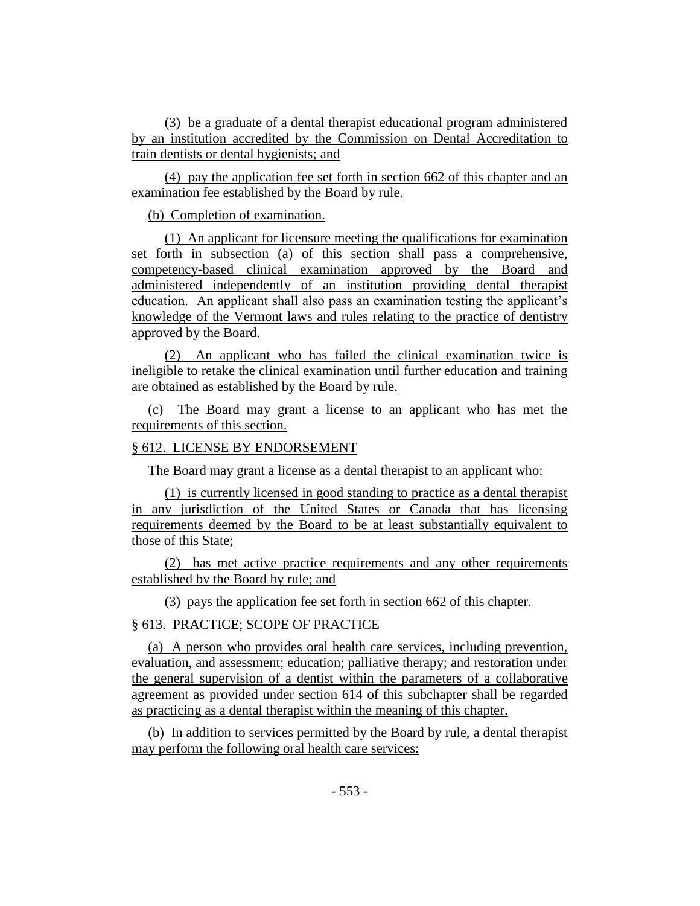(3) be a graduate of a dental therapist educational program administered by an institution accredited by the Commission on Dental Accreditation to train dentists or dental hygienists; and

(4) pay the application fee set forth in section 662 of this chapter and an examination fee established by the Board by rule.

(b) Completion of examination.

(1) An applicant for licensure meeting the qualifications for examination set forth in subsection (a) of this section shall pass a comprehensive, competency-based clinical examination approved by the Board and administered independently of an institution providing dental therapist education. An applicant shall also pass an examination testing the applicant's knowledge of the Vermont laws and rules relating to the practice of dentistry approved by the Board.

(2) An applicant who has failed the clinical examination twice is ineligible to retake the clinical examination until further education and training are obtained as established by the Board by rule.

(c) The Board may grant a license to an applicant who has met the requirements of this section.

§ 612. LICENSE BY ENDORSEMENT

The Board may grant a license as a dental therapist to an applicant who:

(1) is currently licensed in good standing to practice as a dental therapist in any jurisdiction of the United States or Canada that has licensing requirements deemed by the Board to be at least substantially equivalent to those of this State;

(2) has met active practice requirements and any other requirements established by the Board by rule; and

(3) pays the application fee set forth in section 662 of this chapter.

§ 613. PRACTICE; SCOPE OF PRACTICE

(a) A person who provides oral health care services, including prevention, evaluation, and assessment; education; palliative therapy; and restoration under the general supervision of a dentist within the parameters of a collaborative agreement as provided under section 614 of this subchapter shall be regarded as practicing as a dental therapist within the meaning of this chapter.

(b) In addition to services permitted by the Board by rule, a dental therapist may perform the following oral health care services: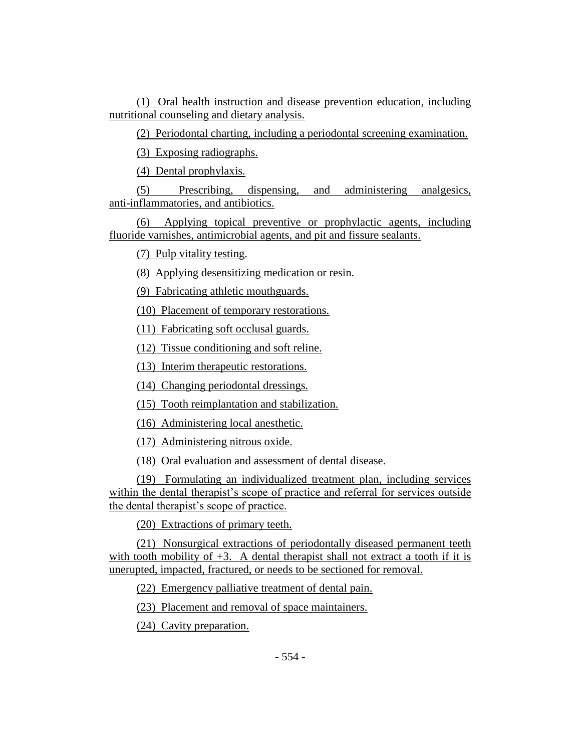(1) Oral health instruction and disease prevention education, including nutritional counseling and dietary analysis.

(2) Periodontal charting, including a periodontal screening examination.

(3) Exposing radiographs.

(4) Dental prophylaxis.

(5) Prescribing, dispensing, and administering analgesics, anti-inflammatories, and antibiotics.

(6) Applying topical preventive or prophylactic agents, including fluoride varnishes, antimicrobial agents, and pit and fissure sealants.

(7) Pulp vitality testing.

(8) Applying desensitizing medication or resin.

(9) Fabricating athletic mouthguards.

(10) Placement of temporary restorations.

(11) Fabricating soft occlusal guards.

(12) Tissue conditioning and soft reline.

(13) Interim therapeutic restorations.

(14) Changing periodontal dressings.

(15) Tooth reimplantation and stabilization.

(16) Administering local anesthetic.

(17) Administering nitrous oxide.

(18) Oral evaluation and assessment of dental disease.

(19) Formulating an individualized treatment plan, including services within the dental therapist's scope of practice and referral for services outside the dental therapist's scope of practice.

(20) Extractions of primary teeth.

(21) Nonsurgical extractions of periodontally diseased permanent teeth with tooth mobility of +3. A dental therapist shall not extract a tooth if it is unerupted, impacted, fractured, or needs to be sectioned for removal.

(22) Emergency palliative treatment of dental pain.

(23) Placement and removal of space maintainers.

(24) Cavity preparation.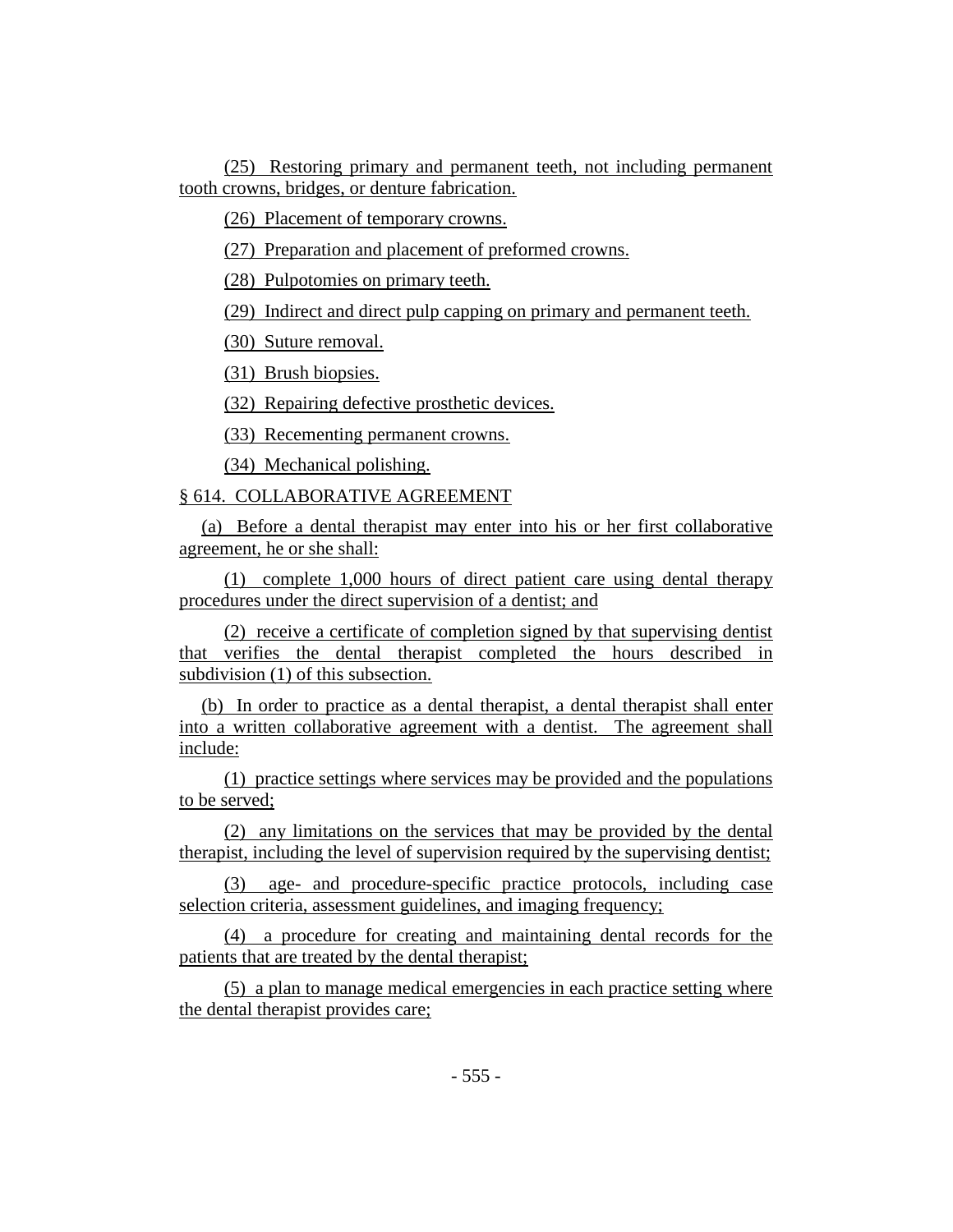(25) Restoring primary and permanent teeth, not including permanent tooth crowns, bridges, or denture fabrication.

(26) Placement of temporary crowns.

(27) Preparation and placement of preformed crowns.

(28) Pulpotomies on primary teeth.

(29) Indirect and direct pulp capping on primary and permanent teeth.

(30) Suture removal.

(31) Brush biopsies.

(32) Repairing defective prosthetic devices.

(33) Recementing permanent crowns.

(34) Mechanical polishing.

§ 614. COLLABORATIVE AGREEMENT

(a) Before a dental therapist may enter into his or her first collaborative agreement, he or she shall:

(1) complete 1,000 hours of direct patient care using dental therapy procedures under the direct supervision of a dentist; and

(2) receive a certificate of completion signed by that supervising dentist that verifies the dental therapist completed the hours described in subdivision (1) of this subsection.

(b) In order to practice as a dental therapist, a dental therapist shall enter into a written collaborative agreement with a dentist. The agreement shall include:

(1) practice settings where services may be provided and the populations to be served;

(2) any limitations on the services that may be provided by the dental therapist, including the level of supervision required by the supervising dentist;

(3) age- and procedure-specific practice protocols, including case selection criteria, assessment guidelines, and imaging frequency;

(4) a procedure for creating and maintaining dental records for the patients that are treated by the dental therapist;

(5) a plan to manage medical emergencies in each practice setting where the dental therapist provides care;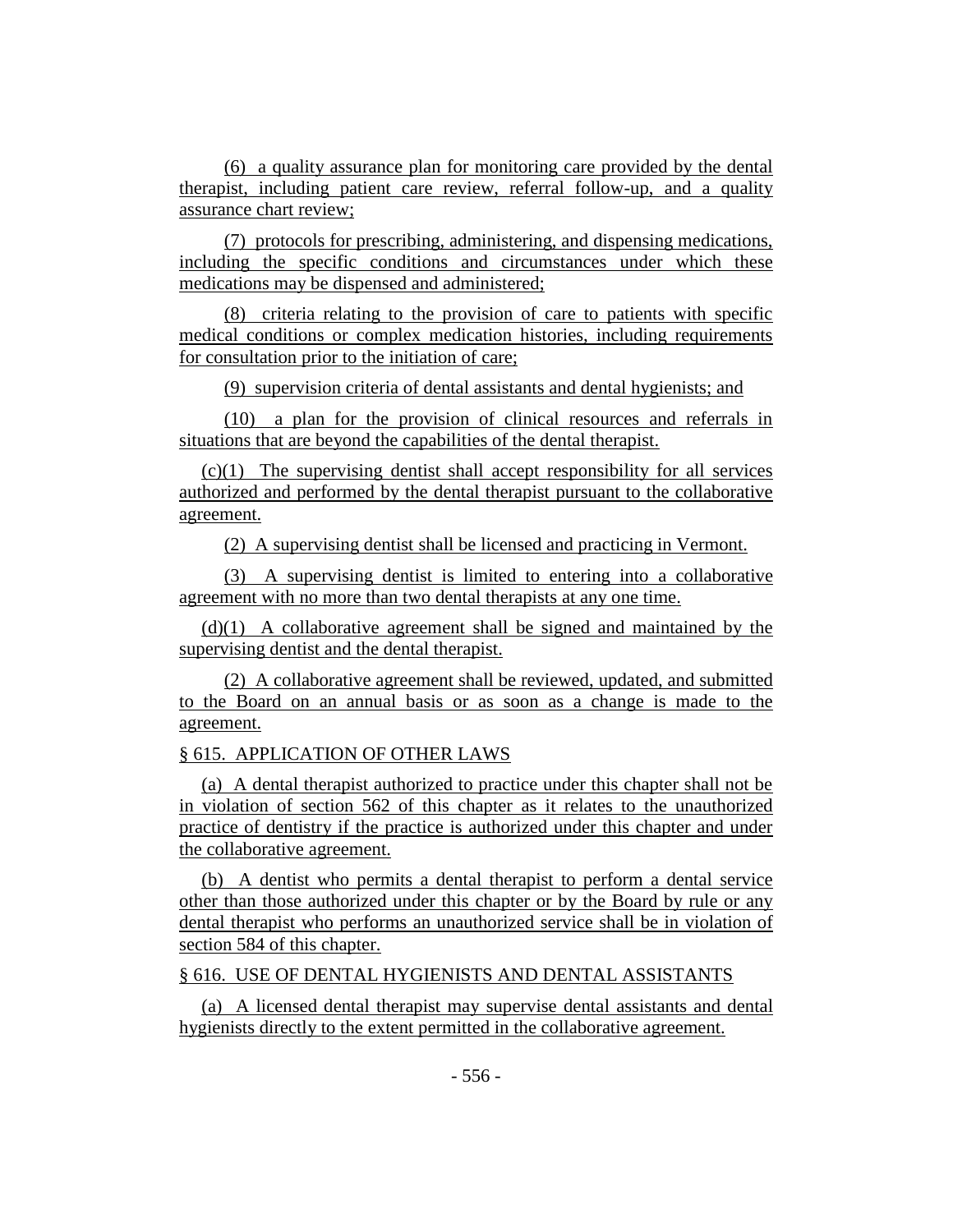(6) a quality assurance plan for monitoring care provided by the dental therapist, including patient care review, referral follow-up, and a quality assurance chart review;

(7) protocols for prescribing, administering, and dispensing medications, including the specific conditions and circumstances under which these medications may be dispensed and administered;

(8) criteria relating to the provision of care to patients with specific medical conditions or complex medication histories, including requirements for consultation prior to the initiation of care;

(9) supervision criteria of dental assistants and dental hygienists; and

(10) a plan for the provision of clinical resources and referrals in situations that are beyond the capabilities of the dental therapist.

(c)(1) The supervising dentist shall accept responsibility for all services authorized and performed by the dental therapist pursuant to the collaborative agreement.

(2) A supervising dentist shall be licensed and practicing in Vermont.

(3) A supervising dentist is limited to entering into a collaborative agreement with no more than two dental therapists at any one time.

(d)(1) A collaborative agreement shall be signed and maintained by the supervising dentist and the dental therapist.

(2) A collaborative agreement shall be reviewed, updated, and submitted to the Board on an annual basis or as soon as a change is made to the agreement.

§ 615. APPLICATION OF OTHER LAWS

(a) A dental therapist authorized to practice under this chapter shall not be in violation of section 562 of this chapter as it relates to the unauthorized practice of dentistry if the practice is authorized under this chapter and under the collaborative agreement.

(b) A dentist who permits a dental therapist to perform a dental service other than those authorized under this chapter or by the Board by rule or any dental therapist who performs an unauthorized service shall be in violation of section 584 of this chapter.

§ 616. USE OF DENTAL HYGIENISTS AND DENTAL ASSISTANTS

(a) A licensed dental therapist may supervise dental assistants and dental hygienists directly to the extent permitted in the collaborative agreement.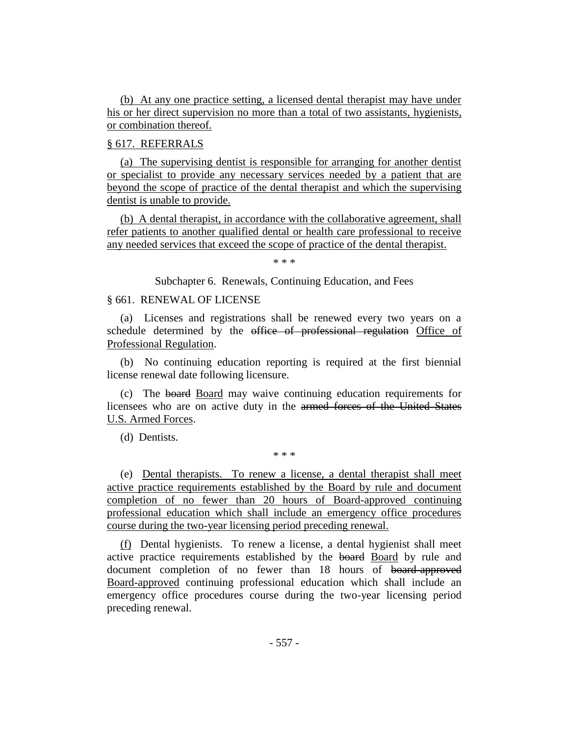(b) At any one practice setting, a licensed dental therapist may have under his or her direct supervision no more than a total of two assistants, hygienists, or combination thereof.

§ 617. REFERRALS

(a) The supervising dentist is responsible for arranging for another dentist or specialist to provide any necessary services needed by a patient that are beyond the scope of practice of the dental therapist and which the supervising dentist is unable to provide.

(b) A dental therapist, in accordance with the collaborative agreement, shall refer patients to another qualified dental or health care professional to receive any needed services that exceed the scope of practice of the dental therapist.

\* \* \*

Subchapter 6. Renewals, Continuing Education, and Fees

§ 661. RENEWAL OF LICENSE

(a) Licenses and registrations shall be renewed every two years on a schedule determined by the ~~office of professional regulation~~ Office of Professional Regulation.

(b) No continuing education reporting is required at the first biennial license renewal date following licensure.

(c) The ~~board~~ Board may waive continuing education requirements for licensees who are on active duty in the ~~armed forces of the United States~~ U.S. Armed Forces.

(d) Dentists.

\* \* \*

(e) Dental therapists. To renew a license, a dental therapist shall meet active practice requirements established by the Board by rule and document completion of no fewer than 20 hours of Board-approved continuing professional education which shall include an emergency office procedures course during the two-year licensing period preceding renewal.

(f) Dental hygienists. To renew a license, a dental hygienist shall meet active practice requirements established by the ~~board~~ Board by rule and document completion of no fewer than 18 hours of ~~board-approved~~ Board-approved continuing professional education which shall include an emergency office procedures course during the two-year licensing period preceding renewal.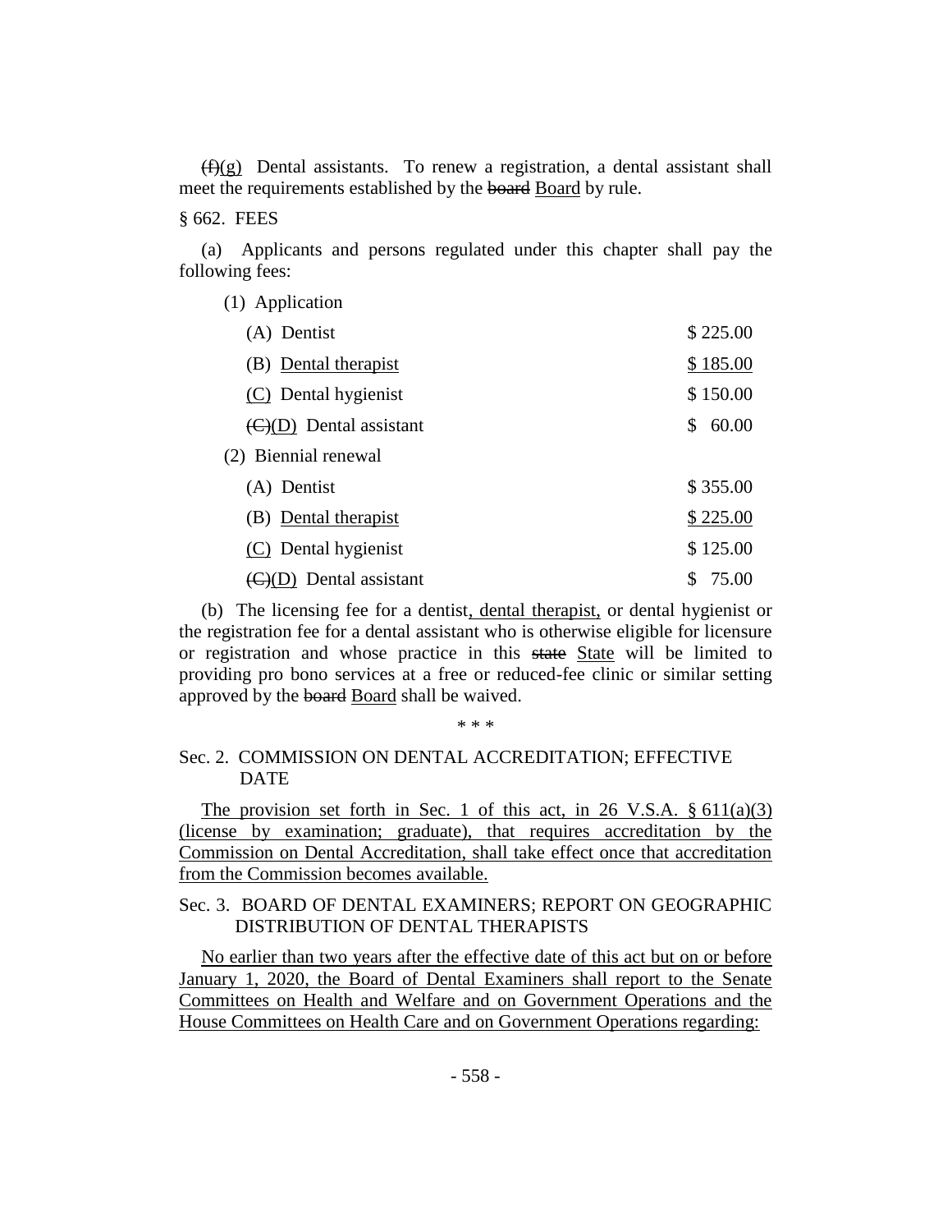~~(f)~~<u>(g)</u> Dental assistants. To renew a registration, a dental assistant shall meet the requirements established by the ~~board~~ <u>Board</u> by rule.

§ 662. FEES

(a) Applicants and persons regulated under this chapter shall pay the following fees:

(1) Application

| | |
|---|---|
| (A) Dentist | $ 225.00 |
| (B) <u>Dental therapist</u> | <u>$ 185.00</u> |
| <u>(C)</u> Dental hygienist | $ 150.00 |
| ~~(C)~~<u>(D)</u> Dental assistant | $ 60.00 |

(2) Biennial renewal

| | |
|---|---|
| (A) Dentist | $ 355.00 |
| (B) <u>Dental therapist</u> | <u>$ 225.00</u> |
| <u>(C)</u> Dental hygienist | $ 125.00 |
| ~~(C)~~<u>(D)</u> Dental assistant | $ 75.00 |

(b) The licensing fee for a dentist<u>, dental therapist,</u> or dental hygienist or the registration fee for a dental assistant who is otherwise eligible for licensure or registration and whose practice in this ~~state~~ <u>State</u> will be limited to providing pro bono services at a free or reduced-fee clinic or similar setting approved by the ~~board~~ <u>Board</u> shall be waived.

\* \* \*

Sec. 2. COMMISSION ON DENTAL ACCREDITATION; EFFECTIVE DATE

<u>The provision set forth in Sec. 1 of this act, in 26 V.S.A. § 611(a)(3) (license by examination; graduate), that requires accreditation by the Commission on Dental Accreditation, shall take effect once that accreditation from the Commission becomes available.</u>

Sec. 3. BOARD OF DENTAL EXAMINERS; REPORT ON GEOGRAPHIC DISTRIBUTION OF DENTAL THERAPISTS

<u>No earlier than two years after the effective date of this act but on or before January 1, 2020, the Board of Dental Examiners shall report to the Senate Committees on Health and Welfare and on Government Operations and the House Committees on Health Care and on Government Operations regarding:</u>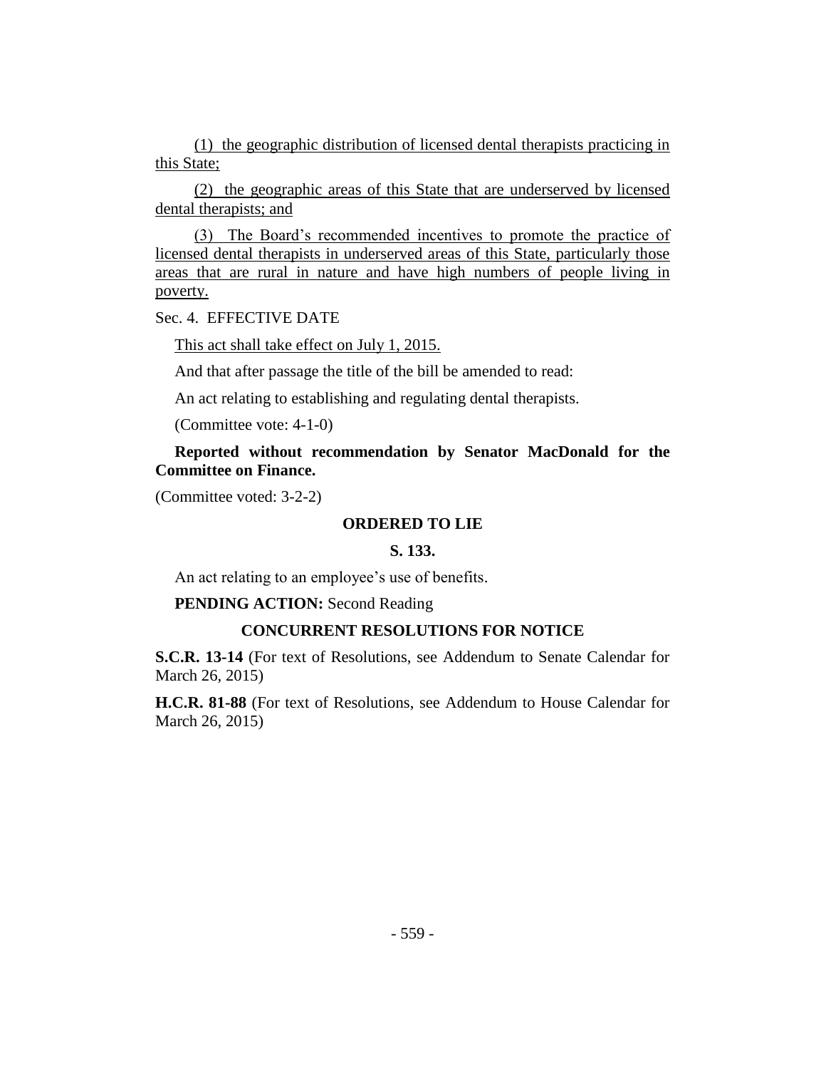(1) the geographic distribution of licensed dental therapists practicing in this State;

(2) the geographic areas of this State that are underserved by licensed dental therapists; and

(3) The Board's recommended incentives to promote the practice of licensed dental therapists in underserved areas of this State, particularly those areas that are rural in nature and have high numbers of people living in poverty.

Sec. 4. EFFECTIVE DATE

This act shall take effect on July 1, 2015.

And that after passage the title of the bill be amended to read:

An act relating to establishing and regulating dental therapists.

(Committee vote: 4-1-0)

**Reported without recommendation by Senator MacDonald for the Committee on Finance.**

(Committee voted: 3-2-2)

**ORDERED TO LIE**

**S. 133.**

An act relating to an employee's use of benefits.

**PENDING ACTION:** Second Reading

**CONCURRENT RESOLUTIONS FOR NOTICE**

**S.C.R. 13-14** (For text of Resolutions, see Addendum to Senate Calendar for March 26, 2015)

**H.C.R. 81-88** (For text of Resolutions, see Addendum to House Calendar for March 26, 2015)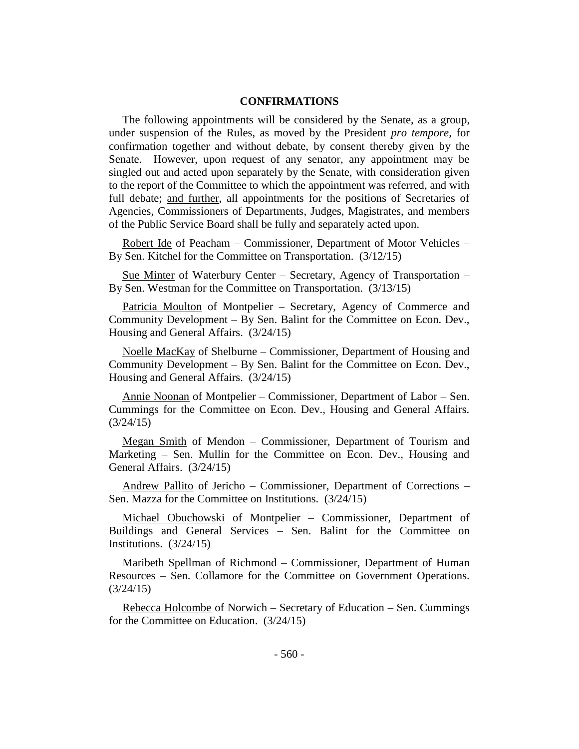## CONFIRMATIONS

The following appointments will be considered by the Senate, as a group, under suspension of the Rules, as moved by the President *pro tempore,* for confirmation together and without debate, by consent thereby given by the Senate. However, upon request of any senator, any appointment may be singled out and acted upon separately by the Senate, with consideration given to the report of the Committee to which the appointment was referred, and with full debate; and further, all appointments for the positions of Secretaries of Agencies, Commissioners of Departments, Judges, Magistrates, and members of the Public Service Board shall be fully and separately acted upon.

Robert Ide of Peacham – Commissioner, Department of Motor Vehicles – By Sen. Kitchel for the Committee on Transportation. (3/12/15)

Sue Minter of Waterbury Center – Secretary, Agency of Transportation – By Sen. Westman for the Committee on Transportation. (3/13/15)

Patricia Moulton of Montpelier – Secretary, Agency of Commerce and Community Development – By Sen. Balint for the Committee on Econ. Dev., Housing and General Affairs. (3/24/15)

Noelle MacKay of Shelburne – Commissioner, Department of Housing and Community Development – By Sen. Balint for the Committee on Econ. Dev., Housing and General Affairs. (3/24/15)

Annie Noonan of Montpelier – Commissioner, Department of Labor – Sen. Cummings for the Committee on Econ. Dev., Housing and General Affairs. (3/24/15)

Megan Smith of Mendon – Commissioner, Department of Tourism and Marketing – Sen. Mullin for the Committee on Econ. Dev., Housing and General Affairs. (3/24/15)

Andrew Pallito of Jericho – Commissioner, Department of Corrections – Sen. Mazza for the Committee on Institutions. (3/24/15)

Michael Obuchowski of Montpelier – Commissioner, Department of Buildings and General Services – Sen. Balint for the Committee on Institutions. (3/24/15)

Maribeth Spellman of Richmond – Commissioner, Department of Human Resources – Sen. Collamore for the Committee on Government Operations. (3/24/15)

Rebecca Holcombe of Norwich – Secretary of Education – Sen. Cummings for the Committee on Education. (3/24/15)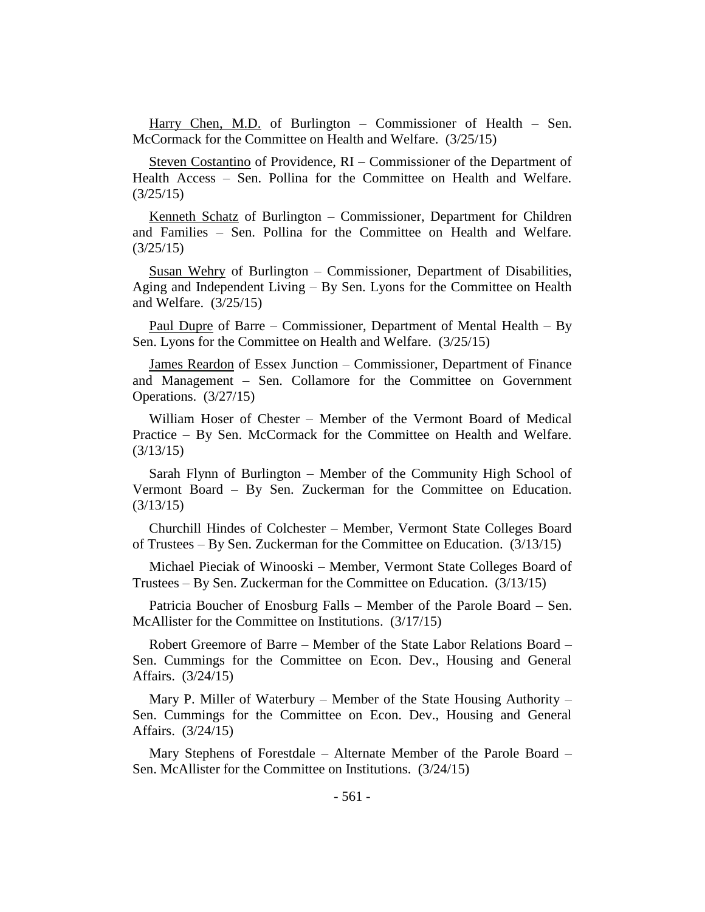<u>Harry Chen, M.D.</u> of Burlington – Commissioner of Health – Sen. McCormack for the Committee on Health and Welfare. (3/25/15)

<u>Steven Costantino</u> of Providence, RI – Commissioner of the Department of Health Access – Sen. Pollina for the Committee on Health and Welfare. (3/25/15)

<u>Kenneth Schatz</u> of Burlington – Commissioner, Department for Children and Families – Sen. Pollina for the Committee on Health and Welfare. (3/25/15)

<u>Susan Wehry</u> of Burlington – Commissioner, Department of Disabilities, Aging and Independent Living – By Sen. Lyons for the Committee on Health and Welfare. (3/25/15)

<u>Paul Dupre</u> of Barre – Commissioner, Department of Mental Health – By Sen. Lyons for the Committee on Health and Welfare. (3/25/15)

<u>James Reardon</u> of Essex Junction – Commissioner, Department of Finance and Management – Sen. Collamore for the Committee on Government Operations. (3/27/15)

William Hoser of Chester – Member of the Vermont Board of Medical Practice – By Sen. McCormack for the Committee on Health and Welfare. (3/13/15)

Sarah Flynn of Burlington – Member of the Community High School of Vermont Board – By Sen. Zuckerman for the Committee on Education. (3/13/15)

Churchill Hindes of Colchester – Member, Vermont State Colleges Board of Trustees – By Sen. Zuckerman for the Committee on Education. (3/13/15)

Michael Pieciak of Winooski – Member, Vermont State Colleges Board of Trustees – By Sen. Zuckerman for the Committee on Education. (3/13/15)

Patricia Boucher of Enosburg Falls – Member of the Parole Board – Sen. McAllister for the Committee on Institutions. (3/17/15)

Robert Greemore of Barre – Member of the State Labor Relations Board – Sen. Cummings for the Committee on Econ. Dev., Housing and General Affairs. (3/24/15)

Mary P. Miller of Waterbury – Member of the State Housing Authority – Sen. Cummings for the Committee on Econ. Dev., Housing and General Affairs. (3/24/15)

Mary Stephens of Forestdale – Alternate Member of the Parole Board – Sen. McAllister for the Committee on Institutions. (3/24/15)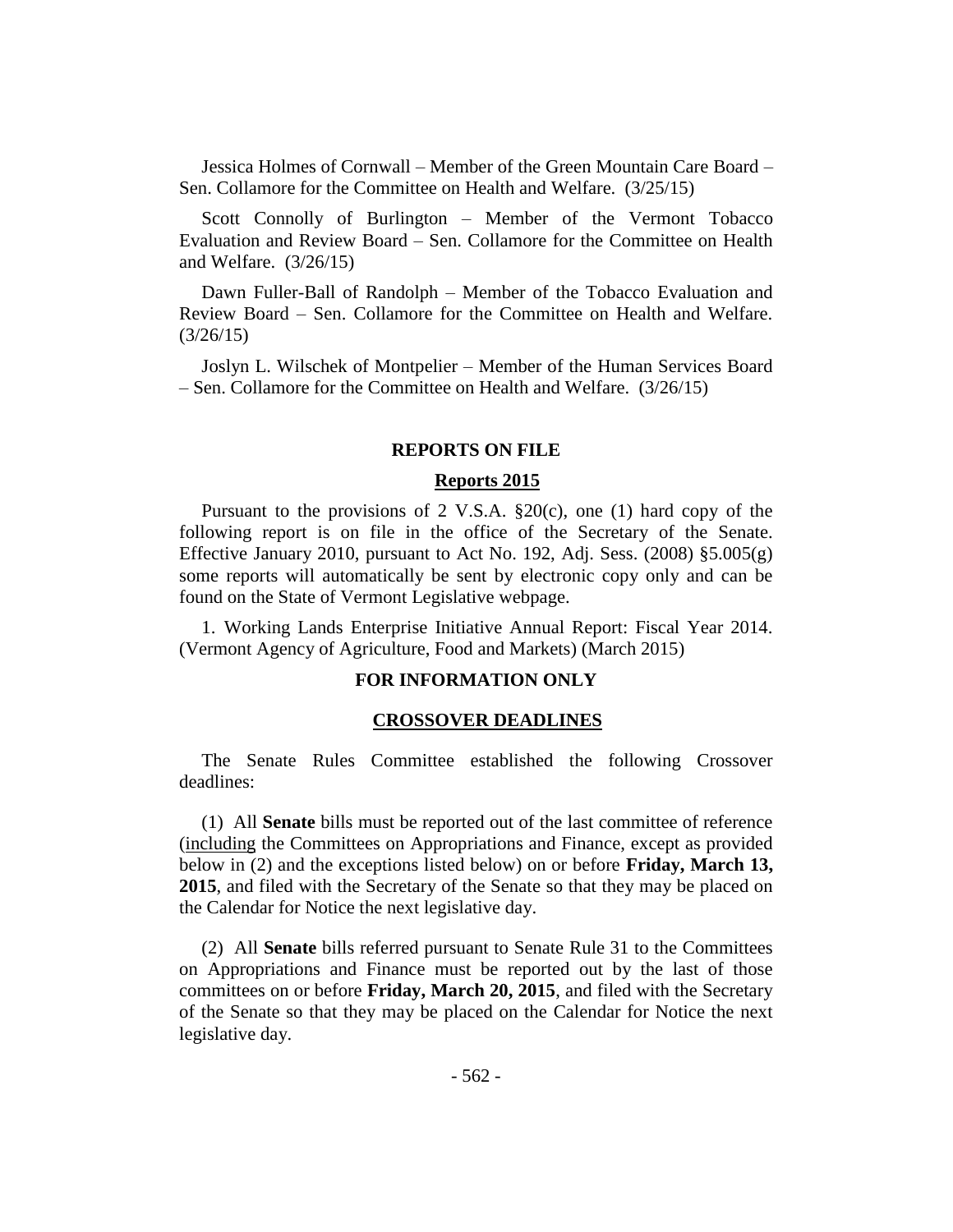Jessica Holmes of Cornwall – Member of the Green Mountain Care Board – Sen. Collamore for the Committee on Health and Welfare. (3/25/15)

Scott Connolly of Burlington – Member of the Vermont Tobacco Evaluation and Review Board – Sen. Collamore for the Committee on Health and Welfare. (3/26/15)

Dawn Fuller-Ball of Randolph – Member of the Tobacco Evaluation and Review Board – Sen. Collamore for the Committee on Health and Welfare. (3/26/15)

Joslyn L. Wilschek of Montpelier – Member of the Human Services Board – Sen. Collamore for the Committee on Health and Welfare. (3/26/15)

## REPORTS ON FILE

### Reports 2015

Pursuant to the provisions of 2 V.S.A. §20(c), one (1) hard copy of the following report is on file in the office of the Secretary of the Senate. Effective January 2010, pursuant to Act No. 192, Adj. Sess. (2008) §5.005(g) some reports will automatically be sent by electronic copy only and can be found on the State of Vermont Legislative webpage.

1. Working Lands Enterprise Initiative Annual Report: Fiscal Year 2014. (Vermont Agency of Agriculture, Food and Markets) (March 2015)

## FOR INFORMATION ONLY

### CROSSOVER DEADLINES

The Senate Rules Committee established the following Crossover deadlines:

(1) All **Senate** bills must be reported out of the last committee of reference (including the Committees on Appropriations and Finance, except as provided below in (2) and the exceptions listed below) on or before **Friday, March 13, 2015**, and filed with the Secretary of the Senate so that they may be placed on the Calendar for Notice the next legislative day.

(2) All **Senate** bills referred pursuant to Senate Rule 31 to the Committees on Appropriations and Finance must be reported out by the last of those committees on or before **Friday, March 20, 2015**, and filed with the Secretary of the Senate so that they may be placed on the Calendar for Notice the next legislative day.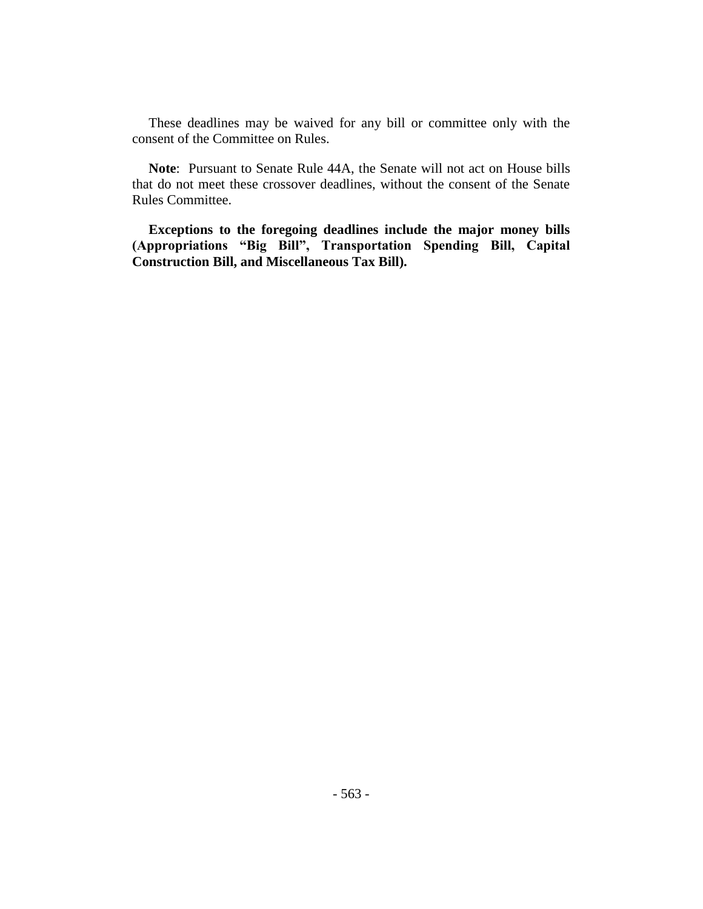These deadlines may be waived for any bill or committee only with the consent of the Committee on Rules.

**Note**: Pursuant to Senate Rule 44A, the Senate will not act on House bills that do not meet these crossover deadlines, without the consent of the Senate Rules Committee.

**Exceptions to the foregoing deadlines include the major money bills (Appropriations "Big Bill", Transportation Spending Bill, Capital Construction Bill, and Miscellaneous Tax Bill).**